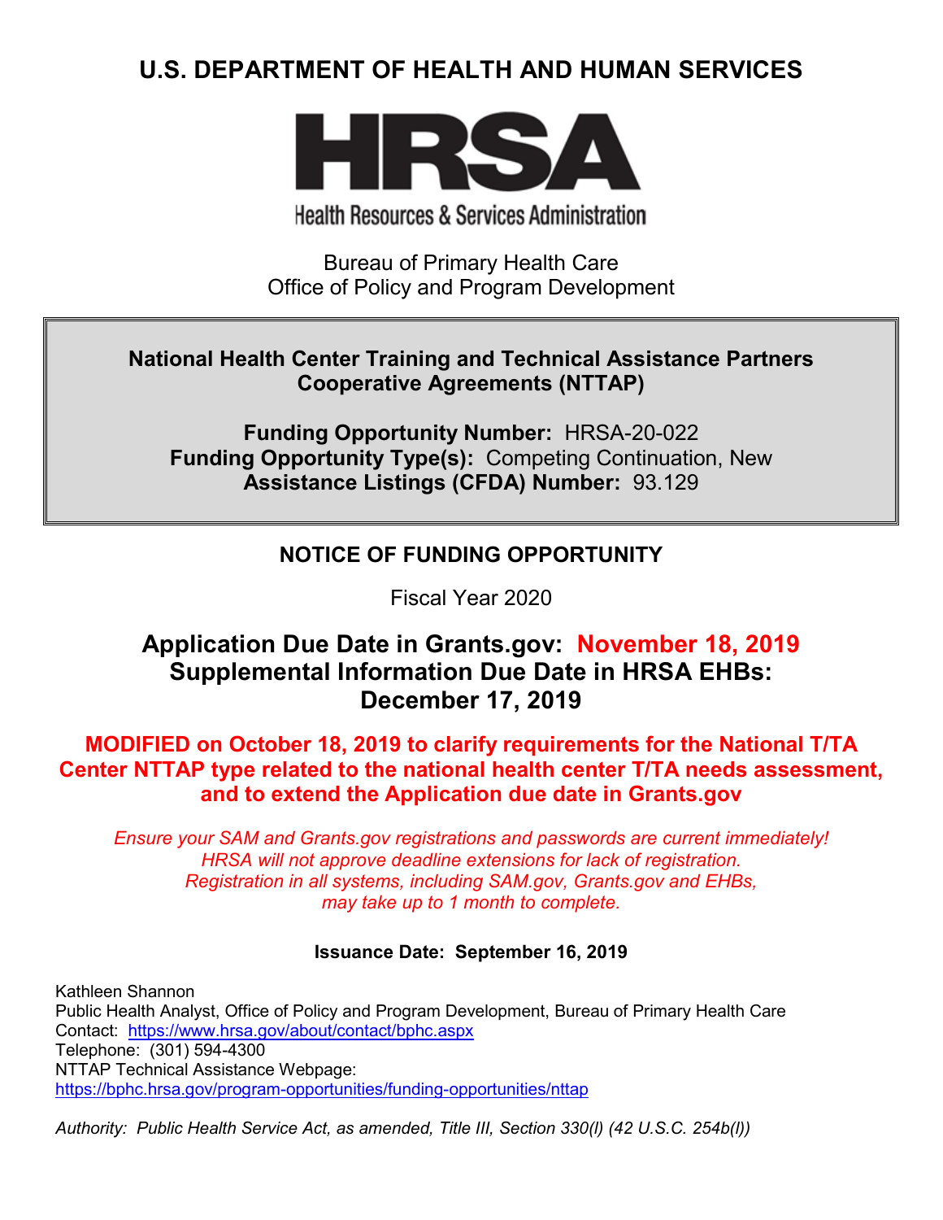# U.S. DEPARTMENT OF HEALTH AND HUMAN SERVICES

**HRSA**

Health Resources & Services Administration

Bureau of Primary Health Care
Office of Policy and Program Development

**National Health Center Training and Technical Assistance Partners Cooperative Agreements (NTTAP)**

**Funding Opportunity Number:** HRSA-20-022
**Funding Opportunity Type(s):** Competing Continuation, New
**Assistance Listings (CFDA) Number:** 93.129

## NOTICE OF FUNDING OPPORTUNITY

Fiscal Year 2020

## Application Due Date in Grants.gov: November 18, 2019
## Supplemental Information Due Date in HRSA EHBs: December 17, 2019

**MODIFIED on October 18, 2019 to clarify requirements for the National T/TA Center NTTAP type related to the national health center T/TA needs assessment, and to extend the Application due date in Grants.gov**

*Ensure your SAM and Grants.gov registrations and passwords are current immediately! HRSA will not approve deadline extensions for lack of registration. Registration in all systems, including SAM.gov, Grants.gov and EHBs, may take up to 1 month to complete.*

**Issuance Date: September 16, 2019**

Kathleen Shannon
Public Health Analyst, Office of Policy and Program Development, Bureau of Primary Health Care
Contact: https://www.hrsa.gov/about/contact/bphc.aspx
Telephone: (301) 594-4300
NTTAP Technical Assistance Webpage:
https://bphc.hrsa.gov/program-opportunities/funding-opportunities/nttap

*Authority: Public Health Service Act, as amended, Title III, Section 330(l) (42 U.S.C. 254b(l))*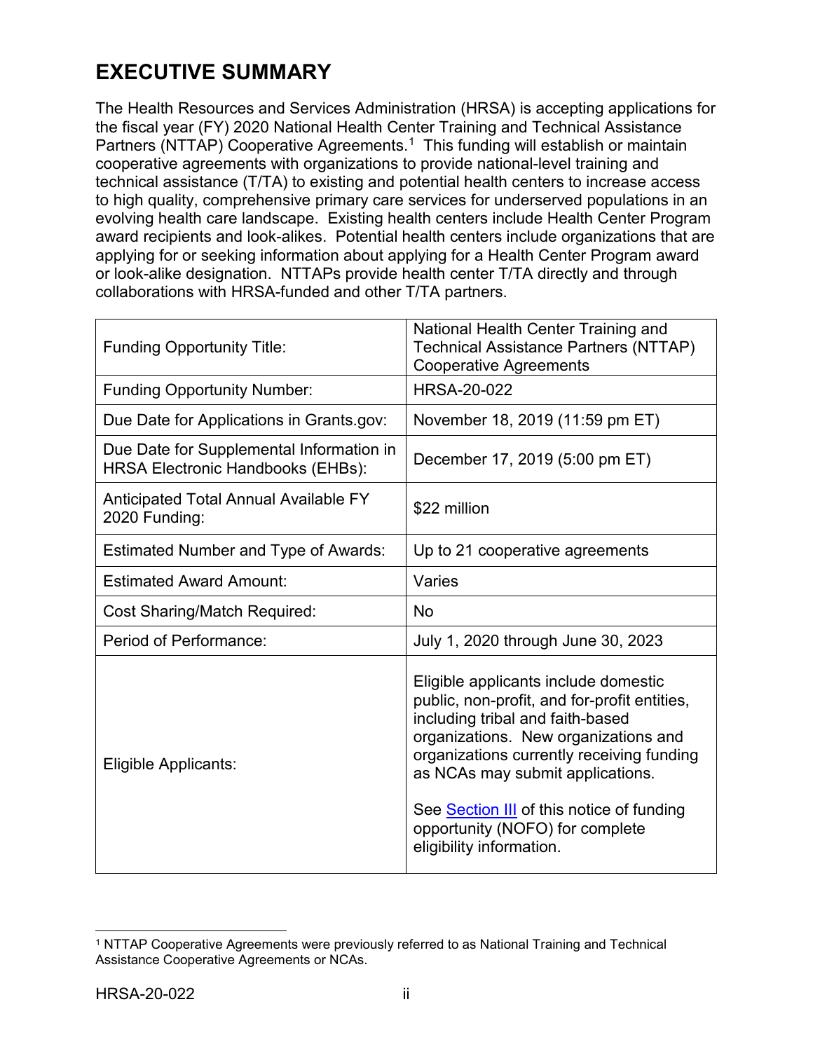# EXECUTIVE SUMMARY

The Health Resources and Services Administration (HRSA) is accepting applications for the fiscal year (FY) 2020 National Health Center Training and Technical Assistance Partners (NTTAP) Cooperative Agreements.[1] This funding will establish or maintain cooperative agreements with organizations to provide national-level training and technical assistance (T/TA) to existing and potential health centers to increase access to high quality, comprehensive primary care services for underserved populations in an evolving health care landscape. Existing health centers include Health Center Program award recipients and look-alikes. Potential health centers include organizations that are applying for or seeking information about applying for a Health Center Program award or look-alike designation. NTTAPs provide health center T/TA directly and through collaborations with HRSA-funded and other T/TA partners.

| | |
|---|---|
| Funding Opportunity Title: | National Health Center Training and Technical Assistance Partners (NTTAP) Cooperative Agreements |
| Funding Opportunity Number: | HRSA-20-022 |
| Due Date for Applications in Grants.gov: | November 18, 2019 (11:59 pm ET) |
| Due Date for Supplemental Information in HRSA Electronic Handbooks (EHBs): | December 17, 2019 (5:00 pm ET) |
| Anticipated Total Annual Available FY 2020 Funding: | $22 million |
| Estimated Number and Type of Awards: | Up to 21 cooperative agreements |
| Estimated Award Amount: | Varies |
| Cost Sharing/Match Required: | No |
| Period of Performance: | July 1, 2020 through June 30, 2023 |
| Eligible Applicants: | Eligible applicants include domestic public, non-profit, and for-profit entities, including tribal and faith-based organizations. New organizations and organizations currently receiving funding as NCAs may submit applications.<br><br>See Section III of this notice of funding opportunity (NOFO) for complete eligibility information. |

[1] NTTAP Cooperative Agreements were previously referred to as National Training and Technical Assistance Cooperative Agreements or NCAs.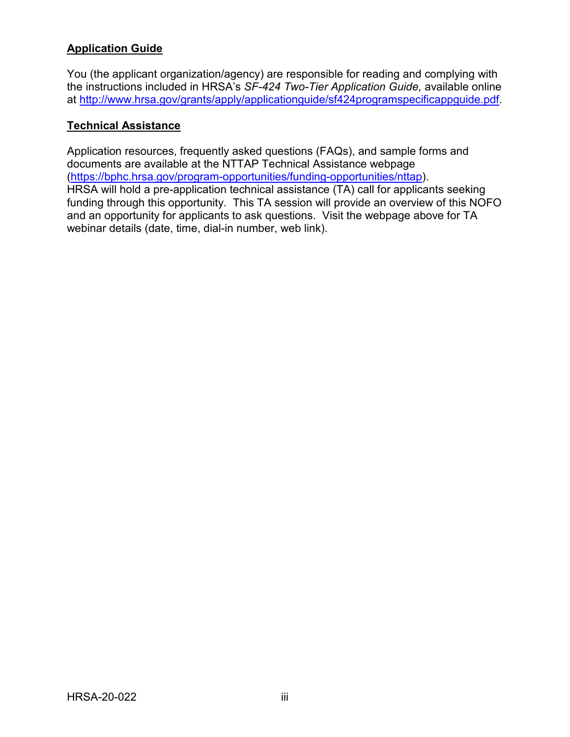## Application Guide

You (the applicant organization/agency) are responsible for reading and complying with the instructions included in HRSA's *SF-424 Two-Tier Application Guide,* available online at [http://www.hrsa.gov/grants/apply/applicationguide/sf424programspecificappguide.pdf](http://www.hrsa.gov/grants/apply/applicationguide/sf424programspecificappguide.pdf).

## Technical Assistance

Application resources, frequently asked questions (FAQs), and sample forms and documents are available at the NTTAP Technical Assistance webpage ([https://bphc.hrsa.gov/program-opportunities/funding-opportunities/nttap](https://bphc.hrsa.gov/program-opportunities/funding-opportunities/nttap)).
HRSA will hold a pre-application technical assistance (TA) call for applicants seeking funding through this opportunity. This TA session will provide an overview of this NOFO and an opportunity for applicants to ask questions. Visit the webpage above for TA webinar details (date, time, dial-in number, web link).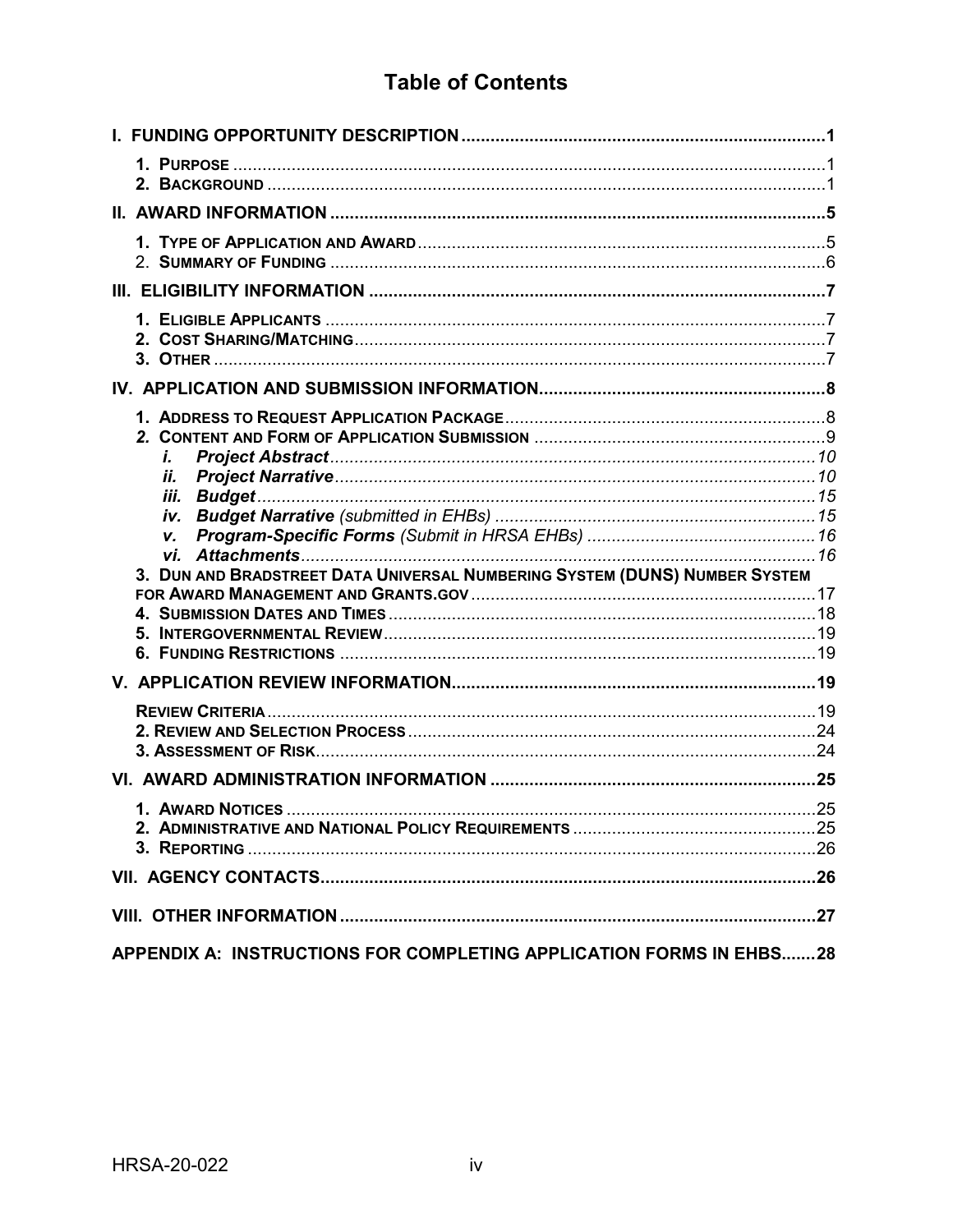# Table of Contents

**I. FUNDING OPPORTUNITY DESCRIPTION .......... 1**

- **1. PURPOSE** .......... 1
- **2. BACKGROUND** .......... 1

**II. AWARD INFORMATION .......... 5**

- **1. TYPE OF APPLICATION AND AWARD** .......... 5
- 2. **SUMMARY OF FUNDING** .......... 6

**III. ELIGIBILITY INFORMATION .......... 7**

- **1. ELIGIBLE APPLICANTS** .......... 7
- **2. COST SHARING/MATCHING** .......... 7
- **3. OTHER** .......... 7

**IV. APPLICATION AND SUBMISSION INFORMATION .......... 8**

- **1. ADDRESS TO REQUEST APPLICATION PACKAGE** .......... 8
- ***2.* CONTENT AND FORM OF APPLICATION SUBMISSION** .......... 9
  - ***i. Project Abstract*** .......... *10*
  - ***ii. Project Narrative*** .......... *10*
  - ***iii. Budget*** .......... *15*
  - ***iv. Budget Narrative*** *(submitted in EHBs)* .......... *15*
  - ***v. Program-Specific Forms*** *(Submit in HRSA EHBs)* .......... *16*
  - ***vi. Attachments*** .......... *16*
- **3. DUN AND BRADSTREET DATA UNIVERSAL NUMBERING SYSTEM (DUNS) NUMBER SYSTEM FOR AWARD MANAGEMENT AND GRANTS.GOV** .......... 17
- **4. SUBMISSION DATES AND TIMES** .......... 18
- **5. INTERGOVERNMENTAL REVIEW** .......... 19
- **6. FUNDING RESTRICTIONS** .......... 19

**V. APPLICATION REVIEW INFORMATION .......... 19**

- **REVIEW CRITERIA** .......... 19
- **2. REVIEW AND SELECTION PROCESS** .......... 24
- **3. ASSESSMENT OF RISK** .......... 24

**VI. AWARD ADMINISTRATION INFORMATION .......... 25**

- **1. AWARD NOTICES** .......... 25
- **2. ADMINISTRATIVE AND NATIONAL POLICY REQUIREMENTS** .......... 25
- **3. REPORTING** .......... 26

**VII. AGENCY CONTACTS .......... 26**

**VIII. OTHER INFORMATION .......... 27**

**APPENDIX A: INSTRUCTIONS FOR COMPLETING APPLICATION FORMS IN EHBS .......... 28**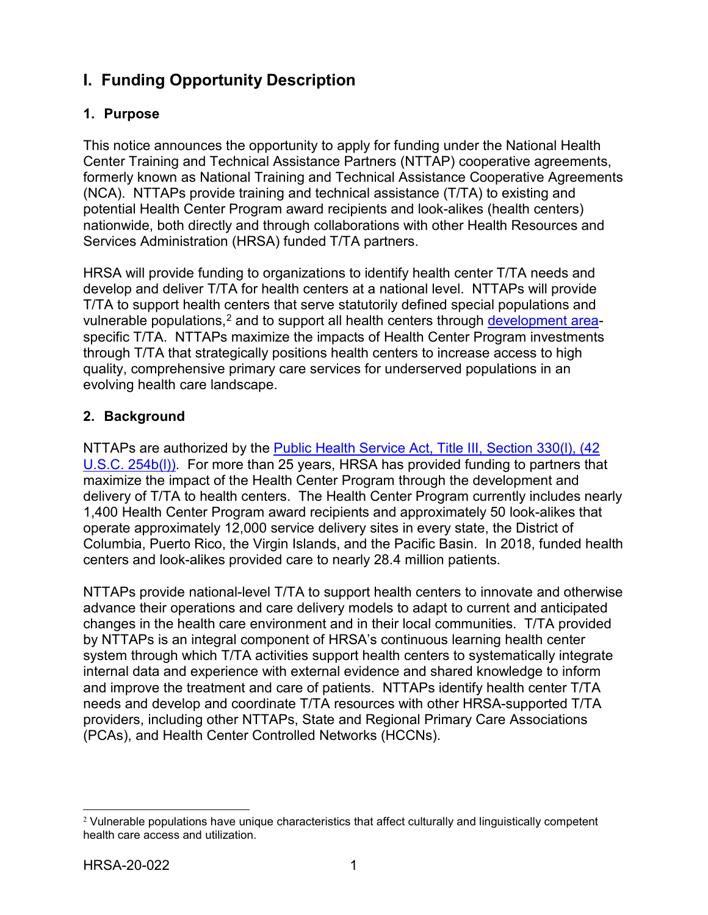# I. Funding Opportunity Description

## 1. Purpose

This notice announces the opportunity to apply for funding under the National Health Center Training and Technical Assistance Partners (NTTAP) cooperative agreements, formerly known as National Training and Technical Assistance Cooperative Agreements (NCA). NTTAPs provide training and technical assistance (T/TA) to existing and potential Health Center Program award recipients and look-alikes (health centers) nationwide, both directly and through collaborations with other Health Resources and Services Administration (HRSA) funded T/TA partners.

HRSA will provide funding to organizations to identify health center T/TA needs and develop and deliver T/TA for health centers at a national level. NTTAPs will provide T/TA to support health centers that serve statutorily defined special populations and vulnerable populations,[2] and to support all health centers through development area-specific T/TA. NTTAPs maximize the impacts of Health Center Program investments through T/TA that strategically positions health centers to increase access to high quality, comprehensive primary care services for underserved populations in an evolving health care landscape.

## 2. Background

NTTAPs are authorized by the Public Health Service Act, Title III, Section 330(l), (42 U.S.C. 254b(l)). For more than 25 years, HRSA has provided funding to partners that maximize the impact of the Health Center Program through the development and delivery of T/TA to health centers. The Health Center Program currently includes nearly 1,400 Health Center Program award recipients and approximately 50 look-alikes that operate approximately 12,000 service delivery sites in every state, the District of Columbia, Puerto Rico, the Virgin Islands, and the Pacific Basin. In 2018, funded health centers and look-alikes provided care to nearly 28.4 million patients.

NTTAPs provide national-level T/TA to support health centers to innovate and otherwise advance their operations and care delivery models to adapt to current and anticipated changes in the health care environment and in their local communities. T/TA provided by NTTAPs is an integral component of HRSA's continuous learning health center system through which T/TA activities support health centers to systematically integrate internal data and experience with external evidence and shared knowledge to inform and improve the treatment and care of patients. NTTAPs identify health center T/TA needs and develop and coordinate T/TA resources with other HRSA-supported T/TA providers, including other NTTAPs, State and Regional Primary Care Associations (PCAs), and Health Center Controlled Networks (HCCNs).

---

[2] Vulnerable populations have unique characteristics that affect culturally and linguistically competent health care access and utilization.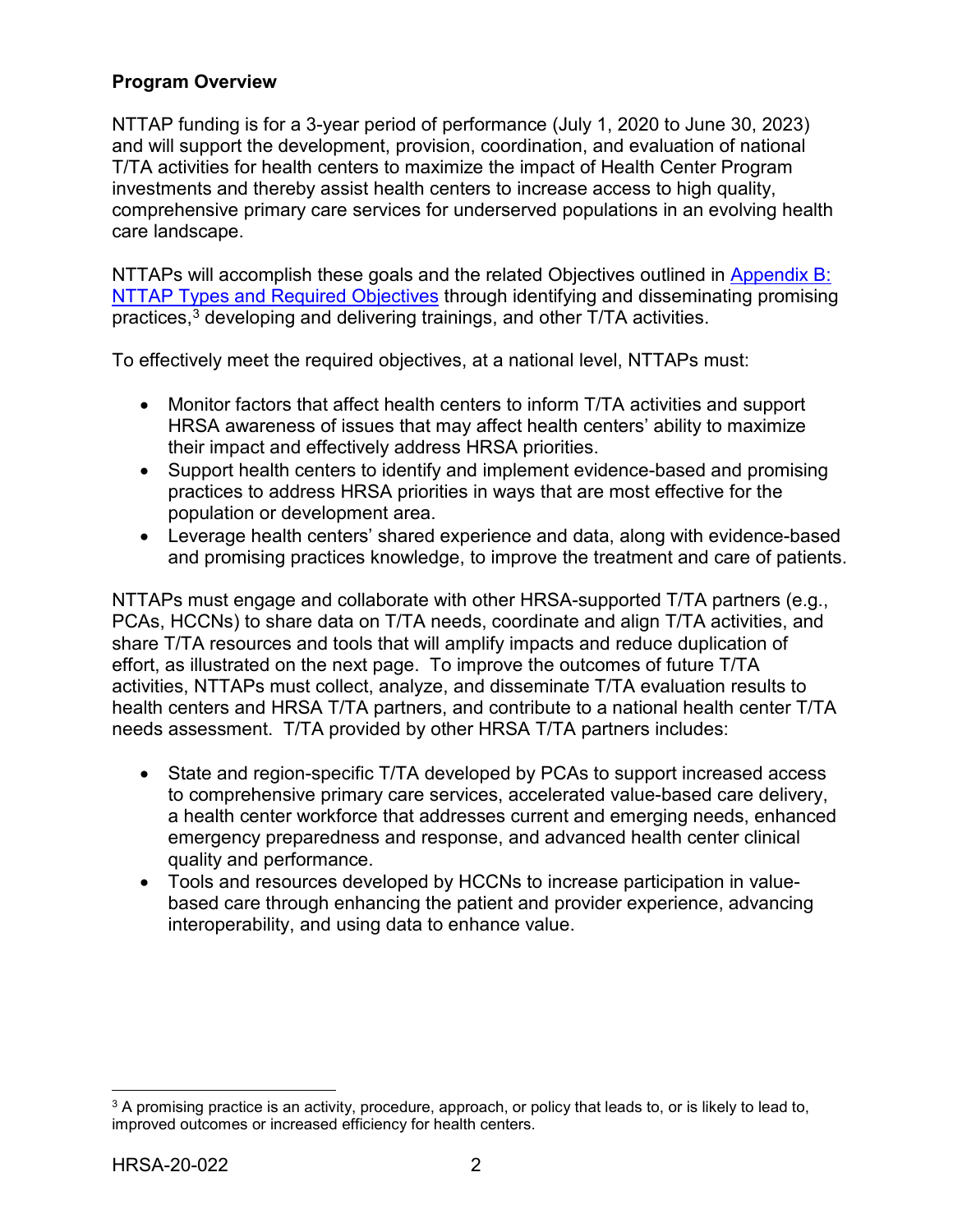### Program Overview

NTTAP funding is for a 3-year period of performance (July 1, 2020 to June 30, 2023) and will support the development, provision, coordination, and evaluation of national T/TA activities for health centers to maximize the impact of Health Center Program investments and thereby assist health centers to increase access to high quality, comprehensive primary care services for underserved populations in an evolving health care landscape.

NTTAPs will accomplish these goals and the related Objectives outlined in Appendix B: NTTAP Types and Required Objectives through identifying and disseminating promising practices,[3] developing and delivering trainings, and other T/TA activities.

To effectively meet the required objectives, at a national level, NTTAPs must:

- Monitor factors that affect health centers to inform T/TA activities and support HRSA awareness of issues that may affect health centers' ability to maximize their impact and effectively address HRSA priorities.
- Support health centers to identify and implement evidence-based and promising practices to address HRSA priorities in ways that are most effective for the population or development area.
- Leverage health centers' shared experience and data, along with evidence-based and promising practices knowledge, to improve the treatment and care of patients.

NTTAPs must engage and collaborate with other HRSA-supported T/TA partners (e.g., PCAs, HCCNs) to share data on T/TA needs, coordinate and align T/TA activities, and share T/TA resources and tools that will amplify impacts and reduce duplication of effort, as illustrated on the next page. To improve the outcomes of future T/TA activities, NTTAPs must collect, analyze, and disseminate T/TA evaluation results to health centers and HRSA T/TA partners, and contribute to a national health center T/TA needs assessment. T/TA provided by other HRSA T/TA partners includes:

- State and region-specific T/TA developed by PCAs to support increased access to comprehensive primary care services, accelerated value-based care delivery, a health center workforce that addresses current and emerging needs, enhanced emergency preparedness and response, and advanced health center clinical quality and performance.
- Tools and resources developed by HCCNs to increase participation in value-based care through enhancing the patient and provider experience, advancing interoperability, and using data to enhance value.

[3] A promising practice is an activity, procedure, approach, or policy that leads to, or is likely to lead to, improved outcomes or increased efficiency for health centers.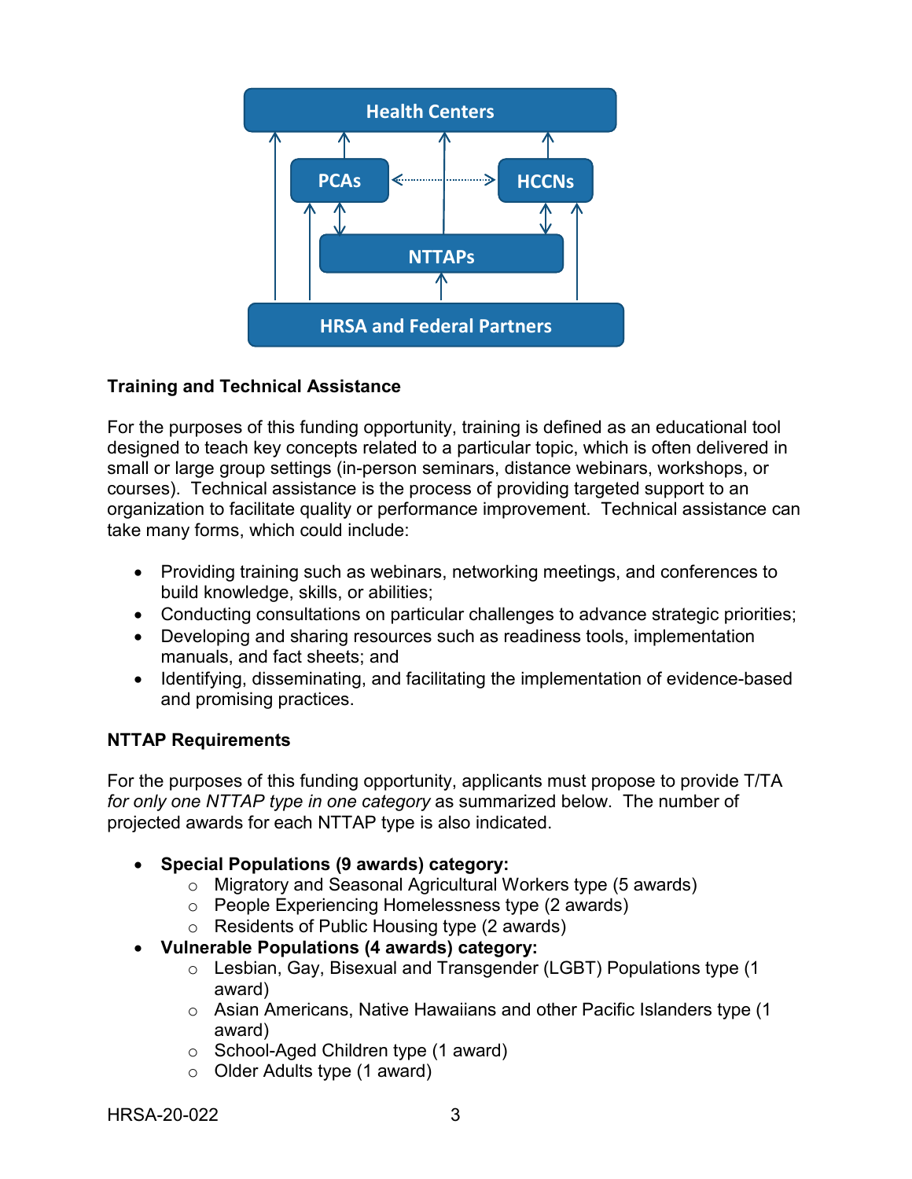Health Centers

PCAs

HCCNs

NTTAPs

HRSA and Federal Partners

**Training and Technical Assistance**

For the purposes of this funding opportunity, training is defined as an educational tool designed to teach key concepts related to a particular topic, which is often delivered in small or large group settings (in-person seminars, distance webinars, workshops, or courses). Technical assistance is the process of providing targeted support to an organization to facilitate quality or performance improvement. Technical assistance can take many forms, which could include:

- Providing training such as webinars, networking meetings, and conferences to build knowledge, skills, or abilities;
- Conducting consultations on particular challenges to advance strategic priorities;
- Developing and sharing resources such as readiness tools, implementation manuals, and fact sheets; and
- Identifying, disseminating, and facilitating the implementation of evidence-based and promising practices.

**NTTAP Requirements**

For the purposes of this funding opportunity, applicants must propose to provide T/TA *for only one NTTAP type in one category* as summarized below. The number of projected awards for each NTTAP type is also indicated.

- **Special Populations (9 awards) category:**
  - Migratory and Seasonal Agricultural Workers type (5 awards)
  - People Experiencing Homelessness type (2 awards)
  - Residents of Public Housing type (2 awards)
- **Vulnerable Populations (4 awards) category:**
  - Lesbian, Gay, Bisexual and Transgender (LGBT) Populations type (1 award)
  - Asian Americans, Native Hawaiians and other Pacific Islanders type (1 award)
  - School-Aged Children type (1 award)
  - Older Adults type (1 award)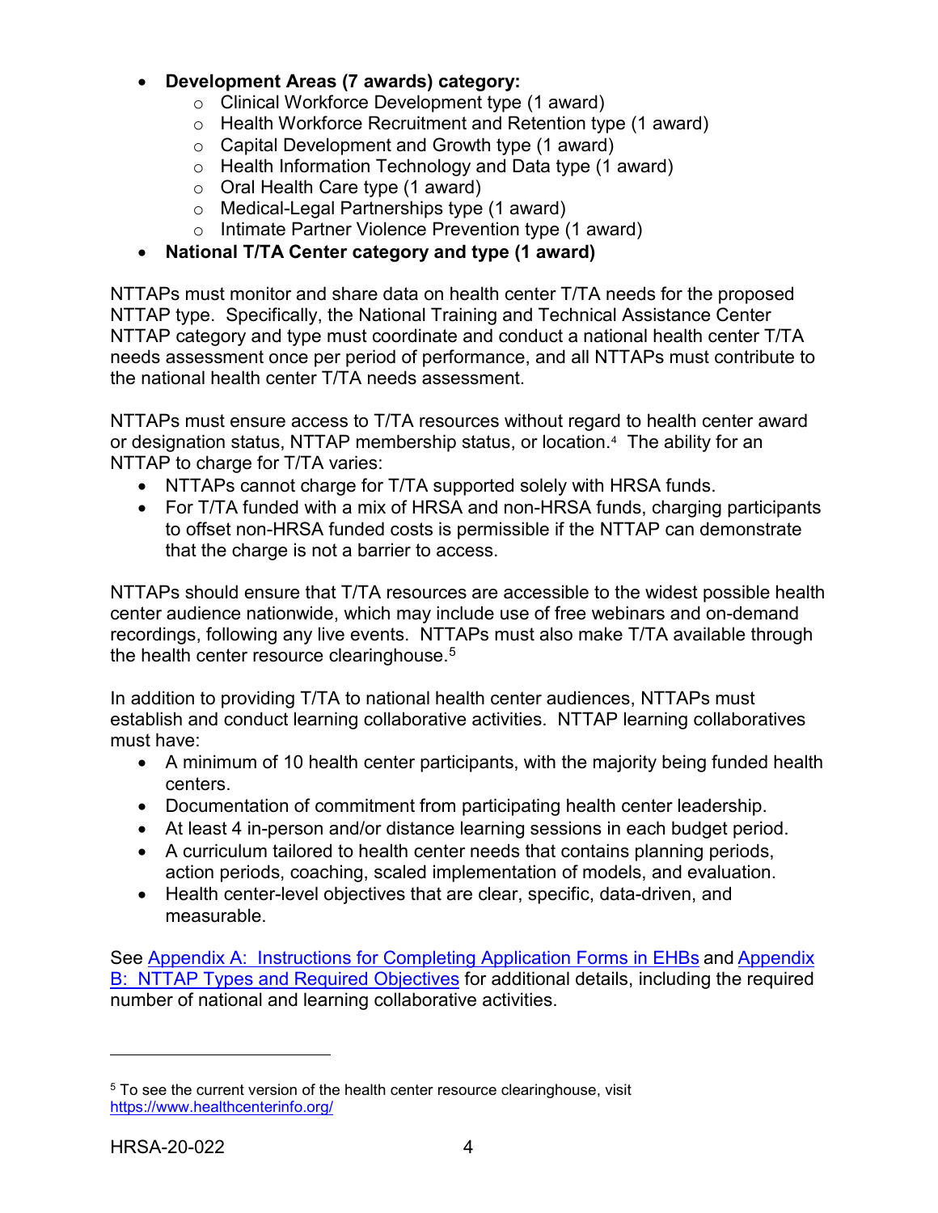- **Development Areas (7 awards) category:**
  - Clinical Workforce Development type (1 award)
  - Health Workforce Recruitment and Retention type (1 award)
  - Capital Development and Growth type (1 award)
  - Health Information Technology and Data type (1 award)
  - Oral Health Care type (1 award)
  - Medical-Legal Partnerships type (1 award)
  - Intimate Partner Violence Prevention type (1 award)
- **National T/TA Center category and type (1 award)**

NTTAPs must monitor and share data on health center T/TA needs for the proposed NTTAP type. Specifically, the National Training and Technical Assistance Center NTTAP category and type must coordinate and conduct a national health center T/TA needs assessment once per period of performance, and all NTTAPs must contribute to the national health center T/TA needs assessment.

NTTAPs must ensure access to T/TA resources without regard to health center award or designation status, NTTAP membership status, or location.[4] The ability for an NTTAP to charge for T/TA varies:

- NTTAPs cannot charge for T/TA supported solely with HRSA funds.
- For T/TA funded with a mix of HRSA and non-HRSA funds, charging participants to offset non-HRSA funded costs is permissible if the NTTAP can demonstrate that the charge is not a barrier to access.

NTTAPs should ensure that T/TA resources are accessible to the widest possible health center audience nationwide, which may include use of free webinars and on-demand recordings, following any live events. NTTAPs must also make T/TA available through the health center resource clearinghouse.[5]

In addition to providing T/TA to national health center audiences, NTTAPs must establish and conduct learning collaborative activities. NTTAP learning collaboratives must have:

- A minimum of 10 health center participants, with the majority being funded health centers.
- Documentation of commitment from participating health center leadership.
- At least 4 in-person and/or distance learning sessions in each budget period.
- A curriculum tailored to health center needs that contains planning periods, action periods, coaching, scaled implementation of models, and evaluation.
- Health center-level objectives that are clear, specific, data-driven, and measurable.

See [Appendix A: Instructions for Completing Application Forms in EHBs] and [Appendix B: NTTAP Types and Required Objectives] for additional details, including the required number of national and learning collaborative activities.

---

[5] To see the current version of the health center resource clearinghouse, visit https://www.healthcenterinfo.org/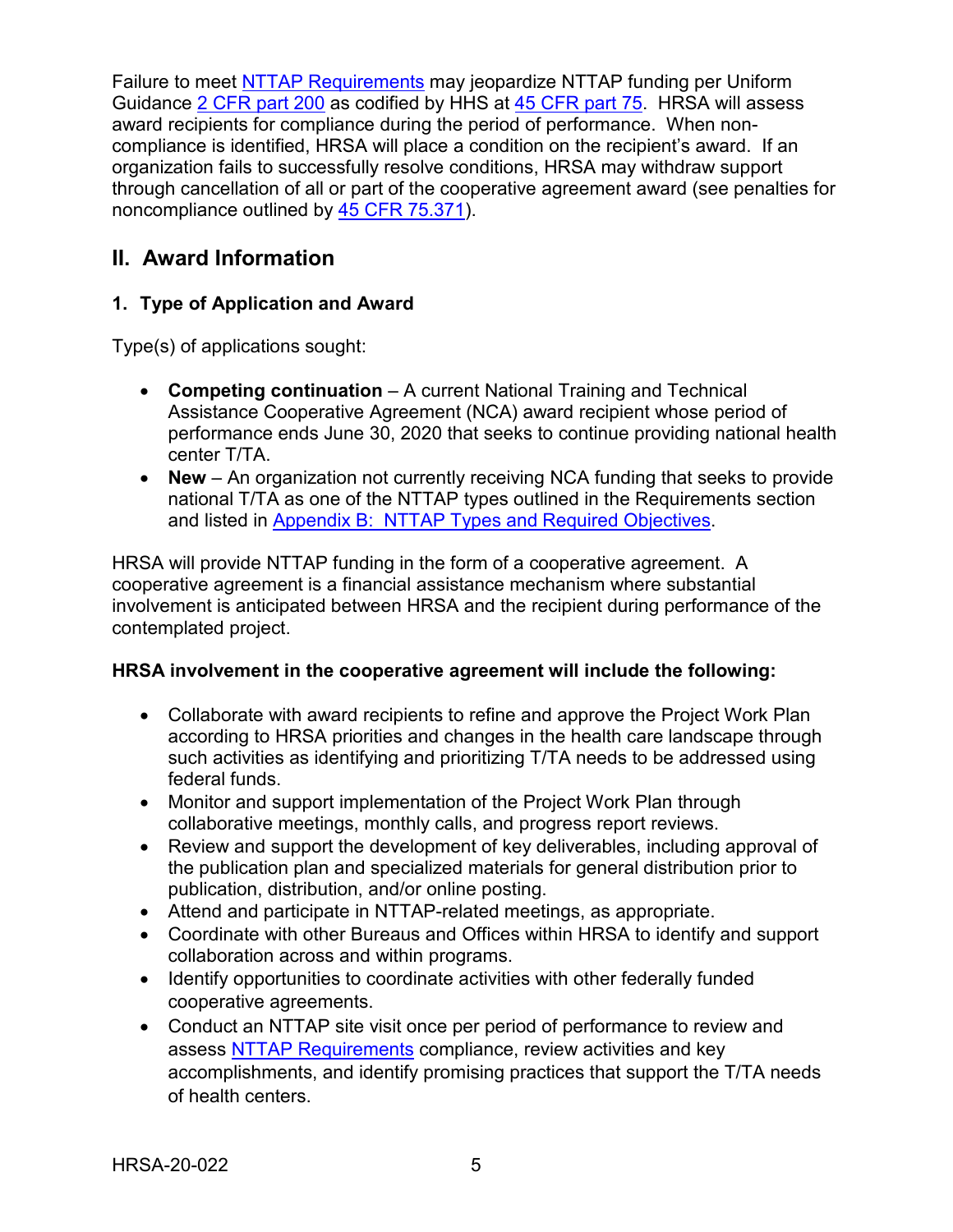Failure to meet NTTAP Requirements may jeopardize NTTAP funding per Uniform Guidance 2 CFR part 200 as codified by HHS at 45 CFR part 75. HRSA will assess award recipients for compliance during the period of performance. When non-compliance is identified, HRSA will place a condition on the recipient's award. If an organization fails to successfully resolve conditions, HRSA may withdraw support through cancellation of all or part of the cooperative agreement award (see penalties for noncompliance outlined by 45 CFR 75.371).

## II. Award Information

### 1. Type of Application and Award

Type(s) of applications sought:

- **Competing continuation** – A current National Training and Technical Assistance Cooperative Agreement (NCA) award recipient whose period of performance ends June 30, 2020 that seeks to continue providing national health center T/TA.
- **New** – An organization not currently receiving NCA funding that seeks to provide national T/TA as one of the NTTAP types outlined in the Requirements section and listed in Appendix B: NTTAP Types and Required Objectives.

HRSA will provide NTTAP funding in the form of a cooperative agreement. A cooperative agreement is a financial assistance mechanism where substantial involvement is anticipated between HRSA and the recipient during performance of the contemplated project.

**HRSA involvement in the cooperative agreement will include the following:**

- Collaborate with award recipients to refine and approve the Project Work Plan according to HRSA priorities and changes in the health care landscape through such activities as identifying and prioritizing T/TA needs to be addressed using federal funds.
- Monitor and support implementation of the Project Work Plan through collaborative meetings, monthly calls, and progress report reviews.
- Review and support the development of key deliverables, including approval of the publication plan and specialized materials for general distribution prior to publication, distribution, and/or online posting.
- Attend and participate in NTTAP-related meetings, as appropriate.
- Coordinate with other Bureaus and Offices within HRSA to identify and support collaboration across and within programs.
- Identify opportunities to coordinate activities with other federally funded cooperative agreements.
- Conduct an NTTAP site visit once per period of performance to review and assess NTTAP Requirements compliance, review activities and key accomplishments, and identify promising practices that support the T/TA needs of health centers.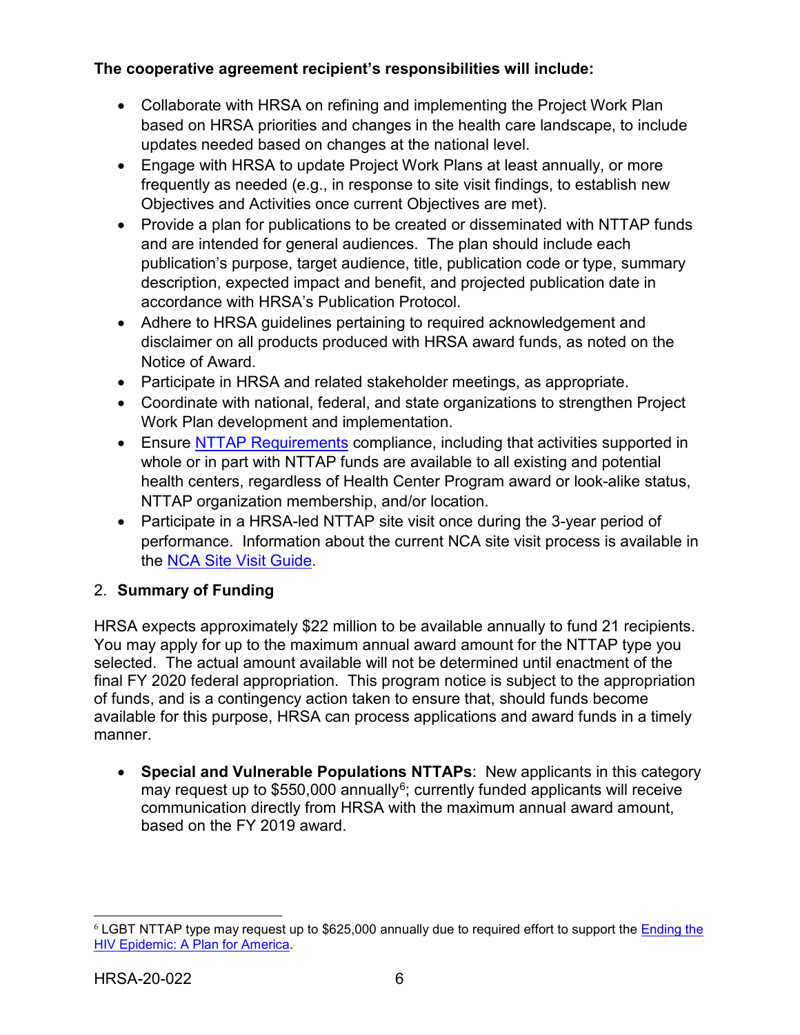**The cooperative agreement recipient's responsibilities will include:**

- Collaborate with HRSA on refining and implementing the Project Work Plan based on HRSA priorities and changes in the health care landscape, to include updates needed based on changes at the national level.
- Engage with HRSA to update Project Work Plans at least annually, or more frequently as needed (e.g., in response to site visit findings, to establish new Objectives and Activities once current Objectives are met).
- Provide a plan for publications to be created or disseminated with NTTAP funds and are intended for general audiences. The plan should include each publication's purpose, target audience, title, publication code or type, summary description, expected impact and benefit, and projected publication date in accordance with HRSA's Publication Protocol.
- Adhere to HRSA guidelines pertaining to required acknowledgement and disclaimer on all products produced with HRSA award funds, as noted on the Notice of Award.
- Participate in HRSA and related stakeholder meetings, as appropriate.
- Coordinate with national, federal, and state organizations to strengthen Project Work Plan development and implementation.
- Ensure NTTAP Requirements compliance, including that activities supported in whole or in part with NTTAP funds are available to all existing and potential health centers, regardless of Health Center Program award or look-alike status, NTTAP organization membership, and/or location.
- Participate in a HRSA-led NTTAP site visit once during the 3-year period of performance. Information about the current NCA site visit process is available in the NCA Site Visit Guide.

2. **Summary of Funding**

HRSA expects approximately $22 million to be available annually to fund 21 recipients. You may apply for up to the maximum annual award amount for the NTTAP type you selected. The actual amount available will not be determined until enactment of the final FY 2020 federal appropriation. This program notice is subject to the appropriation of funds, and is a contingency action taken to ensure that, should funds become available for this purpose, HRSA can process applications and award funds in a timely manner.

- **Special and Vulnerable Populations NTTAPs**: New applicants in this category may request up to $550,000 annually[6]; currently funded applicants will receive communication directly from HRSA with the maximum annual award amount, based on the FY 2019 award.

---

[6] LGBT NTTAP type may request up to $625,000 annually due to required effort to support the Ending the HIV Epidemic: A Plan for America.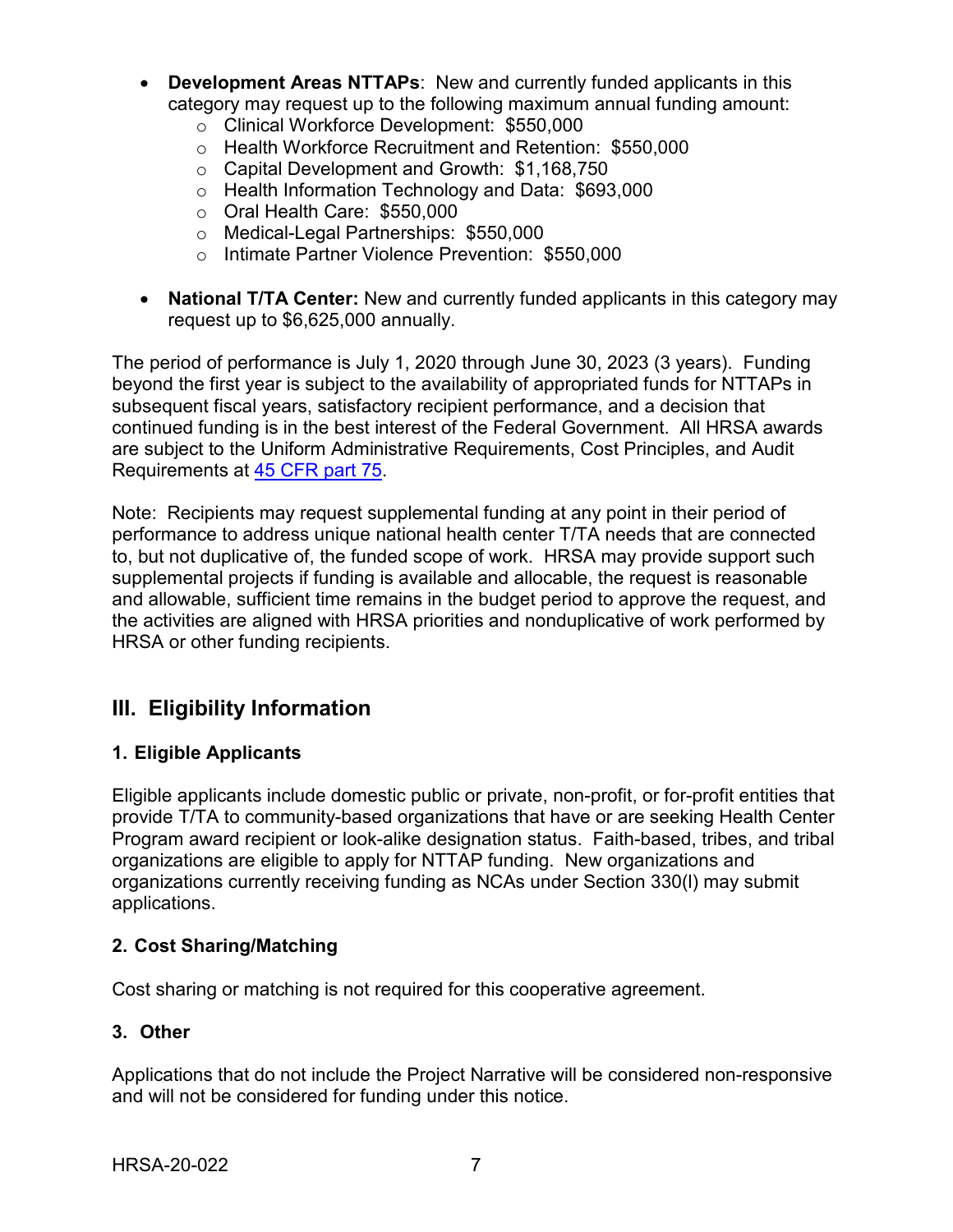- **Development Areas NTTAPs**: New and currently funded applicants in this category may request up to the following maximum annual funding amount:
    - Clinical Workforce Development: $550,000
    - Health Workforce Recruitment and Retention: $550,000
    - Capital Development and Growth: $1,168,750
    - Health Information Technology and Data: $693,000
    - Oral Health Care: $550,000
    - Medical-Legal Partnerships: $550,000
    - Intimate Partner Violence Prevention: $550,000
- **National T/TA Center:** New and currently funded applicants in this category may request up to $6,625,000 annually.

The period of performance is July 1, 2020 through June 30, 2023 (3 years). Funding beyond the first year is subject to the availability of appropriated funds for NTTAPs in subsequent fiscal years, satisfactory recipient performance, and a decision that continued funding is in the best interest of the Federal Government. All HRSA awards are subject to the Uniform Administrative Requirements, Cost Principles, and Audit Requirements at 45 CFR part 75.

Note: Recipients may request supplemental funding at any point in their period of performance to address unique national health center T/TA needs that are connected to, but not duplicative of, the funded scope of work. HRSA may provide support such supplemental projects if funding is available and allocable, the request is reasonable and allowable, sufficient time remains in the budget period to approve the request, and the activities are aligned with HRSA priorities and nonduplicative of work performed by HRSA or other funding recipients.

## III. Eligibility Information

### 1. Eligible Applicants

Eligible applicants include domestic public or private, non-profit, or for-profit entities that provide T/TA to community-based organizations that have or are seeking Health Center Program award recipient or look-alike designation status. Faith-based, tribes, and tribal organizations are eligible to apply for NTTAP funding. New organizations and organizations currently receiving funding as NCAs under Section 330(l) may submit applications.

### 2. Cost Sharing/Matching

Cost sharing or matching is not required for this cooperative agreement.

### 3. Other

Applications that do not include the Project Narrative will be considered non-responsive and will not be considered for funding under this notice.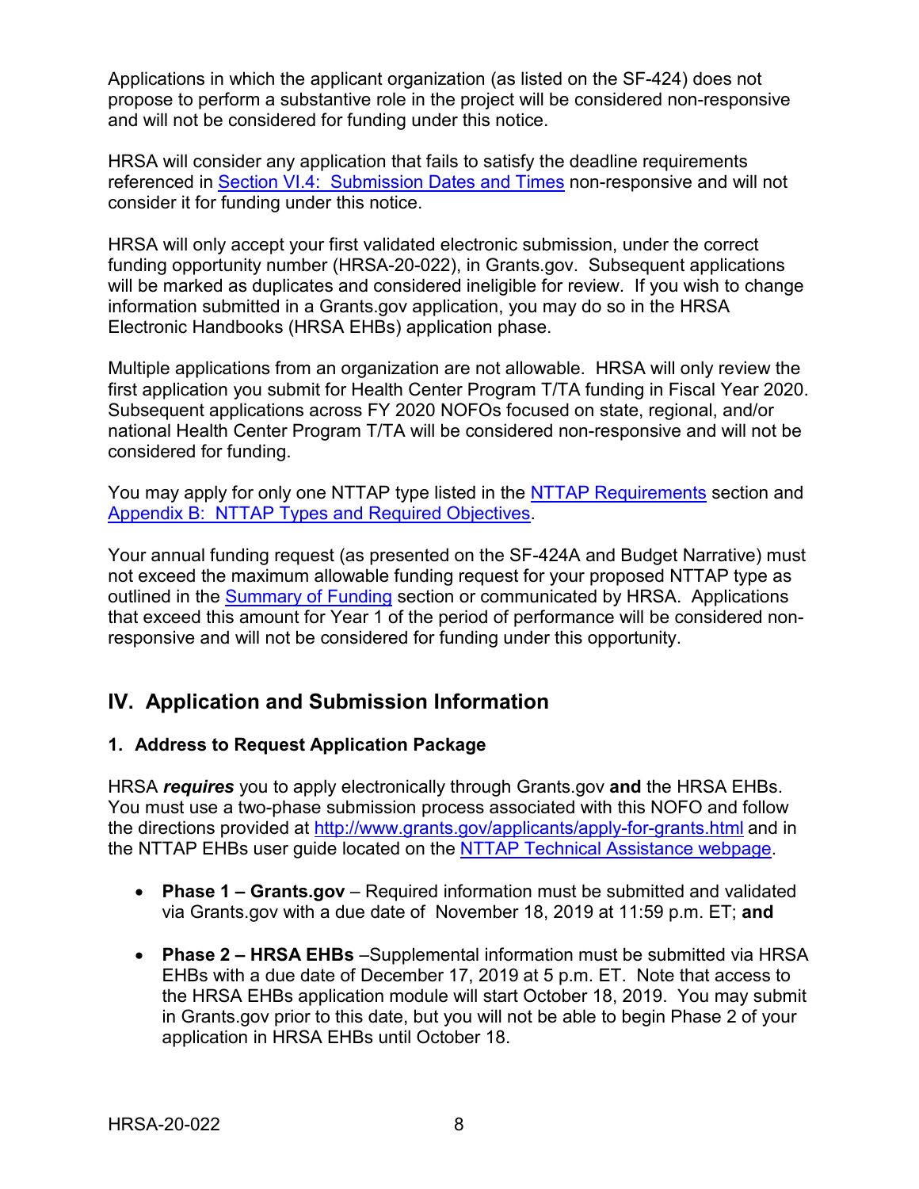Applications in which the applicant organization (as listed on the SF-424) does not propose to perform a substantive role in the project will be considered non-responsive and will not be considered for funding under this notice.

HRSA will consider any application that fails to satisfy the deadline requirements referenced in [Section VI.4: Submission Dates and Times](#) non-responsive and will not consider it for funding under this notice.

HRSA will only accept your first validated electronic submission, under the correct funding opportunity number (HRSA-20-022), in Grants.gov. Subsequent applications will be marked as duplicates and considered ineligible for review. If you wish to change information submitted in a Grants.gov application, you may do so in the HRSA Electronic Handbooks (HRSA EHBs) application phase.

Multiple applications from an organization are not allowable. HRSA will only review the first application you submit for Health Center Program T/TA funding in Fiscal Year 2020. Subsequent applications across FY 2020 NOFOs focused on state, regional, and/or national Health Center Program T/TA will be considered non-responsive and will not be considered for funding.

You may apply for only one NTTAP type listed in the [NTTAP Requirements](#) section and [Appendix B: NTTAP Types and Required Objectives](#).

Your annual funding request (as presented on the SF-424A and Budget Narrative) must not exceed the maximum allowable funding request for your proposed NTTAP type as outlined in the [Summary of Funding](#) section or communicated by HRSA. Applications that exceed this amount for Year 1 of the period of performance will be considered non-responsive and will not be considered for funding under this opportunity.

## IV. Application and Submission Information

### 1. Address to Request Application Package

HRSA ***requires*** you to apply electronically through Grants.gov **and** the HRSA EHBs. You must use a two-phase submission process associated with this NOFO and follow the directions provided at [http://www.grants.gov/applicants/apply-for-grants.html](http://www.grants.gov/applicants/apply-for-grants.html) and in the NTTAP EHBs user guide located on the [NTTAP Technical Assistance webpage](#).

- **Phase 1 – Grants.gov** – Required information must be submitted and validated via Grants.gov with a due date of November 18, 2019 at 11:59 p.m. ET; **and**
- **Phase 2 – HRSA EHBs** –Supplemental information must be submitted via HRSA EHBs with a due date of December 17, 2019 at 5 p.m. ET. Note that access to the HRSA EHBs application module will start October 18, 2019. You may submit in Grants.gov prior to this date, but you will not be able to begin Phase 2 of your application in HRSA EHBs until October 18.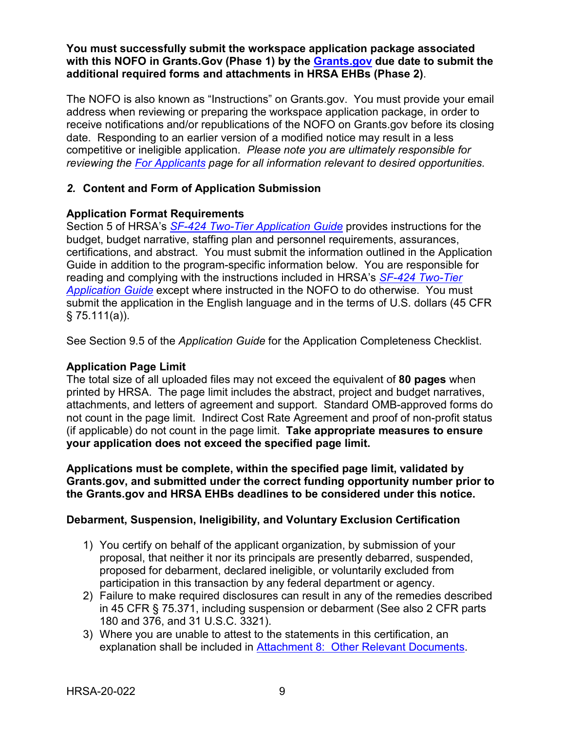**You must successfully submit the workspace application package associated with this NOFO in Grants.Gov (Phase 1) by the [Grants.gov](Grants.gov) due date to submit the additional required forms and attachments in HRSA EHBs (Phase 2)**.

The NOFO is also known as "Instructions" on Grants.gov. You must provide your email address when reviewing or preparing the workspace application package, in order to receive notifications and/or republications of the NOFO on Grants.gov before its closing date. Responding to an earlier version of a modified notice may result in a less competitive or ineligible application. *Please note you are ultimately responsible for reviewing the For Applicants page for all information relevant to desired opportunities.*

### *2.* Content and Form of Application Submission

**Application Format Requirements**
Section 5 of HRSA's *SF-424 Two-Tier Application Guide* provides instructions for the budget, budget narrative, staffing plan and personnel requirements, assurances, certifications, and abstract. You must submit the information outlined in the Application Guide in addition to the program-specific information below. You are responsible for reading and complying with the instructions included in HRSA's *SF-424 Two-Tier Application Guide* except where instructed in the NOFO to do otherwise. You must submit the application in the English language and in the terms of U.S. dollars (45 CFR § 75.111(a)).

See Section 9.5 of the *Application Guide* for the Application Completeness Checklist.

**Application Page Limit**
The total size of all uploaded files may not exceed the equivalent of **80 pages** when printed by HRSA. The page limit includes the abstract, project and budget narratives, attachments, and letters of agreement and support. Standard OMB-approved forms do not count in the page limit. Indirect Cost Rate Agreement and proof of non-profit status (if applicable) do not count in the page limit. **Take appropriate measures to ensure your application does not exceed the specified page limit.**

**Applications must be complete, within the specified page limit, validated by Grants.gov, and submitted under the correct funding opportunity number prior to the Grants.gov and HRSA EHBs deadlines to be considered under this notice.**

**Debarment, Suspension, Ineligibility, and Voluntary Exclusion Certification**

1) You certify on behalf of the applicant organization, by submission of your proposal, that neither it nor its principals are presently debarred, suspended, proposed for debarment, declared ineligible, or voluntarily excluded from participation in this transaction by any federal department or agency.
2) Failure to make required disclosures can result in any of the remedies described in 45 CFR § 75.371, including suspension or debarment (See also 2 CFR parts 180 and 376, and 31 U.S.C. 3321).
3) Where you are unable to attest to the statements in this certification, an explanation shall be included in Attachment 8: Other Relevant Documents.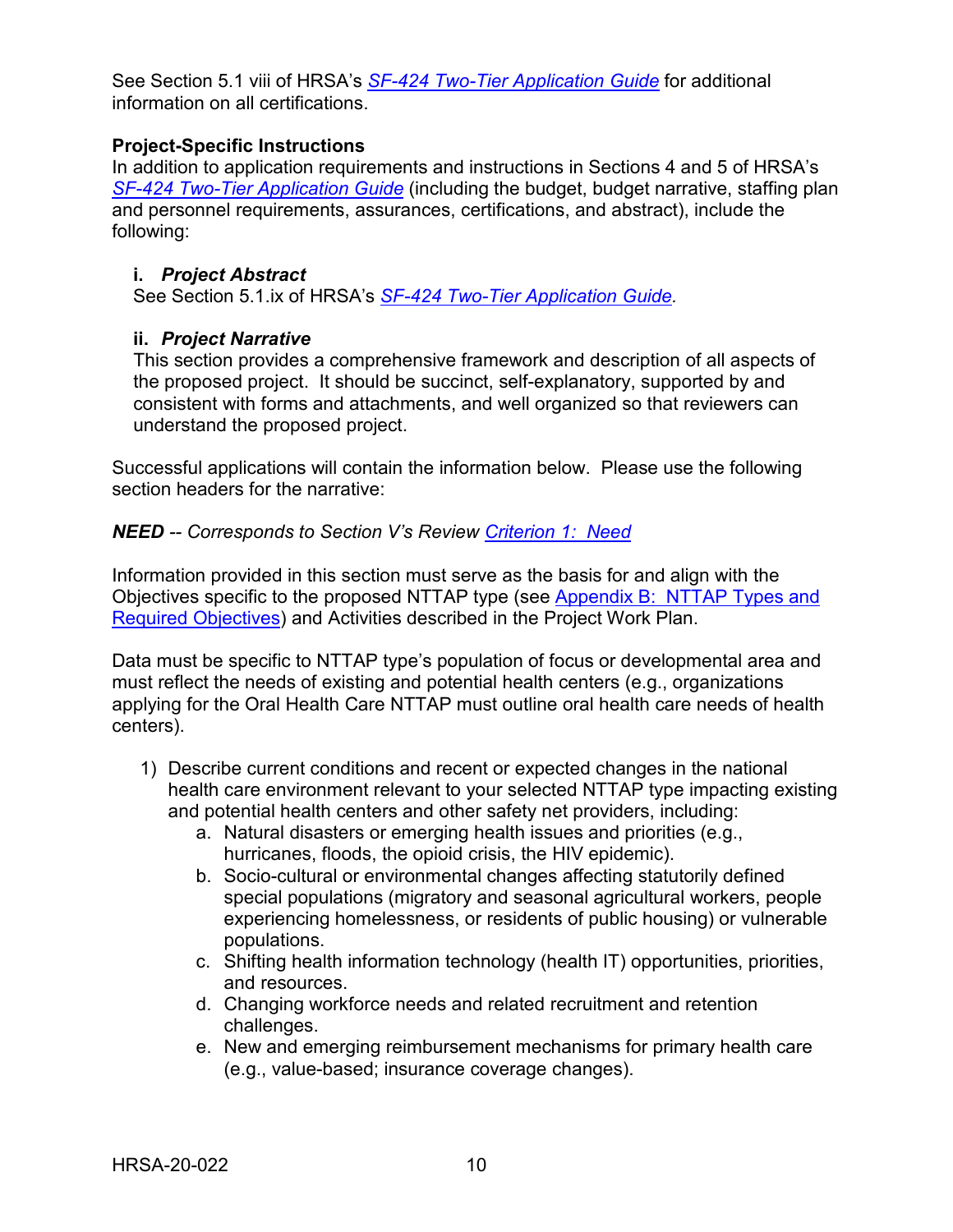See Section 5.1 viii of HRSA's *SF-424 Two-Tier Application Guide* for additional information on all certifications.

**Project-Specific Instructions**

In addition to application requirements and instructions in Sections 4 and 5 of HRSA's *SF-424 Two-Tier Application Guide* (including the budget, budget narrative, staffing plan and personnel requirements, assurances, certifications, and abstract), include the following:

**i. *Project Abstract***

See Section 5.1.ix of HRSA's *SF-424 Two-Tier Application Guide*.

**ii. *Project Narrative***

This section provides a comprehensive framework and description of all aspects of the proposed project. It should be succinct, self-explanatory, supported by and consistent with forms and attachments, and well organized so that reviewers can understand the proposed project.

Successful applications will contain the information below. Please use the following section headers for the narrative:

***NEED*** *-- Corresponds to Section V's Review Criterion 1: Need*

Information provided in this section must serve as the basis for and align with the Objectives specific to the proposed NTTAP type (see Appendix B: NTTAP Types and Required Objectives) and Activities described in the Project Work Plan.

Data must be specific to NTTAP type's population of focus or developmental area and must reflect the needs of existing and potential health centers (e.g., organizations applying for the Oral Health Care NTTAP must outline oral health care needs of health centers).

1) Describe current conditions and recent or expected changes in the national health care environment relevant to your selected NTTAP type impacting existing and potential health centers and other safety net providers, including:
    a. Natural disasters or emerging health issues and priorities (e.g., hurricanes, floods, the opioid crisis, the HIV epidemic).
    b. Socio-cultural or environmental changes affecting statutorily defined special populations (migratory and seasonal agricultural workers, people experiencing homelessness, or residents of public housing) or vulnerable populations.
    c. Shifting health information technology (health IT) opportunities, priorities, and resources.
    d. Changing workforce needs and related recruitment and retention challenges.
    e. New and emerging reimbursement mechanisms for primary health care (e.g., value-based; insurance coverage changes).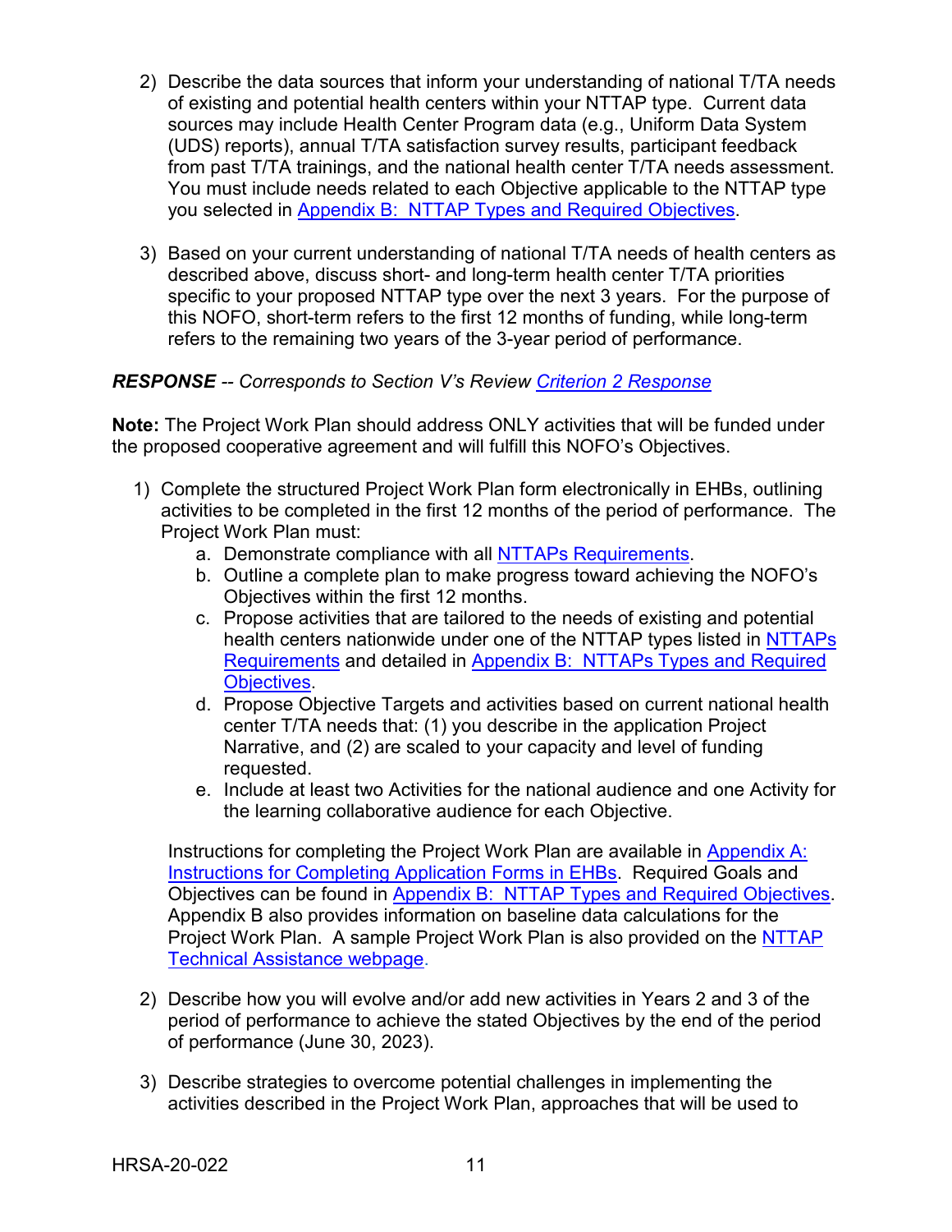2) Describe the data sources that inform your understanding of national T/TA needs of existing and potential health centers within your NTTAP type. Current data sources may include Health Center Program data (e.g., Uniform Data System (UDS) reports), annual T/TA satisfaction survey results, participant feedback from past T/TA trainings, and the national health center T/TA needs assessment. You must include needs related to each Objective applicable to the NTTAP type you selected in [Appendix B: NTTAP Types and Required Objectives](#).

3) Based on your current understanding of national T/TA needs of health centers as described above, discuss short- and long-term health center T/TA priorities specific to your proposed NTTAP type over the next 3 years. For the purpose of this NOFO, short-term refers to the first 12 months of funding, while long-term refers to the remaining two years of the 3-year period of performance.

***RESPONSE*** *-- Corresponds to Section V's Review* [*Criterion 2 Response*](#)

**Note:** The Project Work Plan should address ONLY activities that will be funded under the proposed cooperative agreement and will fulfill this NOFO's Objectives.

1) Complete the structured Project Work Plan form electronically in EHBs, outlining activities to be completed in the first 12 months of the period of performance. The Project Work Plan must:
   a. Demonstrate compliance with all [NTTAPs Requirements](#).
   b. Outline a complete plan to make progress toward achieving the NOFO's Objectives within the first 12 months.
   c. Propose activities that are tailored to the needs of existing and potential health centers nationwide under one of the NTTAP types listed in [NTTAPs Requirements](#) and detailed in [Appendix B: NTTAPs Types and Required Objectives](#).
   d. Propose Objective Targets and activities based on current national health center T/TA needs that: (1) you describe in the application Project Narrative, and (2) are scaled to your capacity and level of funding requested.
   e. Include at least two Activities for the national audience and one Activity for the learning collaborative audience for each Objective.

   Instructions for completing the Project Work Plan are available in [Appendix A: Instructions for Completing Application Forms in EHBs](#). Required Goals and Objectives can be found in [Appendix B: NTTAP Types and Required Objectives](#). Appendix B also provides information on baseline data calculations for the Project Work Plan. A sample Project Work Plan is also provided on the [NTTAP Technical Assistance webpage](#).

2) Describe how you will evolve and/or add new activities in Years 2 and 3 of the period of performance to achieve the stated Objectives by the end of the period of performance (June 30, 2023).

3) Describe strategies to overcome potential challenges in implementing the activities described in the Project Work Plan, approaches that will be used to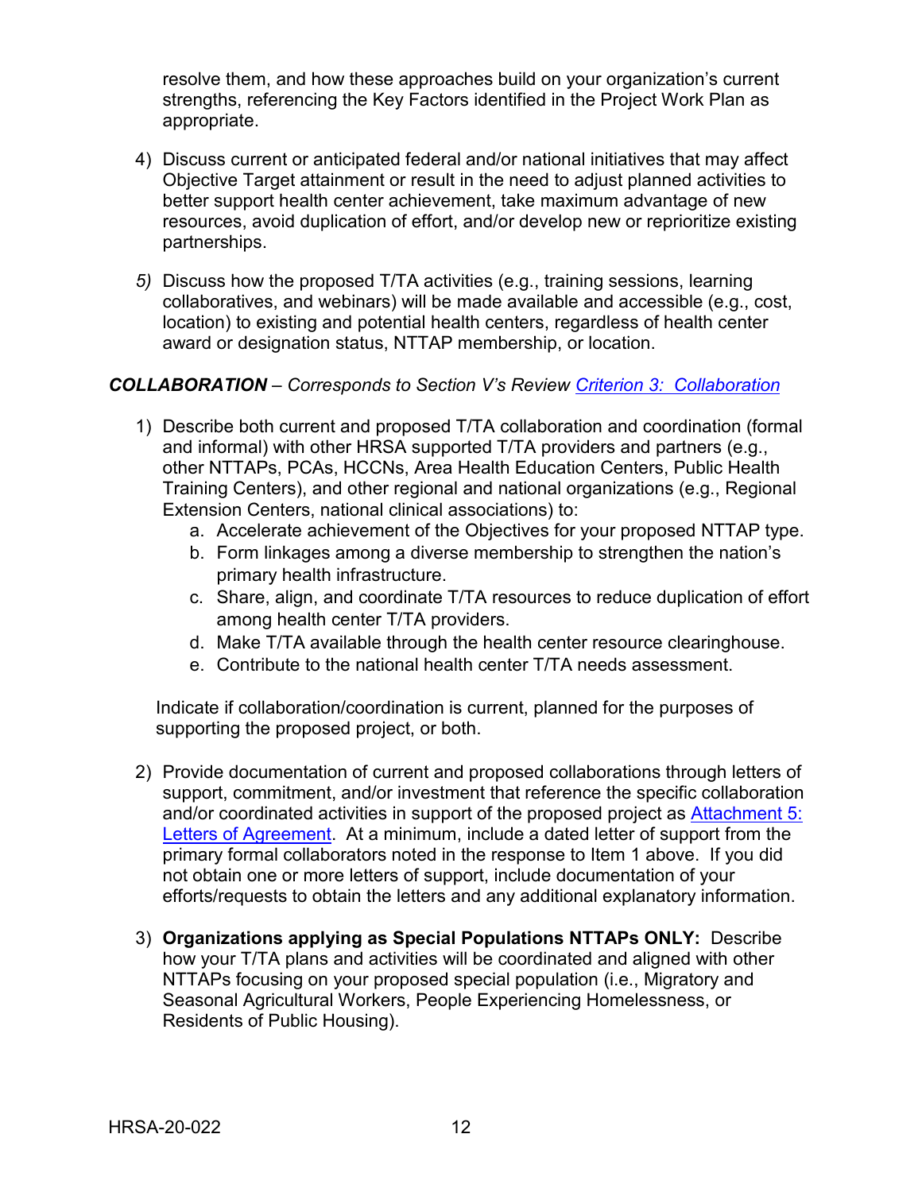resolve them, and how these approaches build on your organization's current strengths, referencing the Key Factors identified in the Project Work Plan as appropriate.

4) Discuss current or anticipated federal and/or national initiatives that may affect Objective Target attainment or result in the need to adjust planned activities to better support health center achievement, take maximum advantage of new resources, avoid duplication of effort, and/or develop new or reprioritize existing partnerships.

*5)* Discuss how the proposed T/TA activities (e.g., training sessions, learning collaboratives, and webinars) will be made available and accessible (e.g., cost, location) to existing and potential health centers, regardless of health center award or designation status, NTTAP membership, or location.

***COLLABORATION*** *– Corresponds to Section V's Review [Criterion 3: Collaboration]*

1) Describe both current and proposed T/TA collaboration and coordination (formal and informal) with other HRSA supported T/TA providers and partners (e.g., other NTTAPs, PCAs, HCCNs, Area Health Education Centers, Public Health Training Centers), and other regional and national organizations (e.g., Regional Extension Centers, national clinical associations) to:
   a. Accelerate achievement of the Objectives for your proposed NTTAP type.
   b. Form linkages among a diverse membership to strengthen the nation's primary health infrastructure.
   c. Share, align, and coordinate T/TA resources to reduce duplication of effort among health center T/TA providers.
   d. Make T/TA available through the health center resource clearinghouse.
   e. Contribute to the national health center T/TA needs assessment.

   Indicate if collaboration/coordination is current, planned for the purposes of supporting the proposed project, or both.

2) Provide documentation of current and proposed collaborations through letters of support, commitment, and/or investment that reference the specific collaboration and/or coordinated activities in support of the proposed project as [Attachment 5: Letters of Agreement]. At a minimum, include a dated letter of support from the primary formal collaborators noted in the response to Item 1 above. If you did not obtain one or more letters of support, include documentation of your efforts/requests to obtain the letters and any additional explanatory information.

3) **Organizations applying as Special Populations NTTAPs ONLY:** Describe how your T/TA plans and activities will be coordinated and aligned with other NTTAPs focusing on your proposed special population (i.e., Migratory and Seasonal Agricultural Workers, People Experiencing Homelessness, or Residents of Public Housing).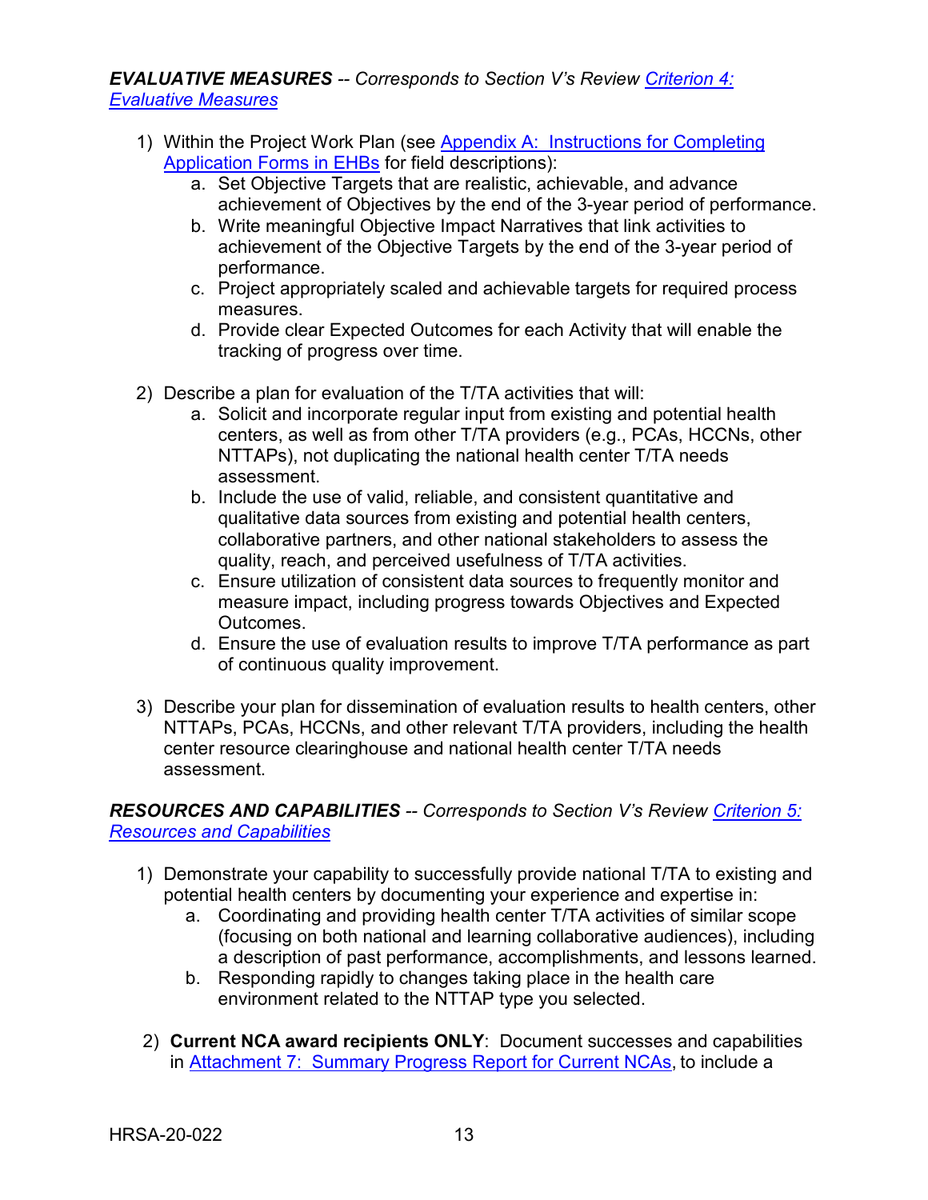***EVALUATIVE MEASURES*** *-- Corresponds to Section V's Review Criterion 4: Evaluative Measures*

1) Within the Project Work Plan (see Appendix A: Instructions for Completing Application Forms in EHBs for field descriptions):
    a. Set Objective Targets that are realistic, achievable, and advance achievement of Objectives by the end of the 3-year period of performance.
    b. Write meaningful Objective Impact Narratives that link activities to achievement of the Objective Targets by the end of the 3-year period of performance.
    c. Project appropriately scaled and achievable targets for required process measures.
    d. Provide clear Expected Outcomes for each Activity that will enable the tracking of progress over time.

2) Describe a plan for evaluation of the T/TA activities that will:
    a. Solicit and incorporate regular input from existing and potential health centers, as well as from other T/TA providers (e.g., PCAs, HCCNs, other NTTAPs), not duplicating the national health center T/TA needs assessment.
    b. Include the use of valid, reliable, and consistent quantitative and qualitative data sources from existing and potential health centers, collaborative partners, and other national stakeholders to assess the quality, reach, and perceived usefulness of T/TA activities.
    c. Ensure utilization of consistent data sources to frequently monitor and measure impact, including progress towards Objectives and Expected Outcomes.
    d. Ensure the use of evaluation results to improve T/TA performance as part of continuous quality improvement.

3) Describe your plan for dissemination of evaluation results to health centers, other NTTAPs, PCAs, HCCNs, and other relevant T/TA providers, including the health center resource clearinghouse and national health center T/TA needs assessment.

***RESOURCES AND CAPABILITIES*** *-- Corresponds to Section V's Review Criterion 5: Resources and Capabilities*

1) Demonstrate your capability to successfully provide national T/TA to existing and potential health centers by documenting your experience and expertise in:
    a. Coordinating and providing health center T/TA activities of similar scope (focusing on both national and learning collaborative audiences), including a description of past performance, accomplishments, and lessons learned.
    b. Responding rapidly to changes taking place in the health care environment related to the NTTAP type you selected.

2) **Current NCA award recipients ONLY**: Document successes and capabilities in Attachment 7: Summary Progress Report for Current NCAs, to include a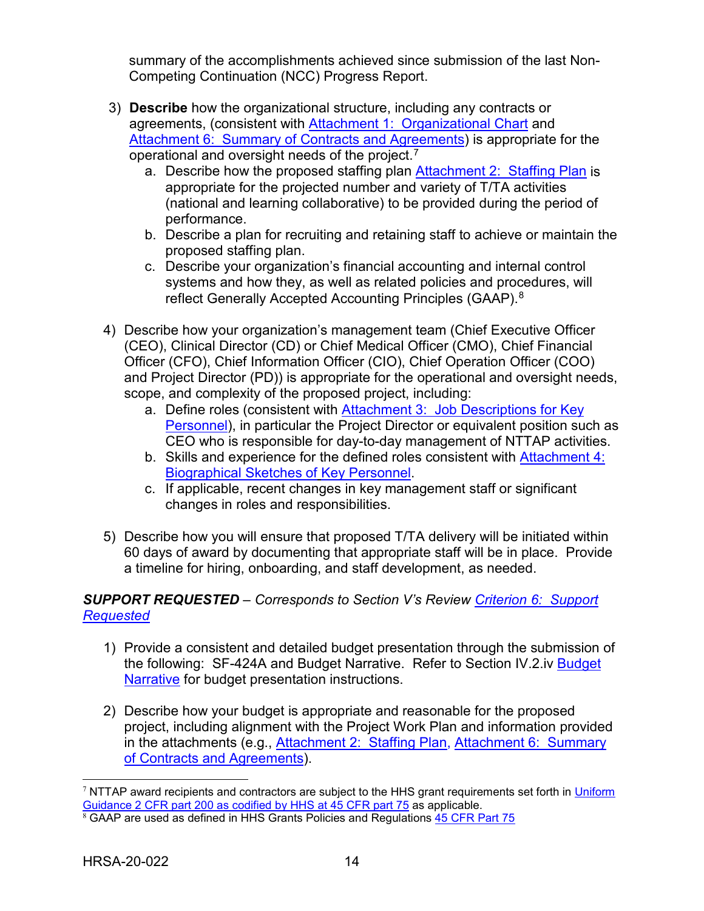summary of the accomplishments achieved since submission of the last Non-Competing Continuation (NCC) Progress Report.

3) **Describe** how the organizational structure, including any contracts or agreements, (consistent with Attachment 1: Organizational Chart and Attachment 6: Summary of Contracts and Agreements) is appropriate for the operational and oversight needs of the project.[7]
   a. Describe how the proposed staffing plan Attachment 2: Staffing Plan is appropriate for the projected number and variety of T/TA activities (national and learning collaborative) to be provided during the period of performance.
   b. Describe a plan for recruiting and retaining staff to achieve or maintain the proposed staffing plan.
   c. Describe your organization's financial accounting and internal control systems and how they, as well as related policies and procedures, will reflect Generally Accepted Accounting Principles (GAAP).[8]

4) Describe how your organization's management team (Chief Executive Officer (CEO), Clinical Director (CD) or Chief Medical Officer (CMO), Chief Financial Officer (CFO), Chief Information Officer (CIO), Chief Operation Officer (COO) and Project Director (PD)) is appropriate for the operational and oversight needs, scope, and complexity of the proposed project, including:
   a. Define roles (consistent with Attachment 3: Job Descriptions for Key Personnel), in particular the Project Director or equivalent position such as CEO who is responsible for day-to-day management of NTTAP activities.
   b. Skills and experience for the defined roles consistent with Attachment 4: Biographical Sketches of Key Personnel.
   c. If applicable, recent changes in key management staff or significant changes in roles and responsibilities.

5) Describe how you will ensure that proposed T/TA delivery will be initiated within 60 days of award by documenting that appropriate staff will be in place. Provide a timeline for hiring, onboarding, and staff development, as needed.

***SUPPORT REQUESTED*** *– Corresponds to Section V's Review Criterion 6: Support Requested*

1) Provide a consistent and detailed budget presentation through the submission of the following: SF-424A and Budget Narrative. Refer to Section IV.2.iv Budget Narrative for budget presentation instructions.

2) Describe how your budget is appropriate and reasonable for the proposed project, including alignment with the Project Work Plan and information provided in the attachments (e.g., Attachment 2: Staffing Plan, Attachment 6: Summary of Contracts and Agreements).

---

[7] NTTAP award recipients and contractors are subject to the HHS grant requirements set forth in Uniform Guidance 2 CFR part 200 as codified by HHS at 45 CFR part 75 as applicable.

[8] GAAP are used as defined in HHS Grants Policies and Regulations 45 CFR Part 75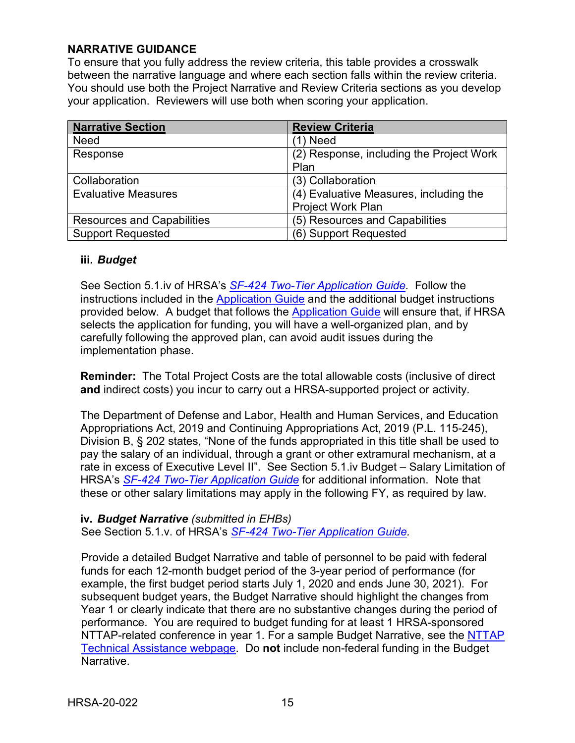**NARRATIVE GUIDANCE**

To ensure that you fully address the review criteria, this table provides a crosswalk between the narrative language and where each section falls within the review criteria. You should use both the Project Narrative and Review Criteria sections as you develop your application. Reviewers will use both when scoring your application.

| Narrative Section | Review Criteria |
|---|---|
| Need | (1) Need |
| Response | (2) Response, including the Project Work Plan |
| Collaboration | (3) Collaboration |
| Evaluative Measures | (4) Evaluative Measures, including the Project Work Plan |
| Resources and Capabilities | (5) Resources and Capabilities |
| Support Requested | (6) Support Requested |

**iii. *Budget***

See Section 5.1.iv of HRSA's *SF-424 Two-Tier Application Guide*. Follow the instructions included in the Application Guide and the additional budget instructions provided below. A budget that follows the Application Guide will ensure that, if HRSA selects the application for funding, you will have a well-organized plan, and by carefully following the approved plan, can avoid audit issues during the implementation phase.

**Reminder:** The Total Project Costs are the total allowable costs (inclusive of direct **and** indirect costs) you incur to carry out a HRSA-supported project or activity.

The Department of Defense and Labor, Health and Human Services, and Education Appropriations Act, 2019 and Continuing Appropriations Act, 2019 (P.L. 115-245), Division B, § 202 states, "None of the funds appropriated in this title shall be used to pay the salary of an individual, through a grant or other extramural mechanism, at a rate in excess of Executive Level II". See Section 5.1.iv Budget – Salary Limitation of HRSA's *SF-424 Two-Tier Application Guide* for additional information. Note that these or other salary limitations may apply in the following FY, as required by law.

**iv. *Budget Narrative*** *(submitted in EHBs)*
See Section 5.1.v. of HRSA's *SF-424 Two-Tier Application Guide.*

Provide a detailed Budget Narrative and table of personnel to be paid with federal funds for each 12-month budget period of the 3-year period of performance (for example, the first budget period starts July 1, 2020 and ends June 30, 2021). For subsequent budget years, the Budget Narrative should highlight the changes from Year 1 or clearly indicate that there are no substantive changes during the period of performance. You are required to budget funding for at least 1 HRSA-sponsored NTTAP-related conference in year 1. For a sample Budget Narrative, see the NTTAP Technical Assistance webpage. Do **not** include non-federal funding in the Budget Narrative.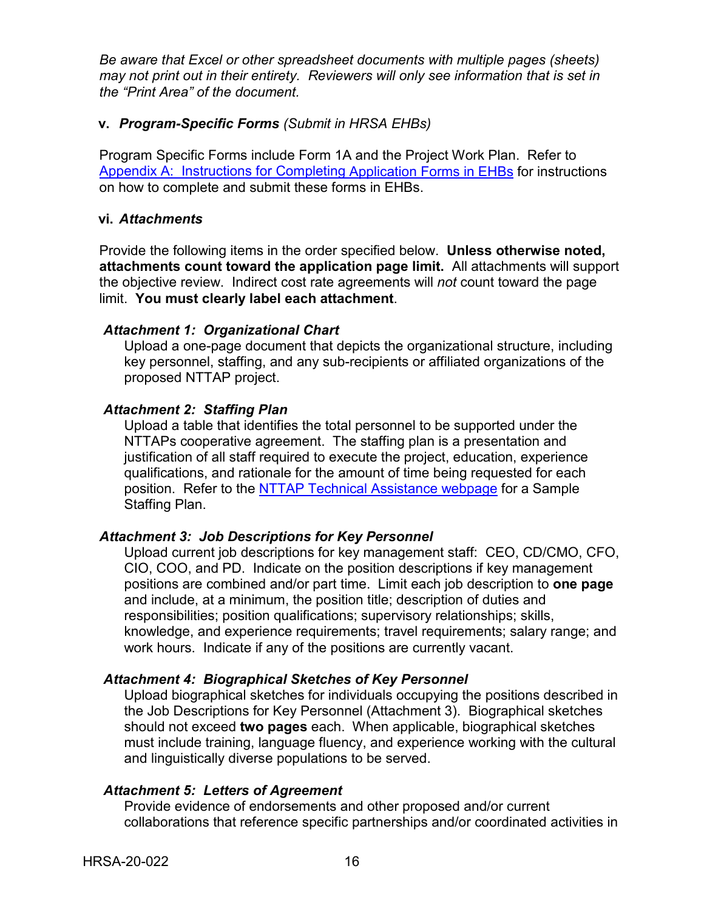*Be aware that Excel or other spreadsheet documents with multiple pages (sheets) may not print out in their entirety. Reviewers will only see information that is set in the "Print Area" of the document.*

**v. *Program-Specific Forms*** *(Submit in HRSA EHBs)*

Program Specific Forms include Form 1A and the Project Work Plan. Refer to [Appendix A: Instructions for Completing Application Forms in EHBs](#) for instructions on how to complete and submit these forms in EHBs.

**vi. *Attachments***

Provide the following items in the order specified below. **Unless otherwise noted, attachments count toward the application page limit.** All attachments will support the objective review. Indirect cost rate agreements will *not* count toward the page limit. **You must clearly label each attachment**.

***Attachment 1: Organizational Chart***

Upload a one-page document that depicts the organizational structure, including key personnel, staffing, and any sub-recipients or affiliated organizations of the proposed NTTAP project.

***Attachment 2: Staffing Plan***

Upload a table that identifies the total personnel to be supported under the NTTAPs cooperative agreement. The staffing plan is a presentation and justification of all staff required to execute the project, education, experience qualifications, and rationale for the amount of time being requested for each position. Refer to the [NTTAP Technical Assistance webpage](#) for a Sample Staffing Plan.

***Attachment 3: Job Descriptions for Key Personnel***

Upload current job descriptions for key management staff: CEO, CD/CMO, CFO, CIO, COO, and PD. Indicate on the position descriptions if key management positions are combined and/or part time. Limit each job description to **one page** and include, at a minimum, the position title; description of duties and responsibilities; position qualifications; supervisory relationships; skills, knowledge, and experience requirements; travel requirements; salary range; and work hours. Indicate if any of the positions are currently vacant.

***Attachment 4: Biographical Sketches of Key Personnel***

Upload biographical sketches for individuals occupying the positions described in the Job Descriptions for Key Personnel (Attachment 3). Biographical sketches should not exceed **two pages** each. When applicable, biographical sketches must include training, language fluency, and experience working with the cultural and linguistically diverse populations to be served.

***Attachment 5: Letters of Agreement***

Provide evidence of endorsements and other proposed and/or current collaborations that reference specific partnerships and/or coordinated activities in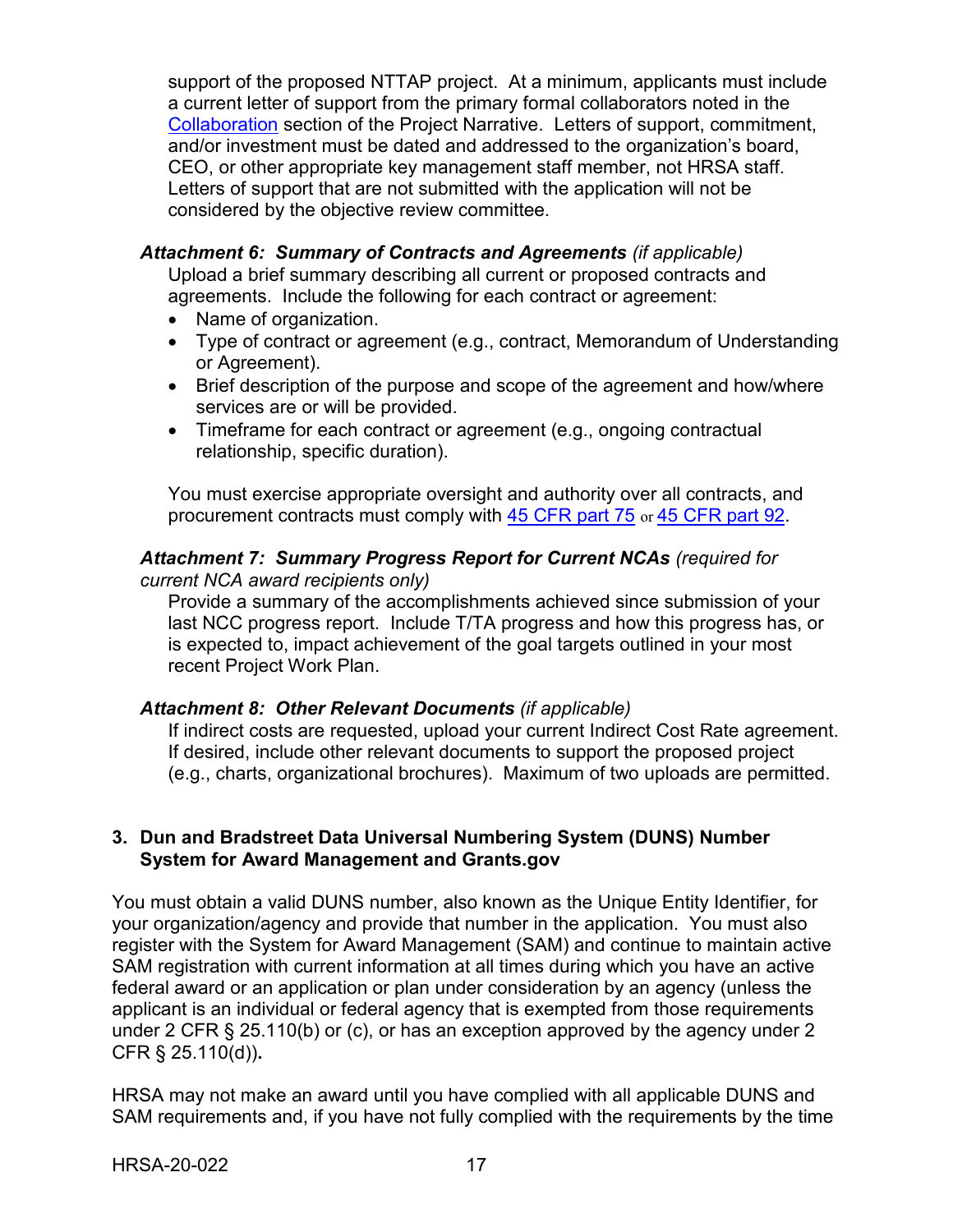support of the proposed NTTAP project. At a minimum, applicants must include a current letter of support from the primary formal collaborators noted in the [Collaboration](#) section of the Project Narrative. Letters of support, commitment, and/or investment must be dated and addressed to the organization's board, CEO, or other appropriate key management staff member, not HRSA staff. Letters of support that are not submitted with the application will not be considered by the objective review committee.

***Attachment 6: Summary of Contracts and Agreements*** *(if applicable)*

Upload a brief summary describing all current or proposed contracts and agreements. Include the following for each contract or agreement:

- Name of organization.
- Type of contract or agreement (e.g., contract, Memorandum of Understanding or Agreement).
- Brief description of the purpose and scope of the agreement and how/where services are or will be provided.
- Timeframe for each contract or agreement (e.g., ongoing contractual relationship, specific duration).

You must exercise appropriate oversight and authority over all contracts, and procurement contracts must comply with [45 CFR part 75](#) or [45 CFR part 92](#).

***Attachment 7: Summary Progress Report for Current NCAs*** *(required for current NCA award recipients only)*

Provide a summary of the accomplishments achieved since submission of your last NCC progress report. Include T/TA progress and how this progress has, or is expected to, impact achievement of the goal targets outlined in your most recent Project Work Plan.

***Attachment 8: Other Relevant Documents*** *(if applicable)*

If indirect costs are requested, upload your current Indirect Cost Rate agreement. If desired, include other relevant documents to support the proposed project (e.g., charts, organizational brochures). Maximum of two uploads are permitted.

### 3. Dun and Bradstreet Data Universal Numbering System (DUNS) Number System for Award Management and Grants.gov

You must obtain a valid DUNS number, also known as the Unique Entity Identifier, for your organization/agency and provide that number in the application. You must also register with the System for Award Management (SAM) and continue to maintain active SAM registration with current information at all times during which you have an active federal award or an application or plan under consideration by an agency (unless the applicant is an individual or federal agency that is exempted from those requirements under 2 CFR § 25.110(b) or (c), or has an exception approved by the agency under 2 CFR § 25.110(d))**.**

HRSA may not make an award until you have complied with all applicable DUNS and SAM requirements and, if you have not fully complied with the requirements by the time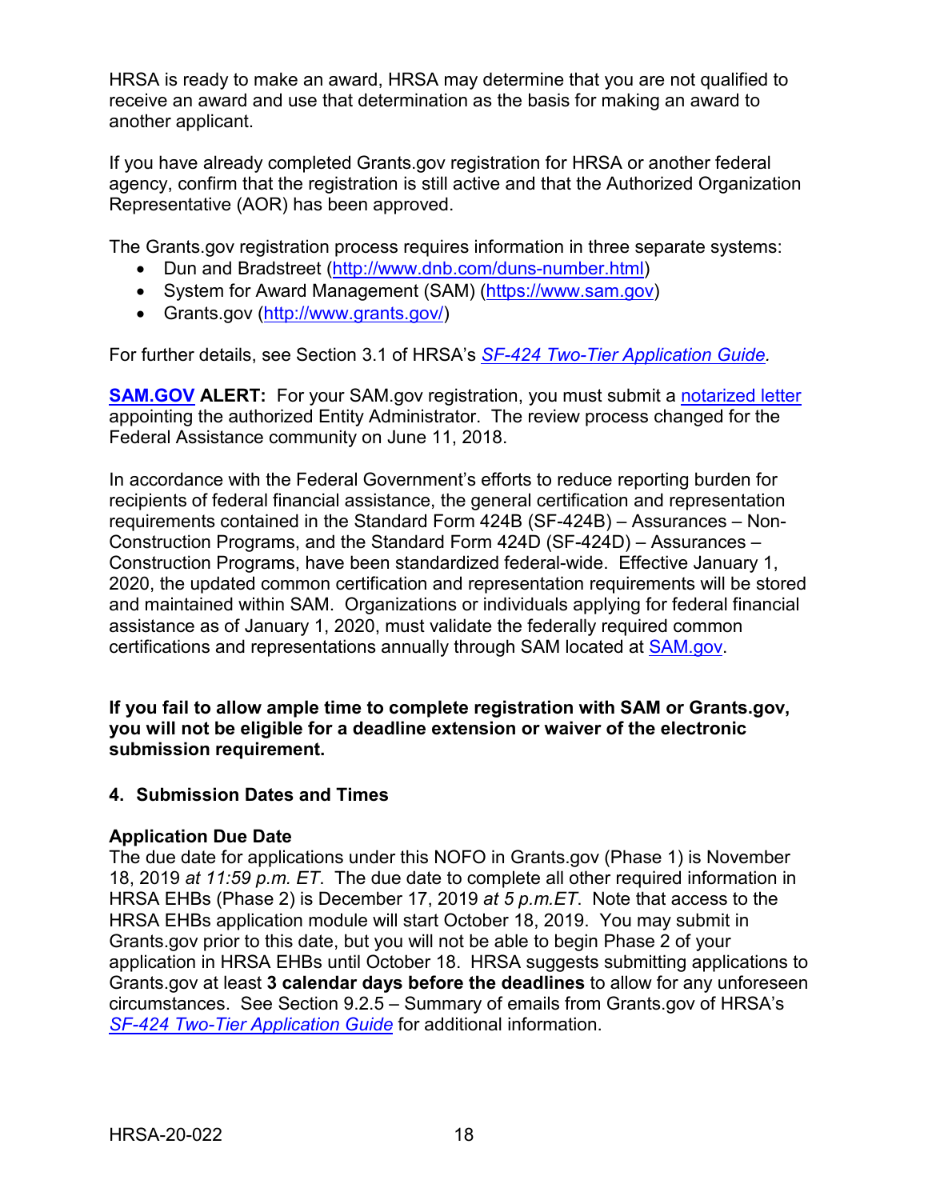HRSA is ready to make an award, HRSA may determine that you are not qualified to receive an award and use that determination as the basis for making an award to another applicant.

If you have already completed Grants.gov registration for HRSA or another federal agency, confirm that the registration is still active and that the Authorized Organization Representative (AOR) has been approved.

The Grants.gov registration process requires information in three separate systems:

- Dun and Bradstreet (http://www.dnb.com/duns-number.html)
- System for Award Management (SAM) (https://www.sam.gov)
- Grants.gov (http://www.grants.gov/)

For further details, see Section 3.1 of HRSA's *SF-424 Two-Tier Application Guide*.

**SAM.GOV ALERT:** For your SAM.gov registration, you must submit a notarized letter appointing the authorized Entity Administrator. The review process changed for the Federal Assistance community on June 11, 2018.

In accordance with the Federal Government's efforts to reduce reporting burden for recipients of federal financial assistance, the general certification and representation requirements contained in the Standard Form 424B (SF-424B) – Assurances – Non-Construction Programs, and the Standard Form 424D (SF-424D) – Assurances – Construction Programs, have been standardized federal-wide. Effective January 1, 2020, the updated common certification and representation requirements will be stored and maintained within SAM. Organizations or individuals applying for federal financial assistance as of January 1, 2020, must validate the federally required common certifications and representations annually through SAM located at SAM.gov.

**If you fail to allow ample time to complete registration with SAM or Grants.gov, you will not be eligible for a deadline extension or waiver of the electronic submission requirement.**

### 4. Submission Dates and Times

**Application Due Date**

The due date for applications under this NOFO in Grants.gov (Phase 1) is November 18, 2019 *at 11:59 p.m. ET*. The due date to complete all other required information in HRSA EHBs (Phase 2) is December 17, 2019 *at 5 p.m.ET*. Note that access to the HRSA EHBs application module will start October 18, 2019. You may submit in Grants.gov prior to this date, but you will not be able to begin Phase 2 of your application in HRSA EHBs until October 18. HRSA suggests submitting applications to Grants.gov at least **3 calendar days before the deadlines** to allow for any unforeseen circumstances. See Section 9.2.5 – Summary of emails from Grants.gov of HRSA's *SF-424 Two-Tier Application Guide* for additional information.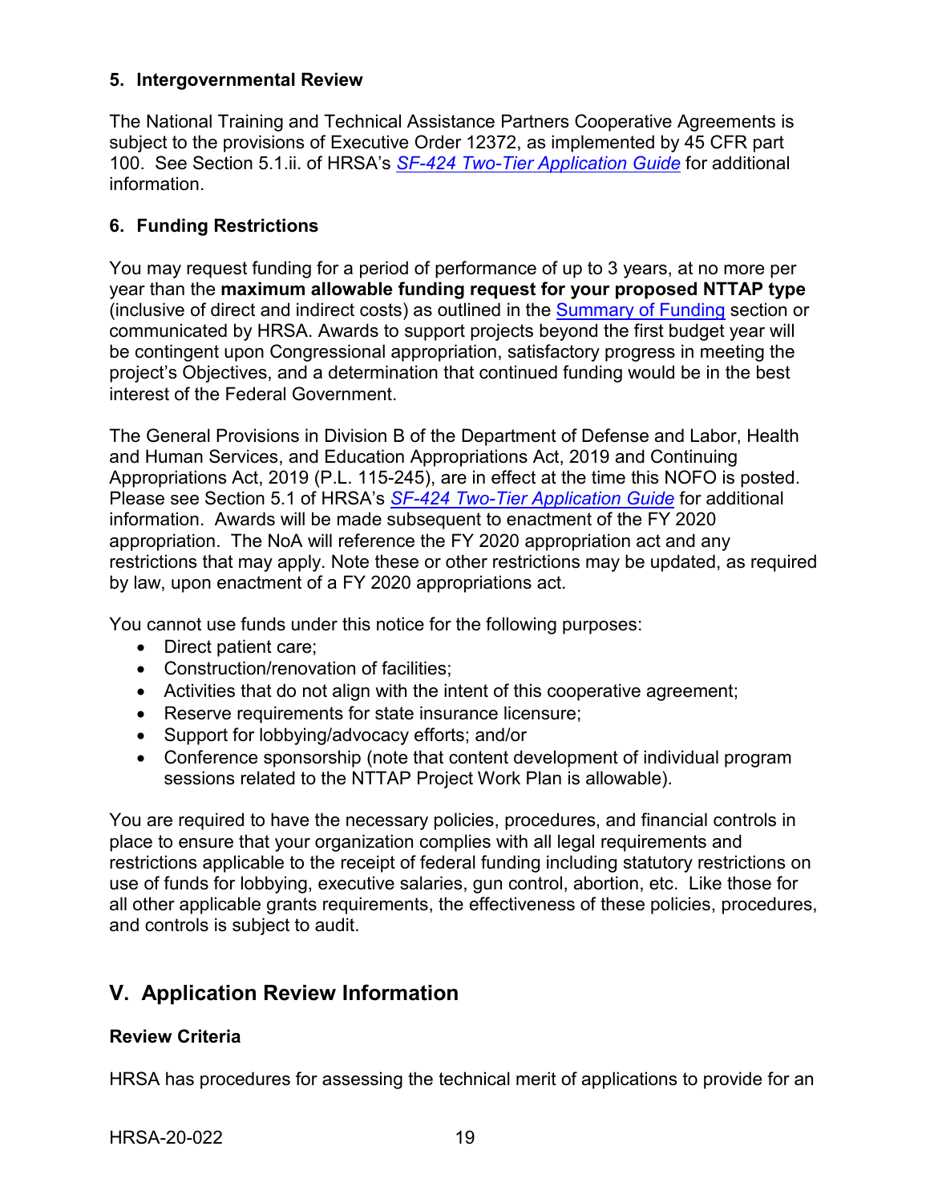### 5. Intergovernmental Review

The National Training and Technical Assistance Partners Cooperative Agreements is subject to the provisions of Executive Order 12372, as implemented by 45 CFR part 100. See Section 5.1.ii. of HRSA's *SF-424 Two-Tier Application Guide* for additional information.

### 6. Funding Restrictions

You may request funding for a period of performance of up to 3 years, at no more per year than the **maximum allowable funding request for your proposed NTTAP type** (inclusive of direct and indirect costs) as outlined in the Summary of Funding section or communicated by HRSA. Awards to support projects beyond the first budget year will be contingent upon Congressional appropriation, satisfactory progress in meeting the project's Objectives, and a determination that continued funding would be in the best interest of the Federal Government.

The General Provisions in Division B of the Department of Defense and Labor, Health and Human Services, and Education Appropriations Act, 2019 and Continuing Appropriations Act, 2019 (P.L. 115-245), are in effect at the time this NOFO is posted. Please see Section 5.1 of HRSA's *SF-424 Two-Tier Application Guide* for additional information. Awards will be made subsequent to enactment of the FY 2020 appropriation. The NoA will reference the FY 2020 appropriation act and any restrictions that may apply. Note these or other restrictions may be updated, as required by law, upon enactment of a FY 2020 appropriations act.

You cannot use funds under this notice for the following purposes:

- Direct patient care;
- Construction/renovation of facilities;
- Activities that do not align with the intent of this cooperative agreement;
- Reserve requirements for state insurance licensure;
- Support for lobbying/advocacy efforts; and/or
- Conference sponsorship (note that content development of individual program sessions related to the NTTAP Project Work Plan is allowable).

You are required to have the necessary policies, procedures, and financial controls in place to ensure that your organization complies with all legal requirements and restrictions applicable to the receipt of federal funding including statutory restrictions on use of funds for lobbying, executive salaries, gun control, abortion, etc. Like those for all other applicable grants requirements, the effectiveness of these policies, procedures, and controls is subject to audit.

## V. Application Review Information

### Review Criteria

HRSA has procedures for assessing the technical merit of applications to provide for an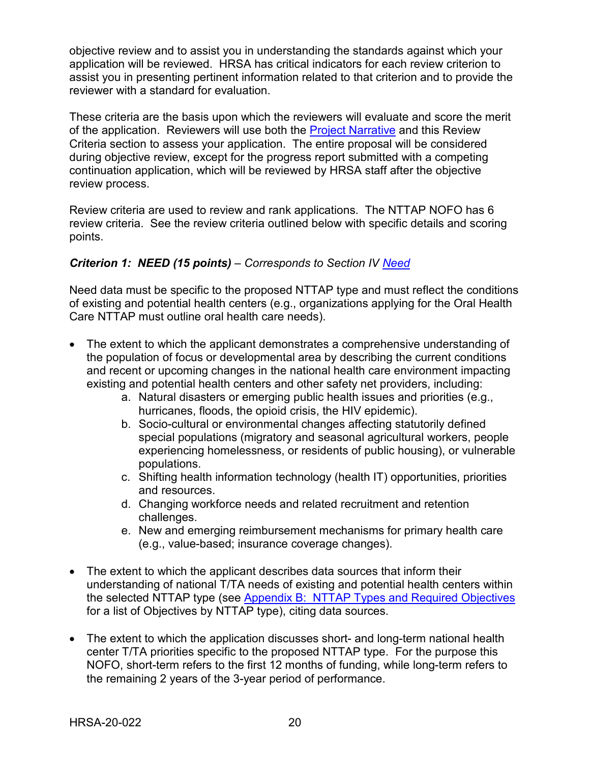objective review and to assist you in understanding the standards against which your application will be reviewed. HRSA has critical indicators for each review criterion to assist you in presenting pertinent information related to that criterion and to provide the reviewer with a standard for evaluation.

These criteria are the basis upon which the reviewers will evaluate and score the merit of the application. Reviewers will use both the Project Narrative and this Review Criteria section to assess your application. The entire proposal will be considered during objective review, except for the progress report submitted with a competing continuation application, which will be reviewed by HRSA staff after the objective review process.

Review criteria are used to review and rank applications. The NTTAP NOFO has 6 review criteria. See the review criteria outlined below with specific details and scoring points.

***Criterion 1: NEED (15 points)*** *– Corresponds to Section IV Need*

Need data must be specific to the proposed NTTAP type and must reflect the conditions of existing and potential health centers (e.g., organizations applying for the Oral Health Care NTTAP must outline oral health care needs).

- The extent to which the applicant demonstrates a comprehensive understanding of the population of focus or developmental area by describing the current conditions and recent or upcoming changes in the national health care environment impacting existing and potential health centers and other safety net providers, including:
    a. Natural disasters or emerging public health issues and priorities (e.g., hurricanes, floods, the opioid crisis, the HIV epidemic).
    b. Socio-cultural or environmental changes affecting statutorily defined special populations (migratory and seasonal agricultural workers, people experiencing homelessness, or residents of public housing), or vulnerable populations.
    c. Shifting health information technology (health IT) opportunities, priorities and resources.
    d. Changing workforce needs and related recruitment and retention challenges.
    e. New and emerging reimbursement mechanisms for primary health care (e.g., value-based; insurance coverage changes).

- The extent to which the applicant describes data sources that inform their understanding of national T/TA needs of existing and potential health centers within the selected NTTAP type (see Appendix B: NTTAP Types and Required Objectives for a list of Objectives by NTTAP type), citing data sources.

- The extent to which the application discusses short- and long-term national health center T/TA priorities specific to the proposed NTTAP type. For the purpose this NOFO, short-term refers to the first 12 months of funding, while long-term refers to the remaining 2 years of the 3-year period of performance.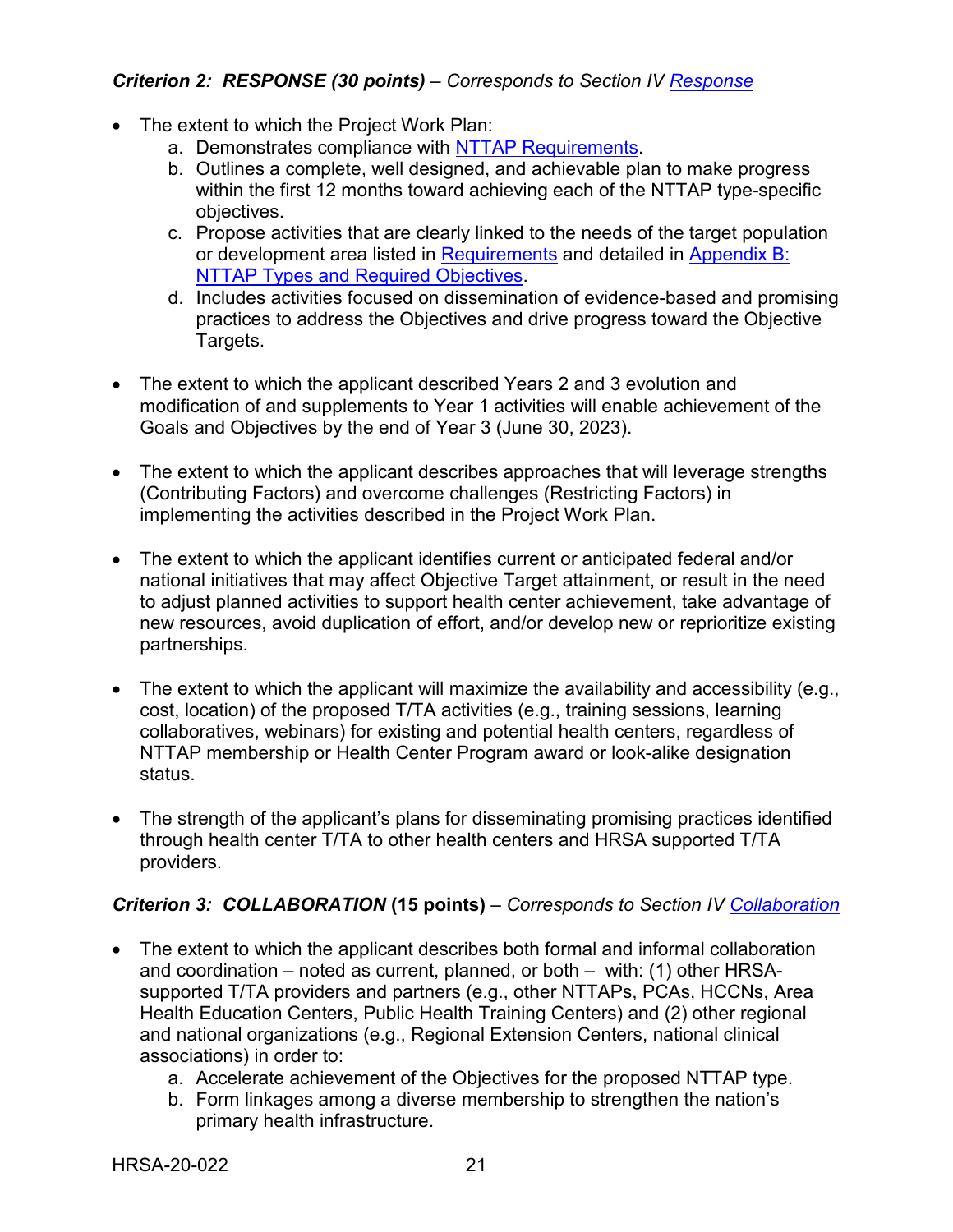***Criterion 2: RESPONSE (30 points)*** *– Corresponds to Section IV [Response](#)*

- The extent to which the Project Work Plan:
  a. Demonstrates compliance with [NTTAP Requirements](#).
  b. Outlines a complete, well designed, and achievable plan to make progress within the first 12 months toward achieving each of the NTTAP type-specific objectives.
  c. Propose activities that are clearly linked to the needs of the target population or development area listed in [Requirements](#) and detailed in [Appendix B: NTTAP Types and Required Objectives](#).
  d. Includes activities focused on dissemination of evidence-based and promising practices to address the Objectives and drive progress toward the Objective Targets.

- The extent to which the applicant described Years 2 and 3 evolution and modification of and supplements to Year 1 activities will enable achievement of the Goals and Objectives by the end of Year 3 (June 30, 2023).

- The extent to which the applicant describes approaches that will leverage strengths (Contributing Factors) and overcome challenges (Restricting Factors) in implementing the activities described in the Project Work Plan.

- The extent to which the applicant identifies current or anticipated federal and/or national initiatives that may affect Objective Target attainment, or result in the need to adjust planned activities to support health center achievement, take advantage of new resources, avoid duplication of effort, and/or develop new or reprioritize existing partnerships.

- The extent to which the applicant will maximize the availability and accessibility (e.g., cost, location) of the proposed T/TA activities (e.g., training sessions, learning collaboratives, webinars) for existing and potential health centers, regardless of NTTAP membership or Health Center Program award or look-alike designation status.

- The strength of the applicant's plans for disseminating promising practices identified through health center T/TA to other health centers and HRSA supported T/TA providers.

***Criterion 3: COLLABORATION* (15 points)** – *Corresponds to Section IV [Collaboration](#)*

- The extent to which the applicant describes both formal and informal collaboration and coordination – noted as current, planned, or both – with: (1) other HRSA-supported T/TA providers and partners (e.g., other NTTAPs, PCAs, HCCNs, Area Health Education Centers, Public Health Training Centers) and (2) other regional and national organizations (e.g., Regional Extension Centers, national clinical associations) in order to:
  a. Accelerate achievement of the Objectives for the proposed NTTAP type.
  b. Form linkages among a diverse membership to strengthen the nation's primary health infrastructure.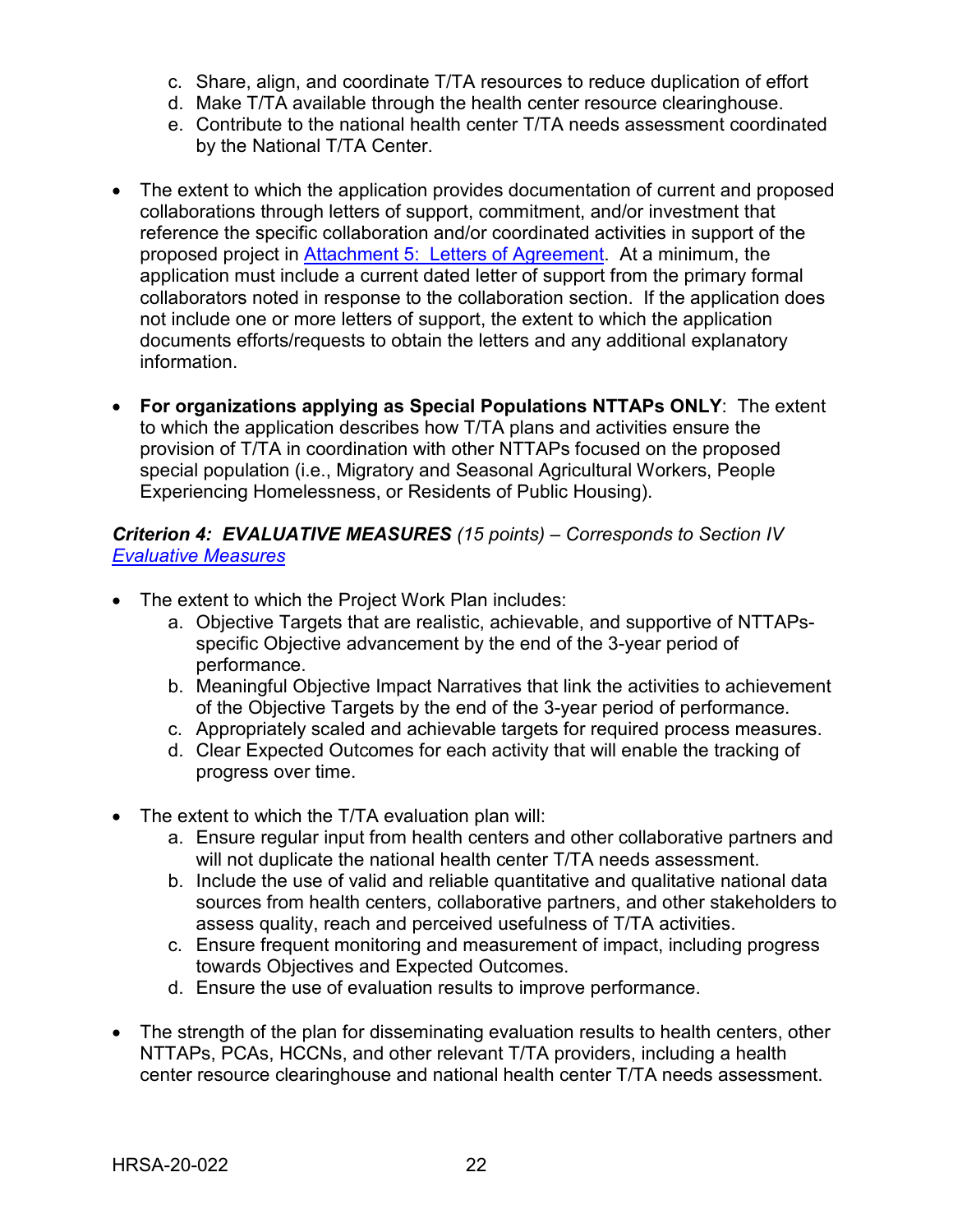c. Share, align, and coordinate T/TA resources to reduce duplication of effort
   d. Make T/TA available through the health center resource clearinghouse.
   e. Contribute to the national health center T/TA needs assessment coordinated by the National T/TA Center.

- The extent to which the application provides documentation of current and proposed collaborations through letters of support, commitment, and/or investment that reference the specific collaboration and/or coordinated activities in support of the proposed project in [Attachment 5: Letters of Agreement](). At a minimum, the application must include a current dated letter of support from the primary formal collaborators noted in response to the collaboration section. If the application does not include one or more letters of support, the extent to which the application documents efforts/requests to obtain the letters and any additional explanatory information.

- **For organizations applying as Special Populations NTTAPs ONLY**: The extent to which the application describes how T/TA plans and activities ensure the provision of T/TA in coordination with other NTTAPs focused on the proposed special population (i.e., Migratory and Seasonal Agricultural Workers, People Experiencing Homelessness, or Residents of Public Housing).

***Criterion 4: EVALUATIVE MEASURES*** *(15 points) – Corresponds to Section IV [Evaluative Measures]()*

- The extent to which the Project Work Plan includes:
   a. Objective Targets that are realistic, achievable, and supportive of NTTAPs-specific Objective advancement by the end of the 3-year period of performance.
   b. Meaningful Objective Impact Narratives that link the activities to achievement of the Objective Targets by the end of the 3-year period of performance.
   c. Appropriately scaled and achievable targets for required process measures.
   d. Clear Expected Outcomes for each activity that will enable the tracking of progress over time.

- The extent to which the T/TA evaluation plan will:
   a. Ensure regular input from health centers and other collaborative partners and will not duplicate the national health center T/TA needs assessment.
   b. Include the use of valid and reliable quantitative and qualitative national data sources from health centers, collaborative partners, and other stakeholders to assess quality, reach and perceived usefulness of T/TA activities.
   c. Ensure frequent monitoring and measurement of impact, including progress towards Objectives and Expected Outcomes.
   d. Ensure the use of evaluation results to improve performance.

- The strength of the plan for disseminating evaluation results to health centers, other NTTAPs, PCAs, HCCNs, and other relevant T/TA providers, including a health center resource clearinghouse and national health center T/TA needs assessment.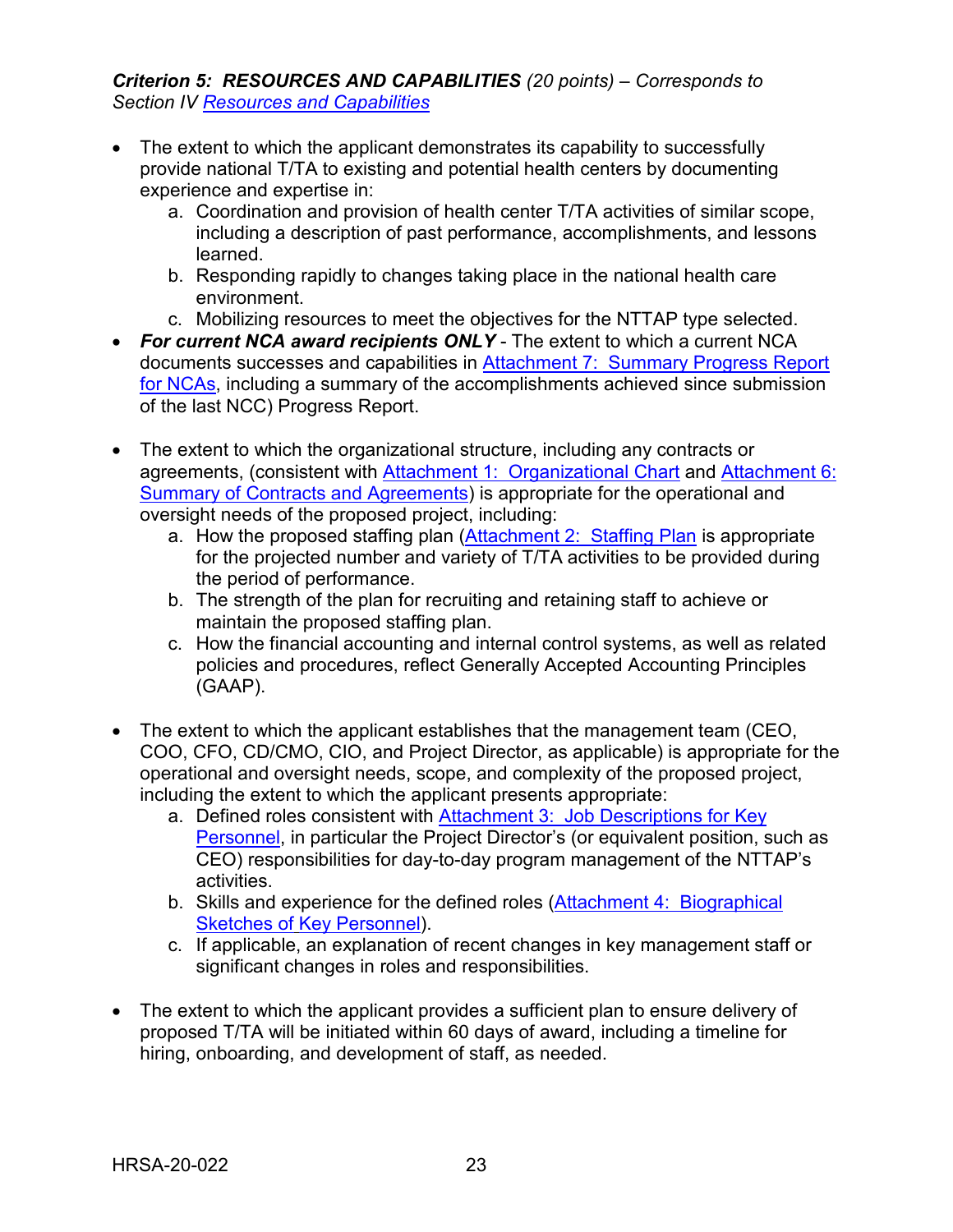***Criterion 5: RESOURCES AND CAPABILITIES** (20 points) – Corresponds to Section IV [Resources and Capabilities](#)*

- The extent to which the applicant demonstrates its capability to successfully provide national T/TA to existing and potential health centers by documenting experience and expertise in:
    a. Coordination and provision of health center T/TA activities of similar scope, including a description of past performance, accomplishments, and lessons learned.
    b. Responding rapidly to changes taking place in the national health care environment.
    c. Mobilizing resources to meet the objectives for the NTTAP type selected.
- ***For current NCA award recipients ONLY*** - The extent to which a current NCA documents successes and capabilities in [Attachment 7: Summary Progress Report for NCAs](#), including a summary of the accomplishments achieved since submission of the last NCC) Progress Report.

- The extent to which the organizational structure, including any contracts or agreements, (consistent with [Attachment 1: Organizational Chart](#) and [Attachment 6: Summary of Contracts and Agreements](#)) is appropriate for the operational and oversight needs of the proposed project, including:
    a. How the proposed staffing plan ([Attachment 2: Staffing Plan](#) is appropriate for the projected number and variety of T/TA activities to be provided during the period of performance.
    b. The strength of the plan for recruiting and retaining staff to achieve or maintain the proposed staffing plan.
    c. How the financial accounting and internal control systems, as well as related policies and procedures, reflect Generally Accepted Accounting Principles (GAAP).

- The extent to which the applicant establishes that the management team (CEO, COO, CFO, CD/CMO, CIO, and Project Director, as applicable) is appropriate for the operational and oversight needs, scope, and complexity of the proposed project, including the extent to which the applicant presents appropriate:
    a. Defined roles consistent with [Attachment 3: Job Descriptions for Key Personnel](#), in particular the Project Director's (or equivalent position, such as CEO) responsibilities for day-to-day program management of the NTTAP's activities.
    b. Skills and experience for the defined roles ([Attachment 4: Biographical Sketches of Key Personnel](#)).
    c. If applicable, an explanation of recent changes in key management staff or significant changes in roles and responsibilities.

- The extent to which the applicant provides a sufficient plan to ensure delivery of proposed T/TA will be initiated within 60 days of award, including a timeline for hiring, onboarding, and development of staff, as needed.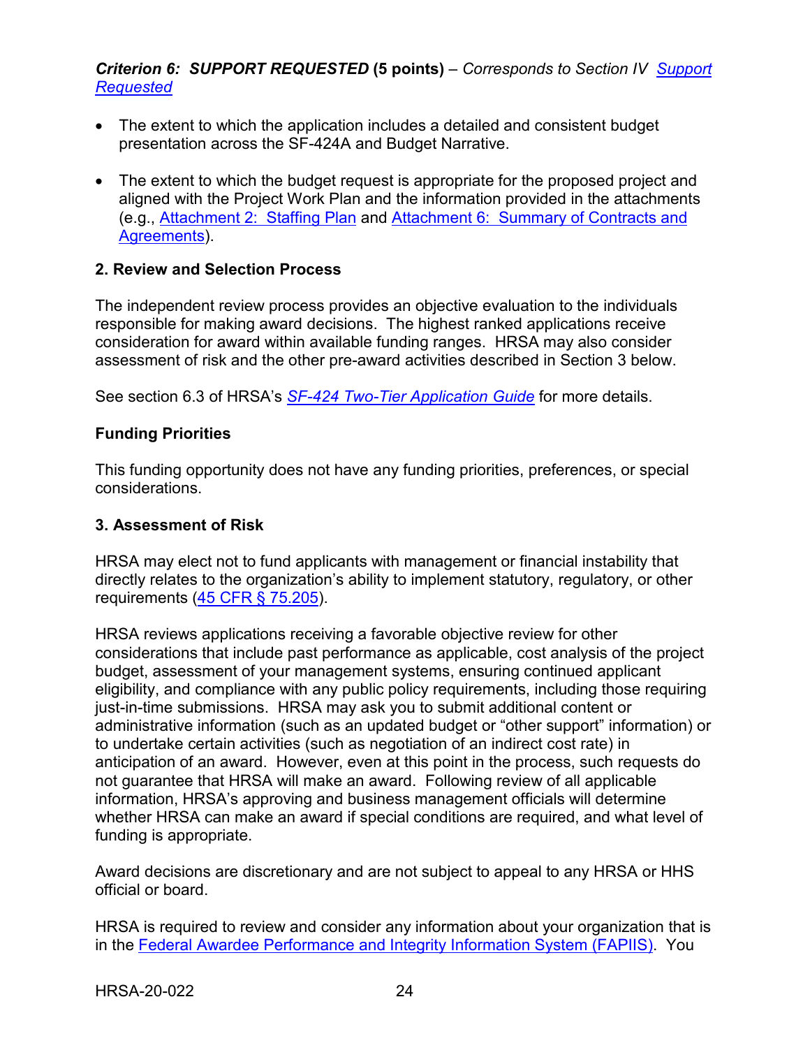***Criterion 6: SUPPORT REQUESTED* (5 points)** – *Corresponds to Section IV Support Requested*

- The extent to which the application includes a detailed and consistent budget presentation across the SF-424A and Budget Narrative.
- The extent to which the budget request is appropriate for the proposed project and aligned with the Project Work Plan and the information provided in the attachments (e.g., Attachment 2: Staffing Plan and Attachment 6: Summary of Contracts and Agreements).

### 2. Review and Selection Process

The independent review process provides an objective evaluation to the individuals responsible for making award decisions. The highest ranked applications receive consideration for award within available funding ranges. HRSA may also consider assessment of risk and the other pre-award activities described in Section 3 below.

See section 6.3 of HRSA's *SF-424 Two-Tier Application Guide* for more details.

**Funding Priorities**

This funding opportunity does not have any funding priorities, preferences, or special considerations.

### 3. Assessment of Risk

HRSA may elect not to fund applicants with management or financial instability that directly relates to the organization's ability to implement statutory, regulatory, or other requirements (45 CFR § 75.205).

HRSA reviews applications receiving a favorable objective review for other considerations that include past performance as applicable, cost analysis of the project budget, assessment of your management systems, ensuring continued applicant eligibility, and compliance with any public policy requirements, including those requiring just-in-time submissions. HRSA may ask you to submit additional content or administrative information (such as an updated budget or "other support" information) or to undertake certain activities (such as negotiation of an indirect cost rate) in anticipation of an award. However, even at this point in the process, such requests do not guarantee that HRSA will make an award. Following review of all applicable information, HRSA's approving and business management officials will determine whether HRSA can make an award if special conditions are required, and what level of funding is appropriate.

Award decisions are discretionary and are not subject to appeal to any HRSA or HHS official or board.

HRSA is required to review and consider any information about your organization that is in the Federal Awardee Performance and Integrity Information System (FAPIIS). You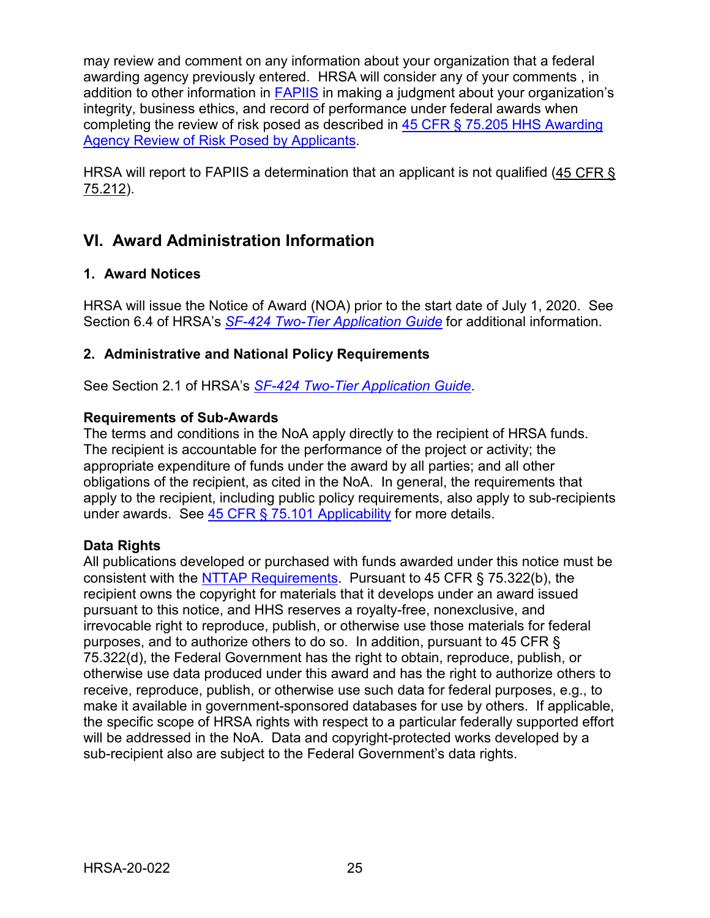may review and comment on any information about your organization that a federal awarding agency previously entered. HRSA will consider any of your comments , in addition to other information in FAPIIS in making a judgment about your organization's integrity, business ethics, and record of performance under federal awards when completing the review of risk posed as described in 45 CFR § 75.205 HHS Awarding Agency Review of Risk Posed by Applicants.

HRSA will report to FAPIIS a determination that an applicant is not qualified (45 CFR § 75.212).

## VI. Award Administration Information

### 1. Award Notices

HRSA will issue the Notice of Award (NOA) prior to the start date of July 1, 2020. See Section 6.4 of HRSA's *SF-424 Two-Tier Application Guide* for additional information.

### 2. Administrative and National Policy Requirements

See Section 2.1 of HRSA's *SF-424 Two-Tier Application Guide*.

**Requirements of Sub-Awards**
The terms and conditions in the NoA apply directly to the recipient of HRSA funds. The recipient is accountable for the performance of the project or activity; the appropriate expenditure of funds under the award by all parties; and all other obligations of the recipient, as cited in the NoA. In general, the requirements that apply to the recipient, including public policy requirements, also apply to sub-recipients under awards. See 45 CFR § 75.101 Applicability for more details.

**Data Rights**
All publications developed or purchased with funds awarded under this notice must be consistent with the NTTAP Requirements. Pursuant to 45 CFR § 75.322(b), the recipient owns the copyright for materials that it develops under an award issued pursuant to this notice, and HHS reserves a royalty-free, nonexclusive, and irrevocable right to reproduce, publish, or otherwise use those materials for federal purposes, and to authorize others to do so. In addition, pursuant to 45 CFR § 75.322(d), the Federal Government has the right to obtain, reproduce, publish, or otherwise use data produced under this award and has the right to authorize others to receive, reproduce, publish, or otherwise use such data for federal purposes, e.g., to make it available in government-sponsored databases for use by others. If applicable, the specific scope of HRSA rights with respect to a particular federally supported effort will be addressed in the NoA. Data and copyright-protected works developed by a sub-recipient also are subject to the Federal Government's data rights.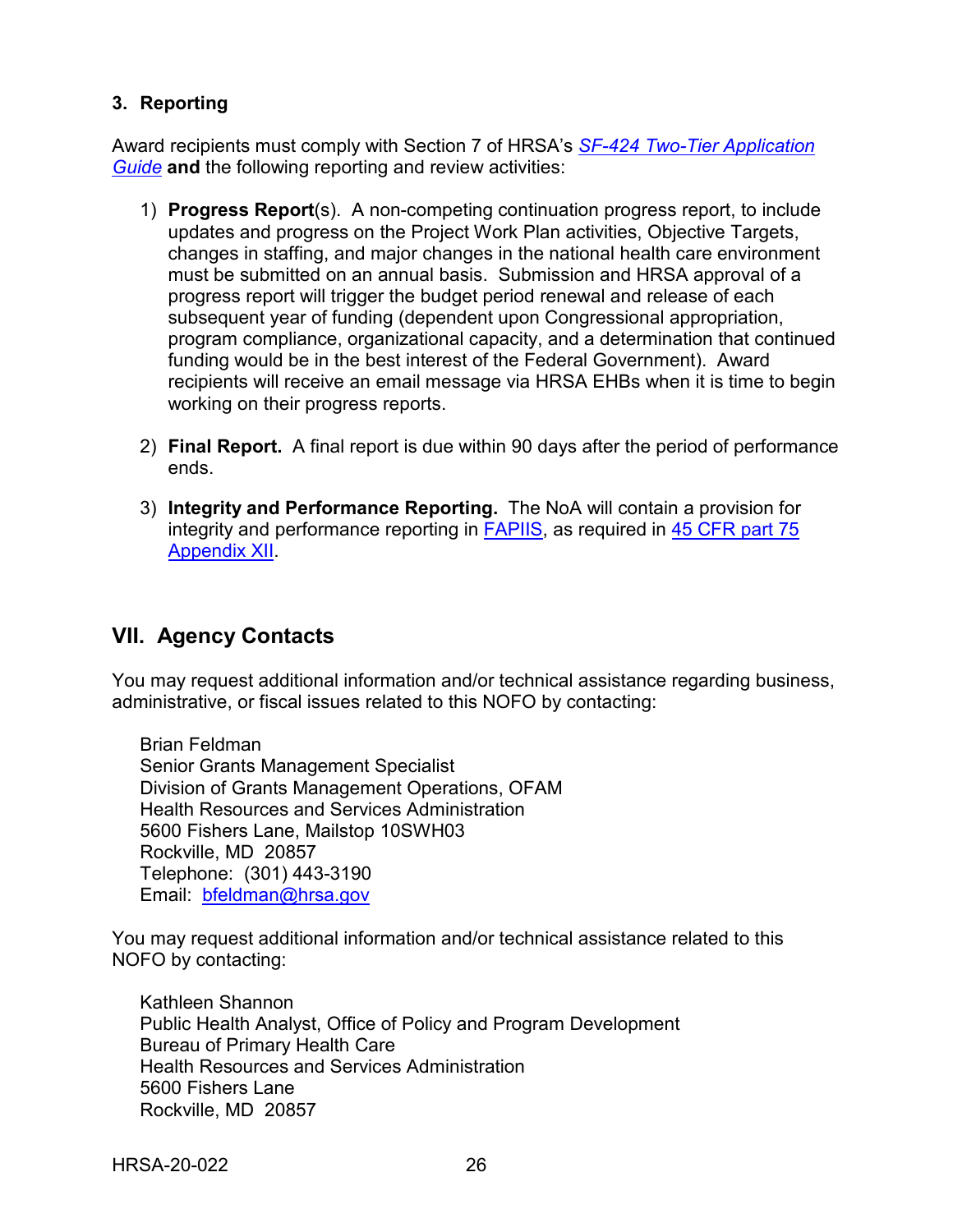### 3. Reporting

Award recipients must comply with Section 7 of HRSA's *SF-424 Two-Tier Application Guide* **and** the following reporting and review activities:

1) **Progress Report**(s). A non-competing continuation progress report, to include updates and progress on the Project Work Plan activities, Objective Targets, changes in staffing, and major changes in the national health care environment must be submitted on an annual basis. Submission and HRSA approval of a progress report will trigger the budget period renewal and release of each subsequent year of funding (dependent upon Congressional appropriation, program compliance, organizational capacity, and a determination that continued funding would be in the best interest of the Federal Government). Award recipients will receive an email message via HRSA EHBs when it is time to begin working on their progress reports.

2) **Final Report.** A final report is due within 90 days after the period of performance ends.

3) **Integrity and Performance Reporting.** The NoA will contain a provision for integrity and performance reporting in FAPIIS, as required in 45 CFR part 75 Appendix XII.

## VII. Agency Contacts

You may request additional information and/or technical assistance regarding business, administrative, or fiscal issues related to this NOFO by contacting:

Brian Feldman
Senior Grants Management Specialist
Division of Grants Management Operations, OFAM
Health Resources and Services Administration
5600 Fishers Lane, Mailstop 10SWH03
Rockville, MD 20857
Telephone: (301) 443-3190
Email: bfeldman@hrsa.gov

You may request additional information and/or technical assistance related to this NOFO by contacting:

Kathleen Shannon
Public Health Analyst, Office of Policy and Program Development
Bureau of Primary Health Care
Health Resources and Services Administration
5600 Fishers Lane
Rockville, MD 20857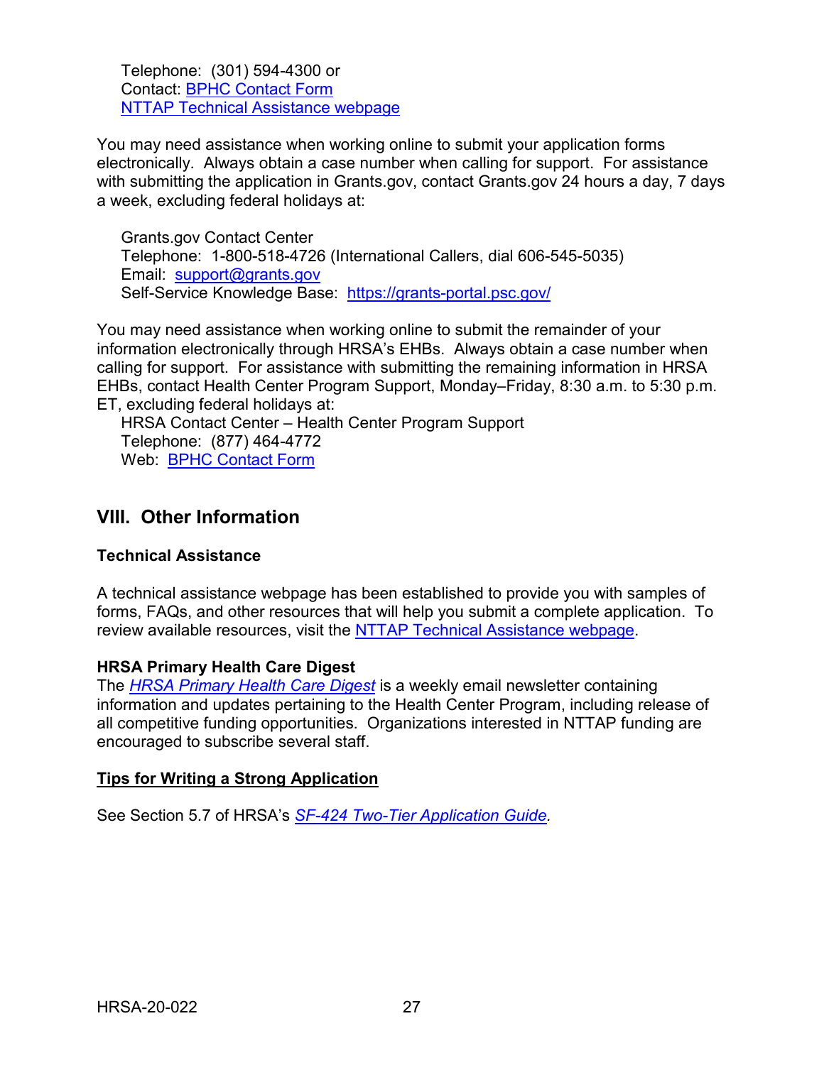Telephone: (301) 594-4300 or
Contact: [BPHC Contact Form](#)
[NTTAP Technical Assistance webpage](#)

You may need assistance when working online to submit your application forms electronically. Always obtain a case number when calling for support. For assistance with submitting the application in Grants.gov, contact Grants.gov 24 hours a day, 7 days a week, excluding federal holidays at:

Grants.gov Contact Center
Telephone: 1-800-518-4726 (International Callers, dial 606-545-5035)
Email: [support@grants.gov](mailto:support@grants.gov)
Self-Service Knowledge Base: [https://grants-portal.psc.gov/](https://grants-portal.psc.gov/)

You may need assistance when working online to submit the remainder of your information electronically through HRSA's EHBs. Always obtain a case number when calling for support. For assistance with submitting the remaining information in HRSA EHBs, contact Health Center Program Support, Monday–Friday, 8:30 a.m. to 5:30 p.m. ET, excluding federal holidays at:

HRSA Contact Center – Health Center Program Support
Telephone: (877) 464-4772
Web: [BPHC Contact Form](#)

## VIII. Other Information

**Technical Assistance**

A technical assistance webpage has been established to provide you with samples of forms, FAQs, and other resources that will help you submit a complete application. To review available resources, visit the [NTTAP Technical Assistance webpage](#).

**HRSA Primary Health Care Digest**

The [*HRSA Primary Health Care Digest*](#) is a weekly email newsletter containing information and updates pertaining to the Health Center Program, including release of all competitive funding opportunities. Organizations interested in NTTAP funding are encouraged to subscribe several staff.

**Tips for Writing a Strong Application**

See Section 5.7 of HRSA's [*SF-424 Two-Tier Application Guide*](#).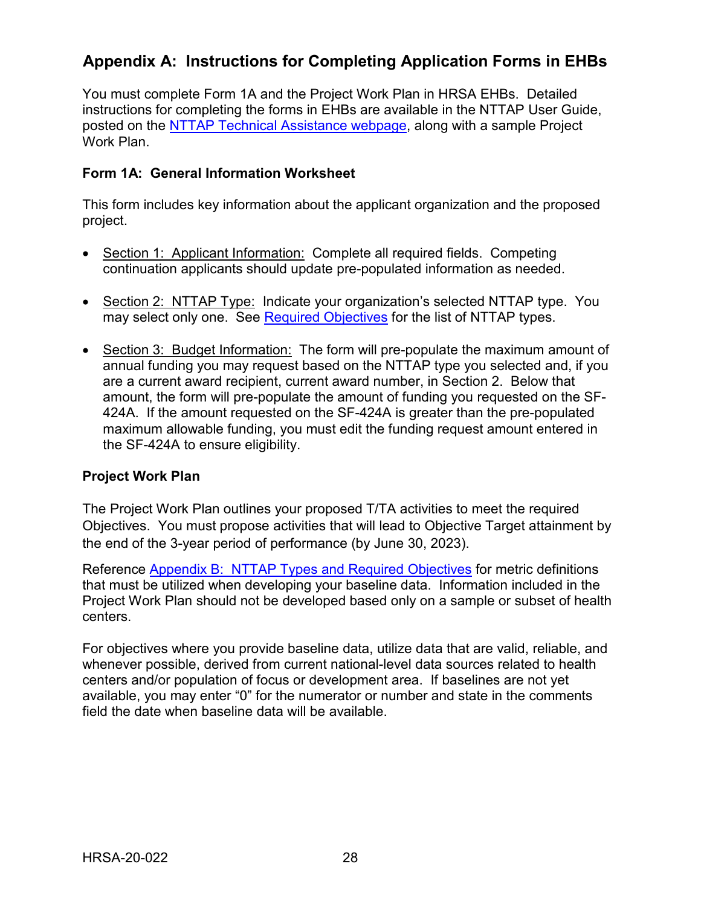## Appendix A: Instructions for Completing Application Forms in EHBs

You must complete Form 1A and the Project Work Plan in HRSA EHBs. Detailed instructions for completing the forms in EHBs are available in the NTTAP User Guide, posted on the NTTAP Technical Assistance webpage, along with a sample Project Work Plan.

### Form 1A: General Information Worksheet

This form includes key information about the applicant organization and the proposed project.

- Section 1: Applicant Information: Complete all required fields. Competing continuation applicants should update pre-populated information as needed.
- Section 2: NTTAP Type: Indicate your organization's selected NTTAP type. You may select only one. See Required Objectives for the list of NTTAP types.
- Section 3: Budget Information: The form will pre-populate the maximum amount of annual funding you may request based on the NTTAP type you selected and, if you are a current award recipient, current award number, in Section 2. Below that amount, the form will pre-populate the amount of funding you requested on the SF-424A. If the amount requested on the SF-424A is greater than the pre-populated maximum allowable funding, you must edit the funding request amount entered in the SF-424A to ensure eligibility.

### Project Work Plan

The Project Work Plan outlines your proposed T/TA activities to meet the required Objectives. You must propose activities that will lead to Objective Target attainment by the end of the 3-year period of performance (by June 30, 2023).

Reference Appendix B: NTTAP Types and Required Objectives for metric definitions that must be utilized when developing your baseline data. Information included in the Project Work Plan should not be developed based only on a sample or subset of health centers.

For objectives where you provide baseline data, utilize data that are valid, reliable, and whenever possible, derived from current national-level data sources related to health centers and/or population of focus or development area. If baselines are not yet available, you may enter "0" for the numerator or number and state in the comments field the date when baseline data will be available.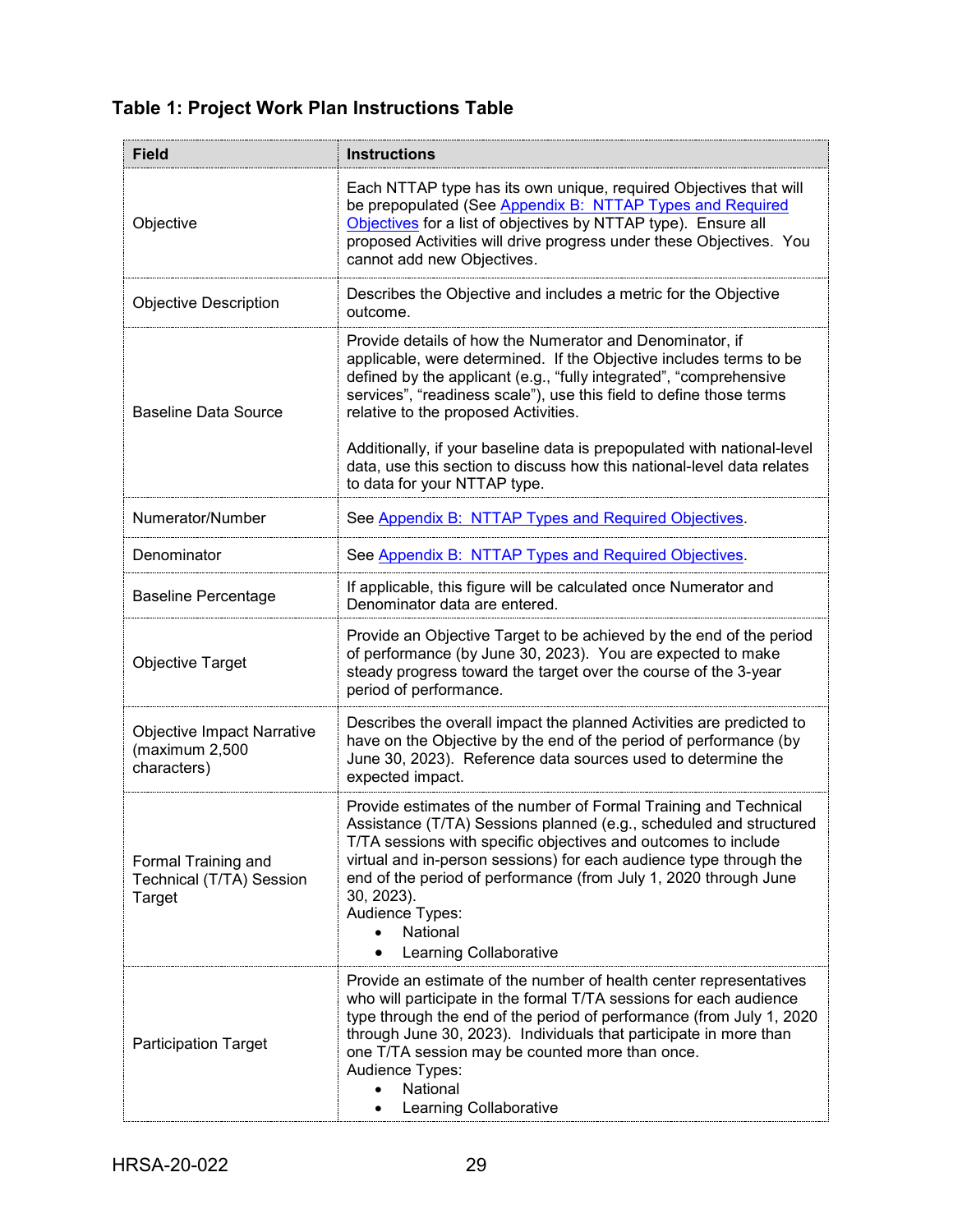### Table 1: Project Work Plan Instructions Table

| Field | Instructions |
|---|---|
| Objective | Each NTTAP type has its own unique, required Objectives that will be prepopulated (See Appendix B: NTTAP Types and Required Objectives for a list of objectives by NTTAP type). Ensure all proposed Activities will drive progress under these Objectives. You cannot add new Objectives. |
| Objective Description | Describes the Objective and includes a metric for the Objective outcome. |
| Baseline Data Source | Provide details of how the Numerator and Denominator, if applicable, were determined. If the Objective includes terms to be defined by the applicant (e.g., "fully integrated", "comprehensive services", "readiness scale"), use this field to define those terms relative to the proposed Activities.<br><br>Additionally, if your baseline data is prepopulated with national-level data, use this section to discuss how this national-level data relates to data for your NTTAP type. |
| Numerator/Number | See Appendix B: NTTAP Types and Required Objectives. |
| Denominator | See Appendix B: NTTAP Types and Required Objectives. |
| Baseline Percentage | If applicable, this figure will be calculated once Numerator and Denominator data are entered. |
| Objective Target | Provide an Objective Target to be achieved by the end of the period of performance (by June 30, 2023). You are expected to make steady progress toward the target over the course of the 3-year period of performance. |
| Objective Impact Narrative (maximum 2,500 characters) | Describes the overall impact the planned Activities are predicted to have on the Objective by the end of the period of performance (by June 30, 2023). Reference data sources used to determine the expected impact. |
| Formal Training and Technical (T/TA) Session Target | Provide estimates of the number of Formal Training and Technical Assistance (T/TA) Sessions planned (e.g., scheduled and structured T/TA sessions with specific objectives and outcomes to include virtual and in-person sessions) for each audience type through the end of the period of performance (from July 1, 2020 through June 30, 2023).<br>Audience Types:<br>• National<br>• Learning Collaborative |
| Participation Target | Provide an estimate of the number of health center representatives who will participate in the formal T/TA sessions for each audience type through the end of the period of performance (from July 1, 2020 through June 30, 2023). Individuals that participate in more than one T/TA session may be counted more than once.<br>Audience Types:<br>• National<br>• Learning Collaborative |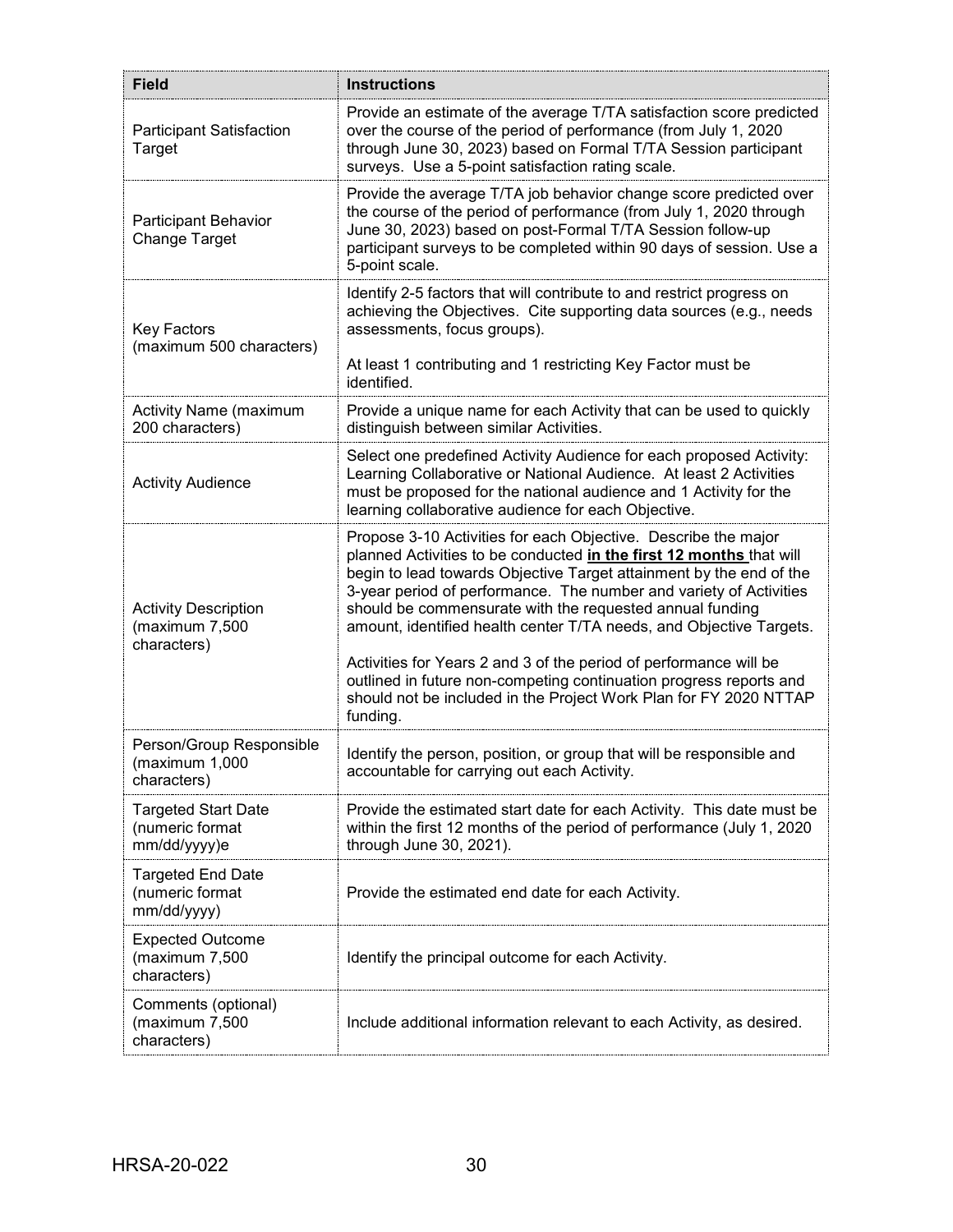| Field | Instructions |
|---|---|
| Participant Satisfaction Target | Provide an estimate of the average T/TA satisfaction score predicted over the course of the period of performance (from July 1, 2020 through June 30, 2023) based on Formal T/TA Session participant surveys. Use a 5-point satisfaction rating scale. |
| Participant Behavior Change Target | Provide the average T/TA job behavior change score predicted over the course of the period of performance (from July 1, 2020 through June 30, 2023) based on post-Formal T/TA Session follow-up participant surveys to be completed within 90 days of session. Use a 5-point scale. |
| Key Factors (maximum 500 characters) | Identify 2-5 factors that will contribute to and restrict progress on achieving the Objectives. Cite supporting data sources (e.g., needs assessments, focus groups).<br><br>At least 1 contributing and 1 restricting Key Factor must be identified. |
| Activity Name (maximum 200 characters) | Provide a unique name for each Activity that can be used to quickly distinguish between similar Activities. |
| Activity Audience | Select one predefined Activity Audience for each proposed Activity: Learning Collaborative or National Audience. At least 2 Activities must be proposed for the national audience and 1 Activity for the learning collaborative audience for each Objective. |
| Activity Description (maximum 7,500 characters) | Propose 3-10 Activities for each Objective. Describe the major planned Activities to be conducted **<u>in the first 12 months</u>** that will begin to lead towards Objective Target attainment by the end of the 3-year period of performance. The number and variety of Activities should be commensurate with the requested annual funding amount, identified health center T/TA needs, and Objective Targets.<br><br>Activities for Years 2 and 3 of the period of performance will be outlined in future non-competing continuation progress reports and should not be included in the Project Work Plan for FY 2020 NTTAP funding. |
| Person/Group Responsible (maximum 1,000 characters) | Identify the person, position, or group that will be responsible and accountable for carrying out each Activity. |
| Targeted Start Date (numeric format mm/dd/yyyy)e | Provide the estimated start date for each Activity. This date must be within the first 12 months of the period of performance (July 1, 2020 through June 30, 2021). |
| Targeted End Date (numeric format mm/dd/yyyy) | Provide the estimated end date for each Activity. |
| Expected Outcome (maximum 7,500 characters) | Identify the principal outcome for each Activity. |
| Comments (optional) (maximum 7,500 characters) | Include additional information relevant to each Activity, as desired. |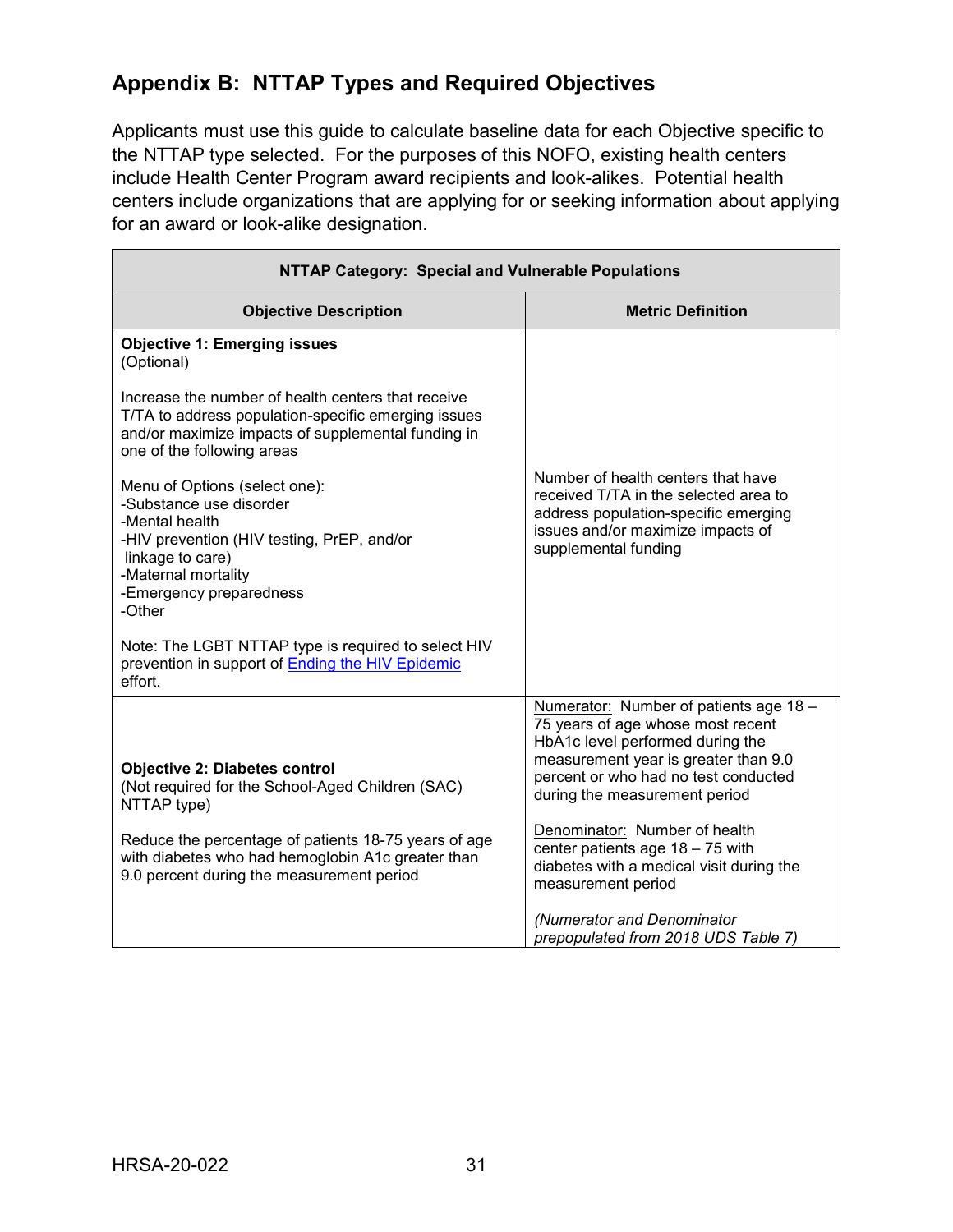## Appendix B: NTTAP Types and Required Objectives

Applicants must use this guide to calculate baseline data for each Objective specific to the NTTAP type selected. For the purposes of this NOFO, existing health centers include Health Center Program award recipients and look-alikes. Potential health centers include organizations that are applying for or seeking information about applying for an award or look-alike designation.

| **NTTAP Category: Special and Vulnerable Populations** | |
|---|---|
| **Objective Description** | **Metric Definition** |
| **Objective 1: Emerging issues**<br>(Optional)<br><br>Increase the number of health centers that receive T/TA to address population-specific emerging issues and/or maximize impacts of supplemental funding in one of the following areas<br><br><u>Menu of Options (select one)</u>:<br>-Substance use disorder<br>-Mental health<br>-HIV prevention (HIV testing, PrEP, and/or linkage to care)<br>-Maternal mortality<br>-Emergency preparedness<br>-Other<br><br>Note: The LGBT NTTAP type is required to select HIV prevention in support of [Ending the HIV Epidemic]() effort. | Number of health centers that have received T/TA in the selected area to address population-specific emerging issues and/or maximize impacts of supplemental funding |
| **Objective 2: Diabetes control**<br>(Not required for the School-Aged Children (SAC) NTTAP type)<br><br>Reduce the percentage of patients 18-75 years of age with diabetes who had hemoglobin A1c greater than 9.0 percent during the measurement period | <u>Numerator:</u> Number of patients age 18 – 75 years of age whose most recent HbA1c level performed during the measurement year is greater than 9.0 percent or who had no test conducted during the measurement period<br><br><u>Denominator:</u> Number of health center patients age 18 – 75 with diabetes with a medical visit during the measurement period<br><br>*(Numerator and Denominator prepopulated from 2018 UDS Table 7)* |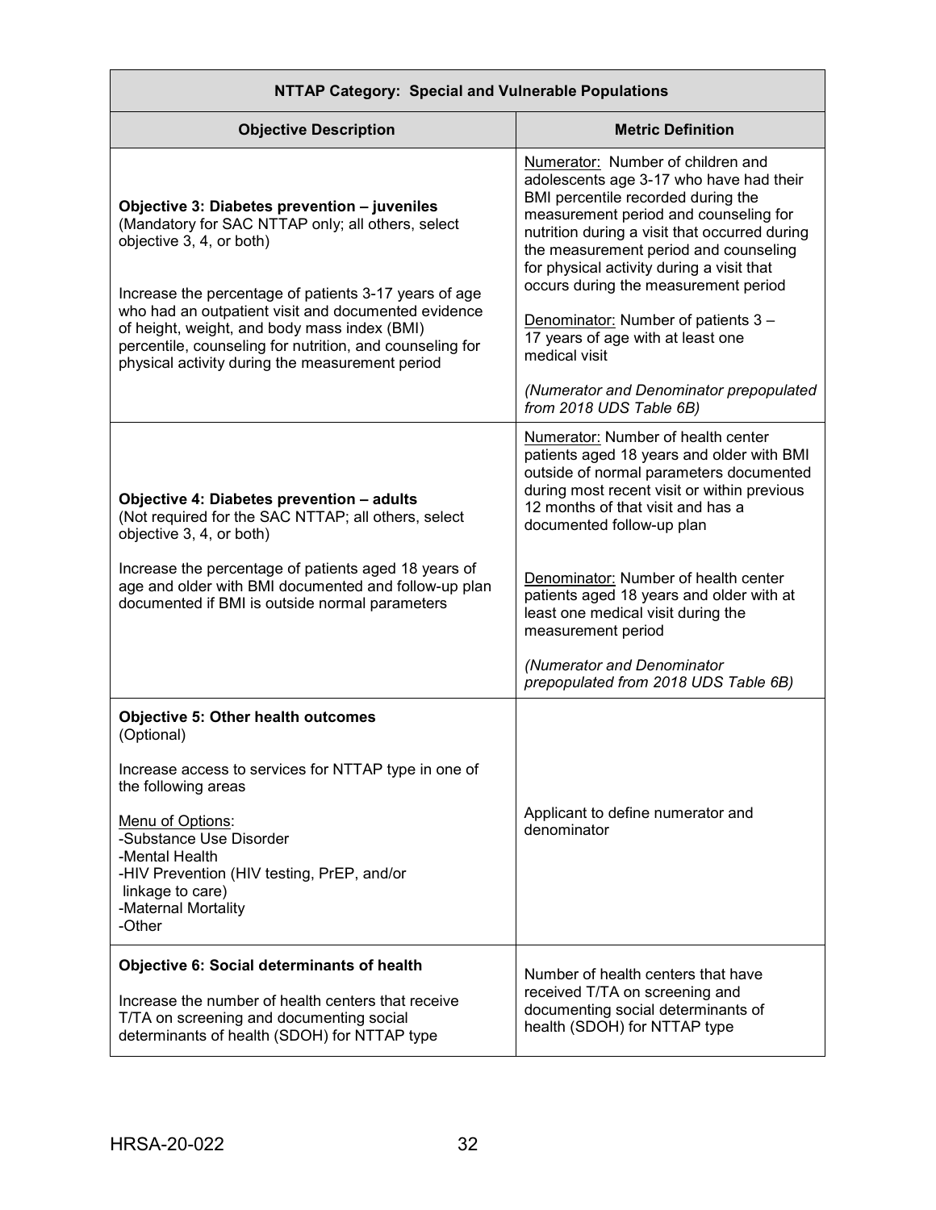| NTTAP Category: Special and Vulnerable Populations | |
|---|---|
| **Objective Description** | **Metric Definition** |
| **Objective 3: Diabetes prevention – juveniles**<br>(Mandatory for SAC NTTAP only; all others, select objective 3, 4, or both)<br><br>Increase the percentage of patients 3-17 years of age who had an outpatient visit and documented evidence of height, weight, and body mass index (BMI) percentile, counseling for nutrition, and counseling for physical activity during the measurement period | Numerator: Number of children and adolescents age 3-17 who have had their BMI percentile recorded during the measurement period and counseling for nutrition during a visit that occurred during the measurement period and counseling for physical activity during a visit that occurs during the measurement period<br><br>Denominator: Number of patients 3 – 17 years of age with at least one medical visit<br><br>*(Numerator and Denominator prepopulated from 2018 UDS Table 6B)* |
| **Objective 4: Diabetes prevention – adults**<br>(Not required for the SAC NTTAP; all others, select objective 3, 4, or both)<br><br>Increase the percentage of patients aged 18 years of age and older with BMI documented and follow-up plan documented if BMI is outside normal parameters | Numerator: Number of health center patients aged 18 years and older with BMI outside of normal parameters documented during most recent visit or within previous 12 months of that visit and has a documented follow-up plan<br><br>Denominator: Number of health center patients aged 18 years and older with at least one medical visit during the measurement period<br><br>*(Numerator and Denominator prepopulated from 2018 UDS Table 6B)* |
| **Objective 5: Other health outcomes**<br>(Optional)<br><br>Increase access to services for NTTAP type in one of the following areas<br><br>Menu of Options:<br>-Substance Use Disorder<br>-Mental Health<br>-HIV Prevention (HIV testing, PrEP, and/or linkage to care)<br>-Maternal Mortality<br>-Other | Applicant to define numerator and denominator |
| **Objective 6: Social determinants of health**<br><br>Increase the number of health centers that receive T/TA on screening and documenting social determinants of health (SDOH) for NTTAP type | Number of health centers that have received T/TA on screening and documenting social determinants of health (SDOH) for NTTAP type |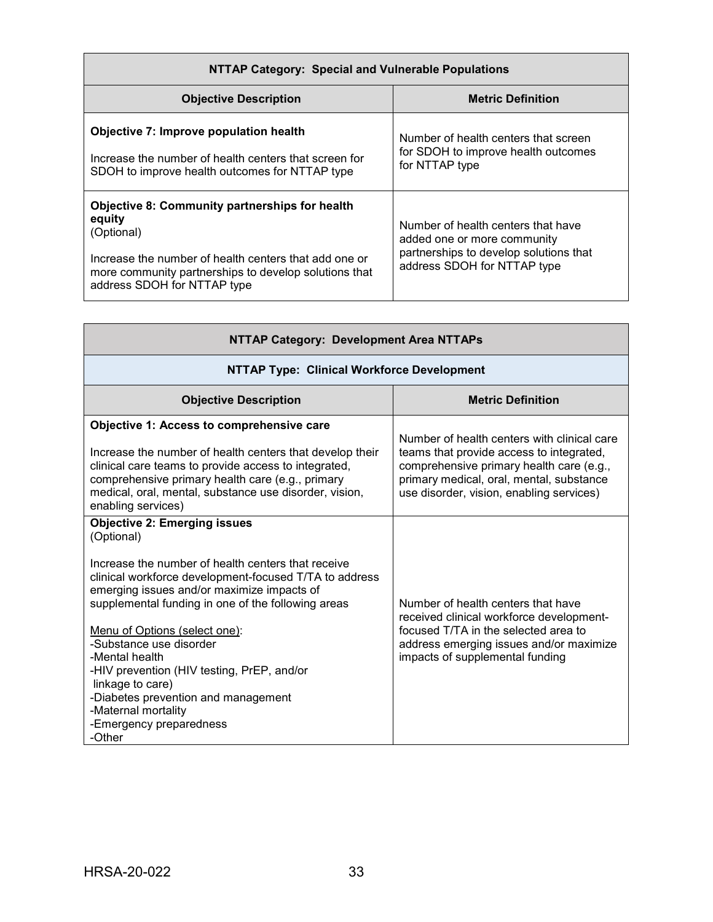| NTTAP Category: Special and Vulnerable Populations | |
|---|---|
| **Objective Description** | **Metric Definition** |
| **Objective 7: Improve population health**<br><br>Increase the number of health centers that screen for SDOH to improve health outcomes for NTTAP type | Number of health centers that screen for SDOH to improve health outcomes for NTTAP type |
| **Objective 8: Community partnerships for health equity**<br>(Optional)<br><br>Increase the number of health centers that add one or more community partnerships to develop solutions that address SDOH for NTTAP type | Number of health centers that have added one or more community partnerships to develop solutions that address SDOH for NTTAP type |

| NTTAP Category: Development Area NTTAPs | |
|---|---|
| **NTTAP Type: Clinical Workforce Development** | |
| **Objective Description** | **Metric Definition** |
| **Objective 1: Access to comprehensive care**<br><br>Increase the number of health centers that develop their clinical care teams to provide access to integrated, comprehensive primary health care (e.g., primary medical, oral, mental, substance use disorder, vision, enabling services) | Number of health centers with clinical care teams that provide access to integrated, comprehensive primary health care (e.g., primary medical, oral, mental, substance use disorder, vision, enabling services) |
| **Objective 2: Emerging issues**<br>(Optional)<br><br>Increase the number of health centers that receive clinical workforce development-focused T/TA to address emerging issues and/or maximize impacts of supplemental funding in one of the following areas<br><br>Menu of Options (select one):<br>-Substance use disorder<br>-Mental health<br>-HIV prevention (HIV testing, PrEP, and/or linkage to care)<br>-Diabetes prevention and management<br>-Maternal mortality<br>-Emergency preparedness<br>-Other | Number of health centers that have received clinical workforce development-focused T/TA in the selected area to address emerging issues and/or maximize impacts of supplemental funding |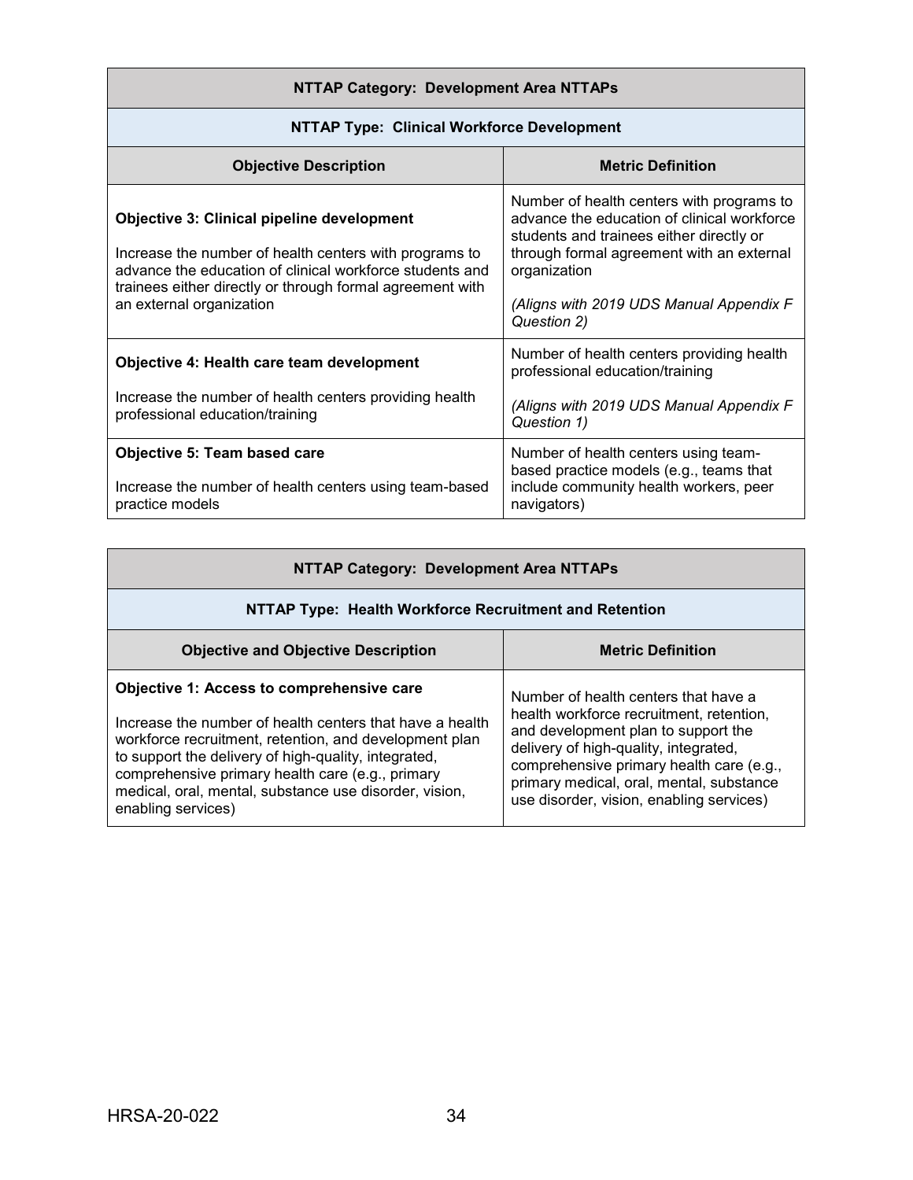| NTTAP Category: Development Area NTTAPs | |
|---|---|
| **NTTAP Type: Clinical Workforce Development** | |
| **Objective Description** | **Metric Definition** |
| **Objective 3: Clinical pipeline development**<br><br>Increase the number of health centers with programs to advance the education of clinical workforce students and trainees either directly or through formal agreement with an external organization | Number of health centers with programs to advance the education of clinical workforce students and trainees either directly or through formal agreement with an external organization<br><br>*(Aligns with 2019 UDS Manual Appendix F Question 2)* |
| **Objective 4: Health care team development**<br><br>Increase the number of health centers providing health professional education/training | Number of health centers providing health professional education/training<br><br>*(Aligns with 2019 UDS Manual Appendix F Question 1)* |
| **Objective 5: Team based care**<br><br>Increase the number of health centers using team-based practice models | Number of health centers using team-based practice models (e.g., teams that include community health workers, peer navigators) |

| NTTAP Category: Development Area NTTAPs | |
|---|---|
| **NTTAP Type: Health Workforce Recruitment and Retention** | |
| **Objective and Objective Description** | **Metric Definition** |
| **Objective 1: Access to comprehensive care**<br><br>Increase the number of health centers that have a health workforce recruitment, retention, and development plan to support the delivery of high-quality, integrated, comprehensive primary health care (e.g., primary medical, oral, mental, substance use disorder, vision, enabling services) | Number of health centers that have a health workforce recruitment, retention, and development plan to support the delivery of high-quality, integrated, comprehensive primary health care (e.g., primary medical, oral, mental, substance use disorder, vision, enabling services) |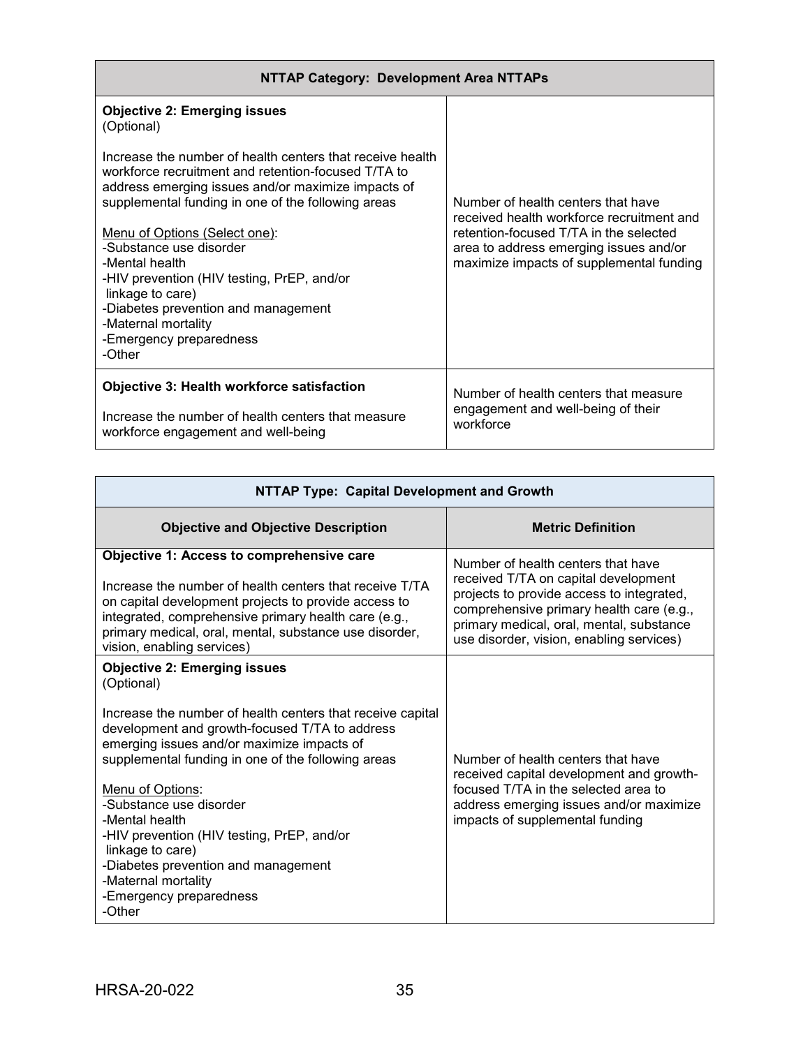| NTTAP Category: Development Area NTTAPs | |
|---|---|
| **Objective 2: Emerging issues**<br>(Optional)<br><br>Increase the number of health centers that receive health workforce recruitment and retention-focused T/TA to address emerging issues and/or maximize impacts of supplemental funding in one of the following areas<br><br>Menu of Options (Select one):<br>-Substance use disorder<br>-Mental health<br>-HIV prevention (HIV testing, PrEP, and/or linkage to care)<br>-Diabetes prevention and management<br>-Maternal mortality<br>-Emergency preparedness<br>-Other | Number of health centers that have received health workforce recruitment and retention-focused T/TA in the selected area to address emerging issues and/or maximize impacts of supplemental funding |
| **Objective 3: Health workforce satisfaction**<br><br>Increase the number of health centers that measure workforce engagement and well-being | Number of health centers that measure engagement and well-being of their workforce |

| NTTAP Type: Capital Development and Growth | |
|---|---|
| **Objective and Objective Description** | **Metric Definition** |
| **Objective 1: Access to comprehensive care**<br><br>Increase the number of health centers that receive T/TA on capital development projects to provide access to integrated, comprehensive primary health care (e.g., primary medical, oral, mental, substance use disorder, vision, enabling services) | Number of health centers that have received T/TA on capital development projects to provide access to integrated, comprehensive primary health care (e.g., primary medical, oral, mental, substance use disorder, vision, enabling services) |
| **Objective 2: Emerging issues**<br>(Optional)<br><br>Increase the number of health centers that receive capital development and growth-focused T/TA to address emerging issues and/or maximize impacts of supplemental funding in one of the following areas<br><br>Menu of Options:<br>-Substance use disorder<br>-Mental health<br>-HIV prevention (HIV testing, PrEP, and/or linkage to care)<br>-Diabetes prevention and management<br>-Maternal mortality<br>-Emergency preparedness<br>-Other | Number of health centers that have received capital development and growth-focused T/TA in the selected area to address emerging issues and/or maximize impacts of supplemental funding |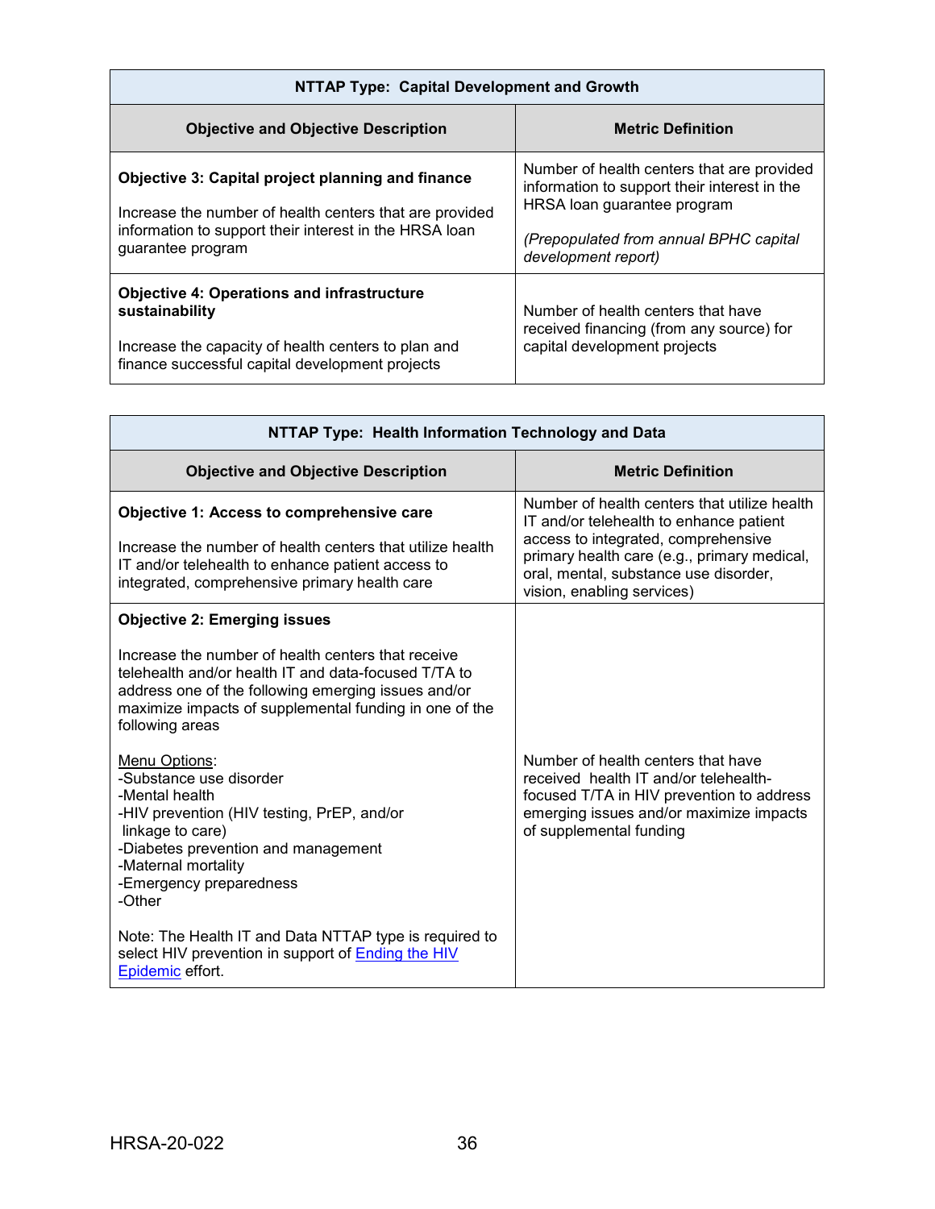| NTTAP Type: Capital Development and Growth | |
|---|---|
| **Objective and Objective Description** | **Metric Definition** |
| **Objective 3: Capital project planning and finance**<br><br>Increase the number of health centers that are provided information to support their interest in the HRSA loan guarantee program | Number of health centers that are provided information to support their interest in the HRSA loan guarantee program<br><br>*(Prepopulated from annual BPHC capital development report)* |
| **Objective 4: Operations and infrastructure sustainability**<br><br>Increase the capacity of health centers to plan and finance successful capital development projects | Number of health centers that have received financing (from any source) for capital development projects |

| NTTAP Type: Health Information Technology and Data | |
|---|---|
| **Objective and Objective Description** | **Metric Definition** |
| **Objective 1: Access to comprehensive care**<br><br>Increase the number of health centers that utilize health IT and/or telehealth to enhance patient access to integrated, comprehensive primary health care | Number of health centers that utilize health IT and/or telehealth to enhance patient access to integrated, comprehensive primary health care (e.g., primary medical, oral, mental, substance use disorder, vision, enabling services) |
| **Objective 2: Emerging issues**<br><br>Increase the number of health centers that receive telehealth and/or health IT and data-focused T/TA to address one of the following emerging issues and/or maximize impacts of supplemental funding in one of the following areas<br><br>Menu Options:<br>-Substance use disorder<br>-Mental health<br>-HIV prevention (HIV testing, PrEP, and/or linkage to care)<br>-Diabetes prevention and management<br>-Maternal mortality<br>-Emergency preparedness<br>-Other<br><br>Note: The Health IT and Data NTTAP type is required to select HIV prevention in support of Ending the HIV Epidemic effort. | Number of health centers that have received health IT and/or telehealth-focused T/TA in HIV prevention to address emerging issues and/or maximize impacts of supplemental funding |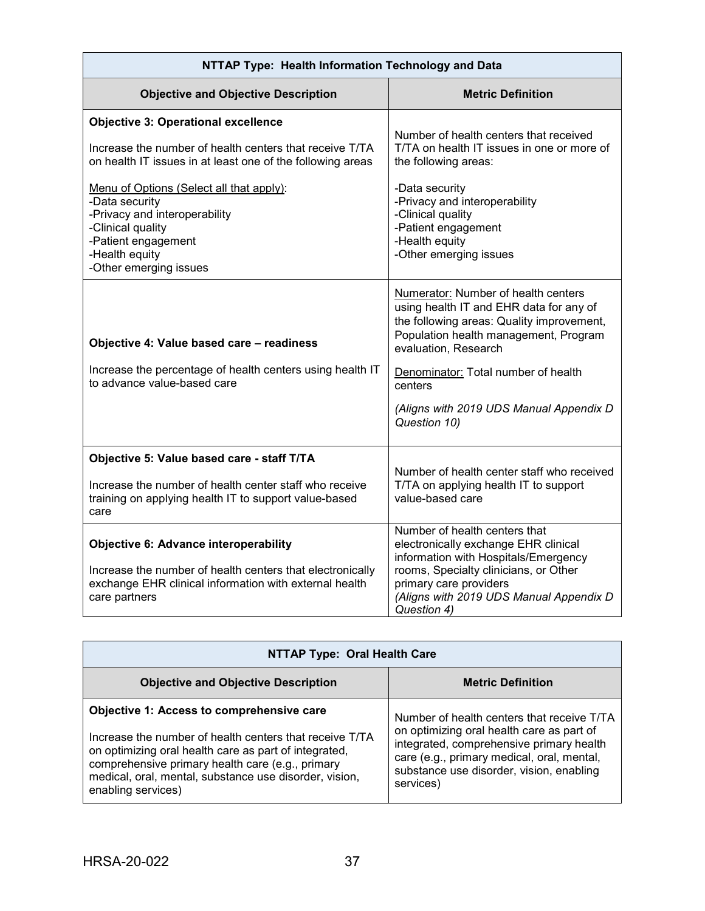| NTTAP Type: Health Information Technology and Data | |
|---|---|
| **Objective and Objective Description** | **Metric Definition** |
| **Objective 3: Operational excellence**<br><br>Increase the number of health centers that receive T/TA on health IT issues in at least one of the following areas<br><br>Menu of Options (Select all that apply):<br>-Data security<br>-Privacy and interoperability<br>-Clinical quality<br>-Patient engagement<br>-Health equity<br>-Other emerging issues | Number of health centers that received T/TA on health IT issues in one or more of the following areas:<br><br>-Data security<br>-Privacy and interoperability<br>-Clinical quality<br>-Patient engagement<br>-Health equity<br>-Other emerging issues |
| **Objective 4: Value based care – readiness**<br><br>Increase the percentage of health centers using health IT to advance value-based care | Numerator: Number of health centers using health IT and EHR data for any of the following areas: Quality improvement, Population health management, Program evaluation, Research<br><br>Denominator: Total number of health centers<br><br>*(Aligns with 2019 UDS Manual Appendix D Question 10)* |
| **Objective 5: Value based care - staff T/TA**<br><br>Increase the number of health center staff who receive training on applying health IT to support value-based care | Number of health center staff who received T/TA on applying health IT to support value-based care |
| **Objective 6: Advance interoperability**<br><br>Increase the number of health centers that electronically exchange EHR clinical information with external health care partners | Number of health centers that electronically exchange EHR clinical information with Hospitals/Emergency rooms, Specialty clinicians, or Other primary care providers<br>*(Aligns with 2019 UDS Manual Appendix D Question 4)* |

| NTTAP Type: Oral Health Care | |
|---|---|
| **Objective and Objective Description** | **Metric Definition** |
| **Objective 1: Access to comprehensive care**<br><br>Increase the number of health centers that receive T/TA on optimizing oral health care as part of integrated, comprehensive primary health care (e.g., primary medical, oral, mental, substance use disorder, vision, enabling services) | Number of health centers that receive T/TA on optimizing oral health care as part of integrated, comprehensive primary health care (e.g., primary medical, oral, mental, substance use disorder, vision, enabling services) |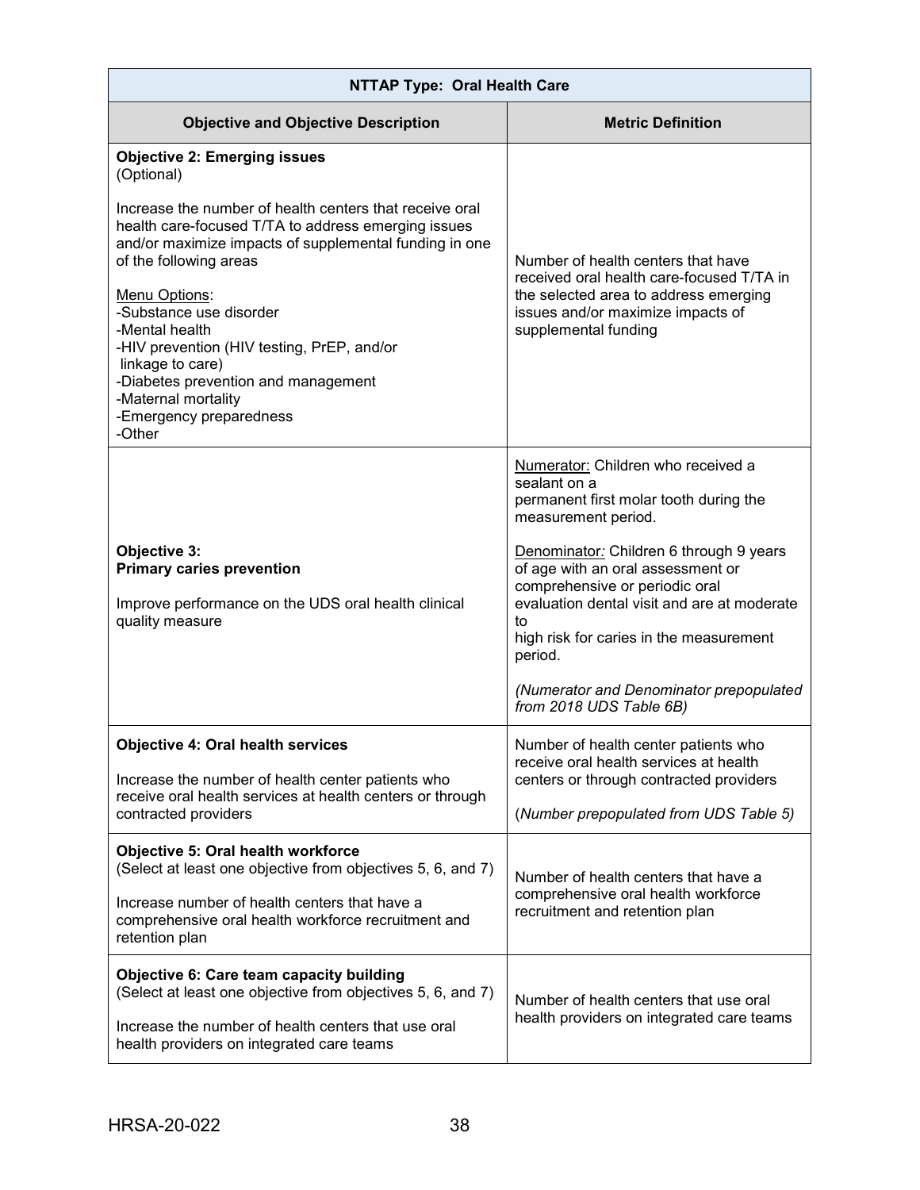| NTTAP Type: Oral Health Care | |
|---|---|
| **Objective and Objective Description** | **Metric Definition** |
| **Objective 2: Emerging issues**<br>(Optional)<br><br>Increase the number of health centers that receive oral health care-focused T/TA to address emerging issues and/or maximize impacts of supplemental funding in one of the following areas<br><br>Menu Options:<br>-Substance use disorder<br>-Mental health<br>-HIV prevention (HIV testing, PrEP, and/or linkage to care)<br>-Diabetes prevention and management<br>-Maternal mortality<br>-Emergency preparedness<br>-Other | Number of health centers that have received oral health care-focused T/TA in the selected area to address emerging issues and/or maximize impacts of supplemental funding |
| **Objective 3:**<br>**Primary caries prevention**<br><br>Improve performance on the UDS oral health clinical quality measure | Numerator: Children who received a sealant on a permanent first molar tooth during the measurement period.<br><br>Denominator*:* Children 6 through 9 years of age with an oral assessment or comprehensive or periodic oral evaluation dental visit and are at moderate to high risk for caries in the measurement period.<br><br>*(Numerator and Denominator prepopulated from 2018 UDS Table 6B)* |
| **Objective 4: Oral health services**<br><br>Increase the number of health center patients who receive oral health services at health centers or through contracted providers | Number of health center patients who receive oral health services at health centers or through contracted providers<br><br>(*Number prepopulated from UDS Table 5)* |
| **Objective 5: Oral health workforce**<br>(Select at least one objective from objectives 5, 6, and 7)<br><br>Increase number of health centers that have a comprehensive oral health workforce recruitment and retention plan | Number of health centers that have a comprehensive oral health workforce recruitment and retention plan |
| **Objective 6: Care team capacity building**<br>(Select at least one objective from objectives 5, 6, and 7)<br><br>Increase the number of health centers that use oral health providers on integrated care teams | Number of health centers that use oral health providers on integrated care teams |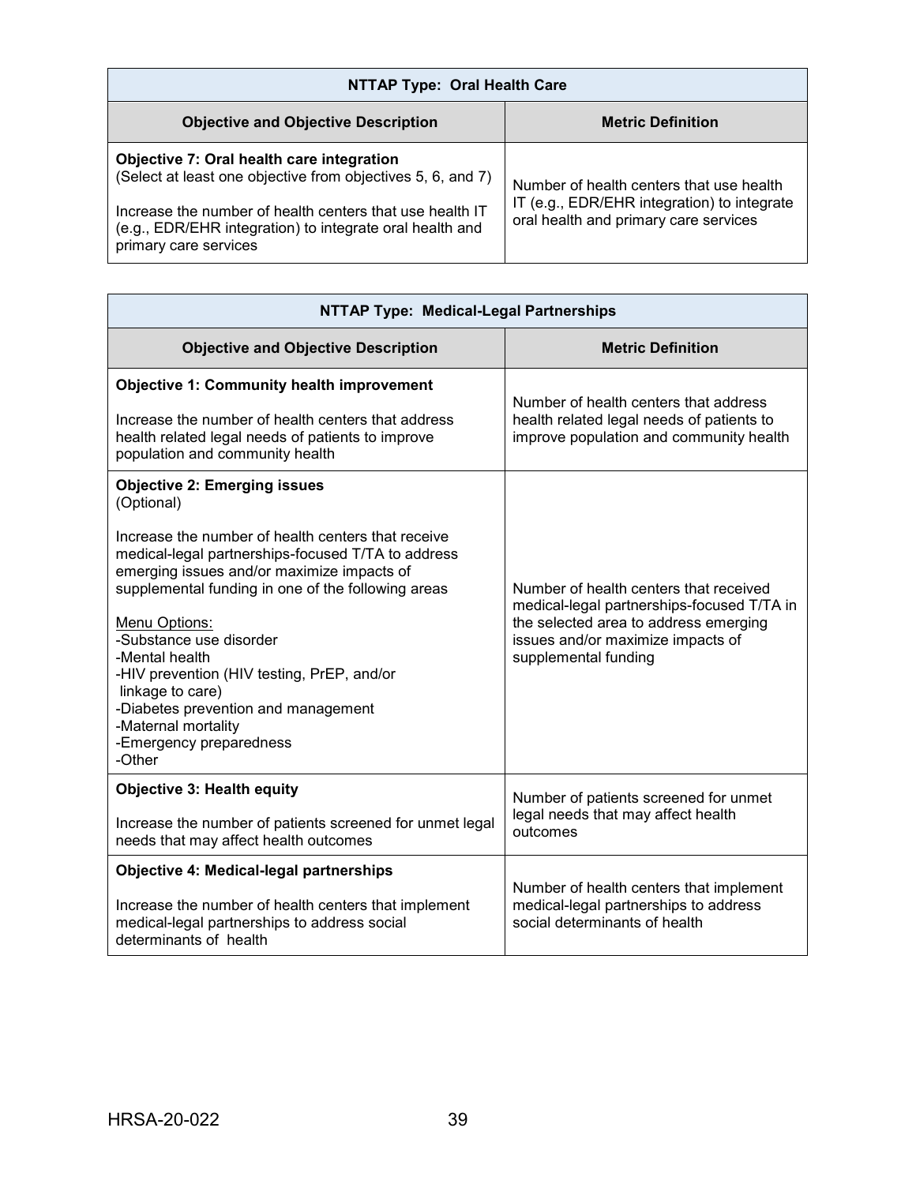| NTTAP Type: Oral Health Care | |
|---|---|
| **Objective and Objective Description** | **Metric Definition** |
| **Objective 7: Oral health care integration**<br>(Select at least one objective from objectives 5, 6, and 7)<br><br>Increase the number of health centers that use health IT (e.g., EDR/EHR integration) to integrate oral health and primary care services | Number of health centers that use health IT (e.g., EDR/EHR integration) to integrate oral health and primary care services |

| NTTAP Type: Medical-Legal Partnerships | |
|---|---|
| **Objective and Objective Description** | **Metric Definition** |
| **Objective 1: Community health improvement**<br><br>Increase the number of health centers that address health related legal needs of patients to improve population and community health | Number of health centers that address health related legal needs of patients to improve population and community health |
| **Objective 2: Emerging issues**<br>(Optional)<br><br>Increase the number of health centers that receive medical-legal partnerships-focused T/TA to address emerging issues and/or maximize impacts of supplemental funding in one of the following areas<br><br>Menu Options:<br>-Substance use disorder<br>-Mental health<br>-HIV prevention (HIV testing, PrEP, and/or linkage to care)<br>-Diabetes prevention and management<br>-Maternal mortality<br>-Emergency preparedness<br>-Other | Number of health centers that received medical-legal partnerships-focused T/TA in the selected area to address emerging issues and/or maximize impacts of supplemental funding |
| **Objective 3: Health equity**<br><br>Increase the number of patients screened for unmet legal needs that may affect health outcomes | Number of patients screened for unmet legal needs that may affect health outcomes |
| **Objective 4: Medical-legal partnerships**<br><br>Increase the number of health centers that implement medical-legal partnerships to address social determinants of health | Number of health centers that implement medical-legal partnerships to address social determinants of health |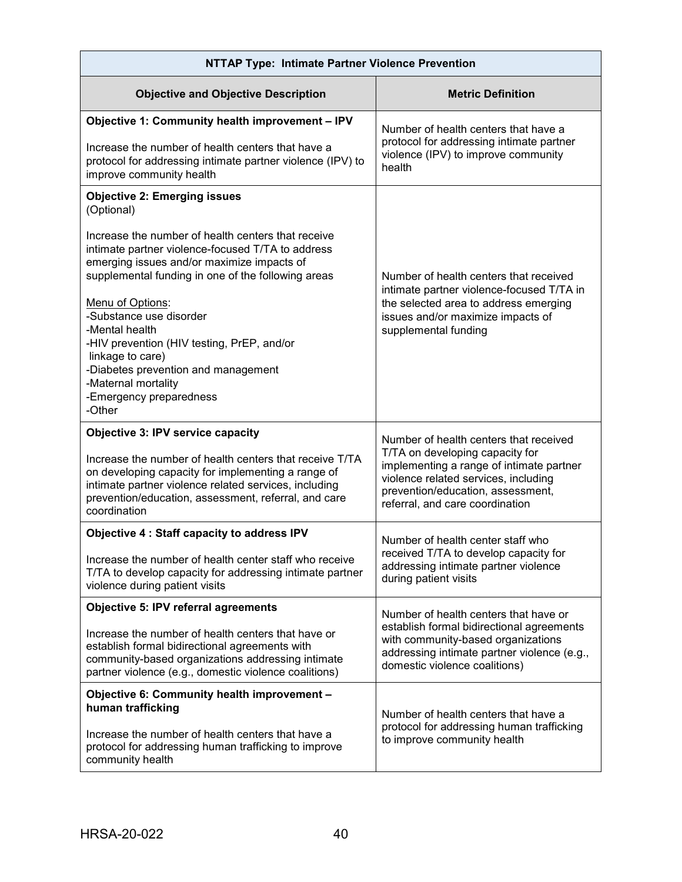| NTTAP Type: Intimate Partner Violence Prevention | |
|---|---|
| **Objective and Objective Description** | **Metric Definition** |
| **Objective 1: Community health improvement – IPV**<br><br>Increase the number of health centers that have a protocol for addressing intimate partner violence (IPV) to improve community health | Number of health centers that have a protocol for addressing intimate partner violence (IPV) to improve community health |
| **Objective 2: Emerging issues**<br>(Optional)<br><br>Increase the number of health centers that receive intimate partner violence-focused T/TA to address emerging issues and/or maximize impacts of supplemental funding in one of the following areas<br><br>Menu of Options:<br>-Substance use disorder<br>-Mental health<br>-HIV prevention (HIV testing, PrEP, and/or linkage to care)<br>-Diabetes prevention and management<br>-Maternal mortality<br>-Emergency preparedness<br>-Other | Number of health centers that received intimate partner violence-focused T/TA in the selected area to address emerging issues and/or maximize impacts of supplemental funding |
| **Objective 3: IPV service capacity**<br><br>Increase the number of health centers that receive T/TA on developing capacity for implementing a range of intimate partner violence related services, including prevention/education, assessment, referral, and care coordination | Number of health centers that received T/TA on developing capacity for implementing a range of intimate partner violence related services, including prevention/education, assessment, referral, and care coordination |
| **Objective 4 : Staff capacity to address IPV**<br><br>Increase the number of health center staff who receive T/TA to develop capacity for addressing intimate partner violence during patient visits | Number of health center staff who received T/TA to develop capacity for addressing intimate partner violence during patient visits |
| **Objective 5: IPV referral agreements**<br><br>Increase the number of health centers that have or establish formal bidirectional agreements with community-based organizations addressing intimate partner violence (e.g., domestic violence coalitions) | Number of health centers that have or establish formal bidirectional agreements with community-based organizations addressing intimate partner violence (e.g., domestic violence coalitions) |
| **Objective 6: Community health improvement – human trafficking**<br><br>Increase the number of health centers that have a protocol for addressing human trafficking to improve community health | Number of health centers that have a protocol for addressing human trafficking to improve community health |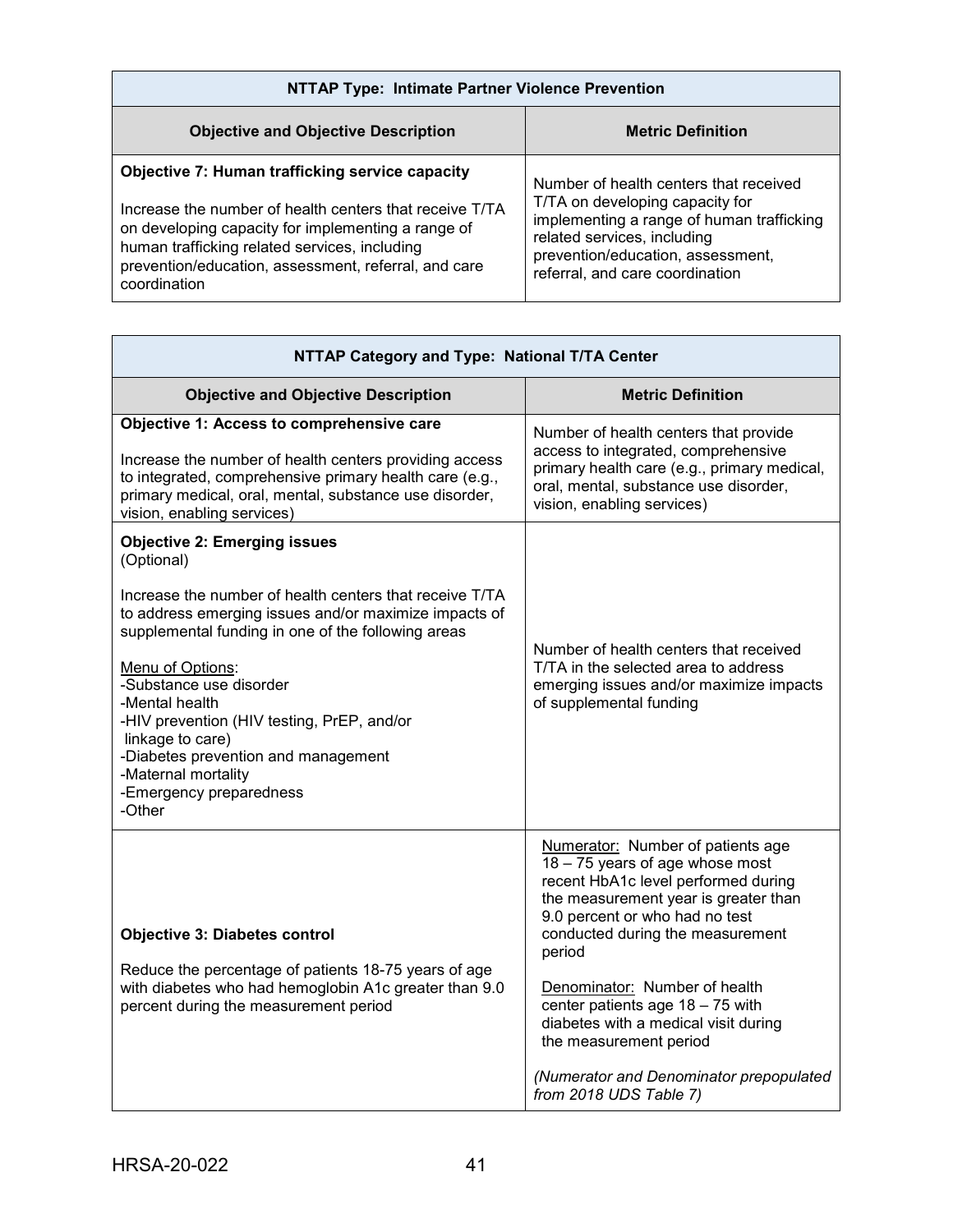| NTTAP Type: Intimate Partner Violence Prevention | |
|---|---|
| **Objective and Objective Description** | **Metric Definition** |
| **Objective 7: Human trafficking service capacity**<br><br>Increase the number of health centers that receive T/TA on developing capacity for implementing a range of human trafficking related services, including prevention/education, assessment, referral, and care coordination | Number of health centers that received T/TA on developing capacity for implementing a range of human trafficking related services, including prevention/education, assessment, referral, and care coordination |

| NTTAP Category and Type: National T/TA Center | |
|---|---|
| **Objective and Objective Description** | **Metric Definition** |
| **Objective 1: Access to comprehensive care**<br><br>Increase the number of health centers providing access to integrated, comprehensive primary health care (e.g., primary medical, oral, mental, substance use disorder, vision, enabling services) | Number of health centers that provide access to integrated, comprehensive primary health care (e.g., primary medical, oral, mental, substance use disorder, vision, enabling services) |
| **Objective 2: Emerging issues**<br>(Optional)<br><br>Increase the number of health centers that receive T/TA to address emerging issues and/or maximize impacts of supplemental funding in one of the following areas<br><br>Menu of Options:<br>-Substance use disorder<br>-Mental health<br>-HIV prevention (HIV testing, PrEP, and/or linkage to care)<br>-Diabetes prevention and management<br>-Maternal mortality<br>-Emergency preparedness<br>-Other | Number of health centers that received T/TA in the selected area to address emerging issues and/or maximize impacts of supplemental funding |
| **Objective 3: Diabetes control**<br><br>Reduce the percentage of patients 18-75 years of age with diabetes who had hemoglobin A1c greater than 9.0 percent during the measurement period | Numerator: Number of patients age 18 – 75 years of age whose most recent HbA1c level performed during the measurement year is greater than 9.0 percent or who had no test conducted during the measurement period<br><br>Denominator: Number of health center patients age 18 – 75 with diabetes with a medical visit during the measurement period<br><br>*(Numerator and Denominator prepopulated from 2018 UDS Table 7)* |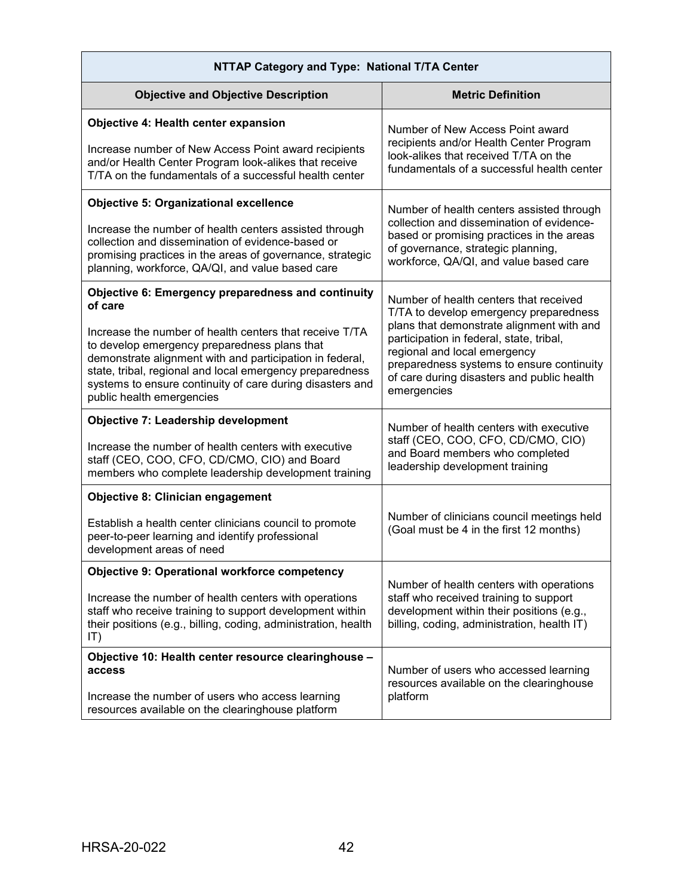| NTTAP Category and Type: National T/TA Center | |
|---|---|
| **Objective and Objective Description** | **Metric Definition** |
| **Objective 4: Health center expansion**<br><br>Increase number of New Access Point award recipients and/or Health Center Program look-alikes that receive T/TA on the fundamentals of a successful health center | Number of New Access Point award recipients and/or Health Center Program look-alikes that received T/TA on the fundamentals of a successful health center |
| **Objective 5: Organizational excellence**<br><br>Increase the number of health centers assisted through collection and dissemination of evidence-based or promising practices in the areas of governance, strategic planning, workforce, QA/QI, and value based care | Number of health centers assisted through collection and dissemination of evidence-based or promising practices in the areas of governance, strategic planning, workforce, QA/QI, and value based care |
| **Objective 6: Emergency preparedness and continuity of care**<br><br>Increase the number of health centers that receive T/TA to develop emergency preparedness plans that demonstrate alignment with and participation in federal, state, tribal, regional and local emergency preparedness systems to ensure continuity of care during disasters and public health emergencies | Number of health centers that received T/TA to develop emergency preparedness plans that demonstrate alignment with and participation in federal, state, tribal, regional and local emergency preparedness systems to ensure continuity of care during disasters and public health emergencies |
| **Objective 7: Leadership development**<br><br>Increase the number of health centers with executive staff (CEO, COO, CFO, CD/CMO, CIO) and Board members who complete leadership development training | Number of health centers with executive staff (CEO, COO, CFO, CD/CMO, CIO) and Board members who completed leadership development training |
| **Objective 8: Clinician engagement**<br><br>Establish a health center clinicians council to promote peer-to-peer learning and identify professional development areas of need | Number of clinicians council meetings held (Goal must be 4 in the first 12 months) |
| **Objective 9: Operational workforce competency**<br><br>Increase the number of health centers with operations staff who receive training to support development within their positions (e.g., billing, coding, administration, health IT) | Number of health centers with operations staff who received training to support development within their positions (e.g., billing, coding, administration, health IT) |
| **Objective 10: Health center resource clearinghouse – access**<br><br>Increase the number of users who access learning resources available on the clearinghouse platform | Number of users who accessed learning resources available on the clearinghouse platform |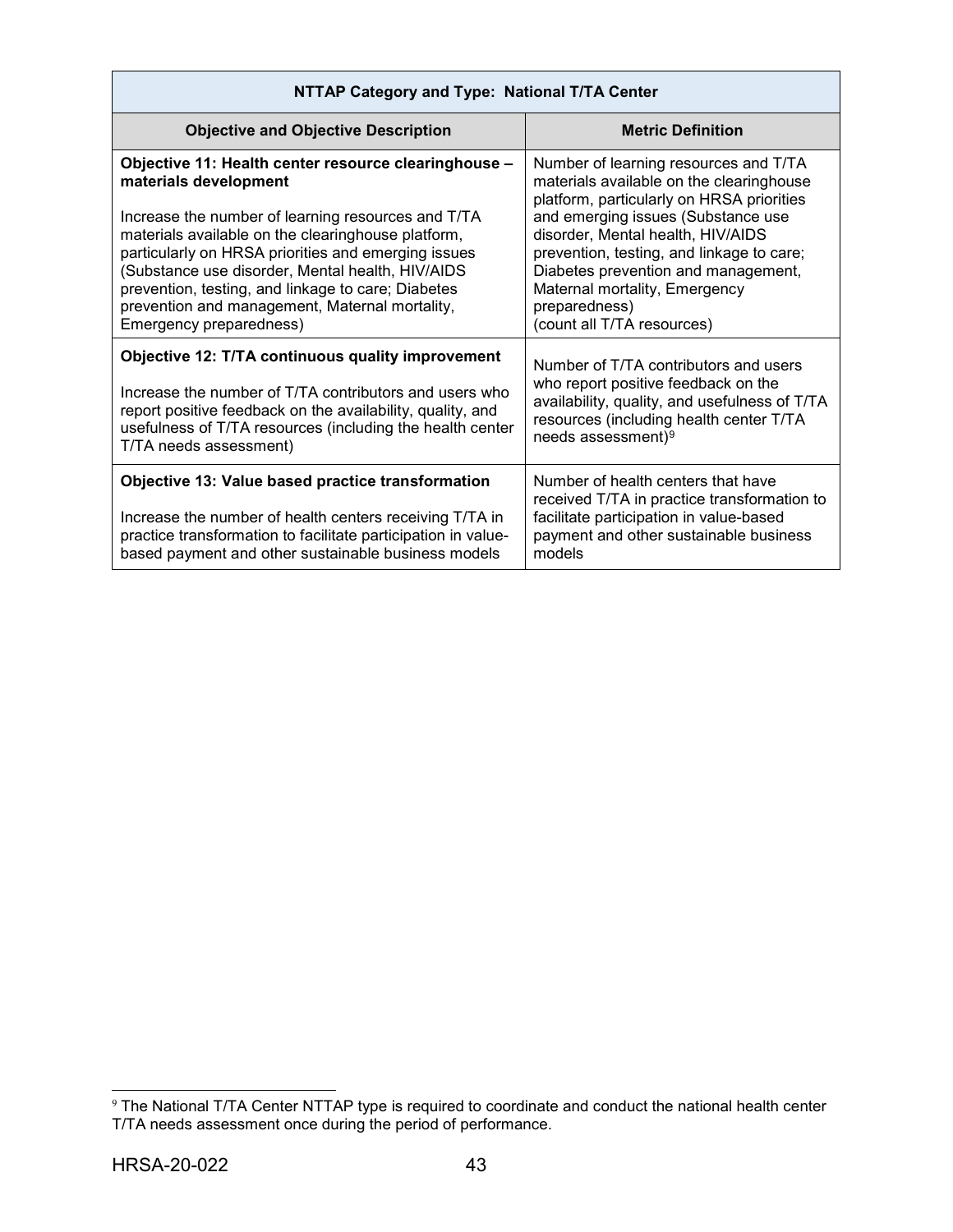| NTTAP Category and Type: National T/TA Center | |
|---|---|
| **Objective and Objective Description** | **Metric Definition** |
| **Objective 11: Health center resource clearinghouse – materials development**<br><br>Increase the number of learning resources and T/TA materials available on the clearinghouse platform, particularly on HRSA priorities and emerging issues (Substance use disorder, Mental health, HIV/AIDS prevention, testing, and linkage to care; Diabetes prevention and management, Maternal mortality, Emergency preparedness) | Number of learning resources and T/TA materials available on the clearinghouse platform, particularly on HRSA priorities and emerging issues (Substance use disorder, Mental health, HIV/AIDS prevention, testing, and linkage to care; Diabetes prevention and management, Maternal mortality, Emergency preparedness)<br>(count all T/TA resources) |
| **Objective 12: T/TA continuous quality improvement**<br><br>Increase the number of T/TA contributors and users who report positive feedback on the availability, quality, and usefulness of T/TA resources (including the health center T/TA needs assessment) | Number of T/TA contributors and users who report positive feedback on the availability, quality, and usefulness of T/TA resources (including health center T/TA needs assessment)[9] |
| **Objective 13: Value based practice transformation**<br><br>Increase the number of health centers receiving T/TA in practice transformation to facilitate participation in value-based payment and other sustainable business models | Number of health centers that have received T/TA in practice transformation to facilitate participation in value-based payment and other sustainable business models |

[9] The National T/TA Center NTTAP type is required to coordinate and conduct the national health center T/TA needs assessment once during the period of performance.